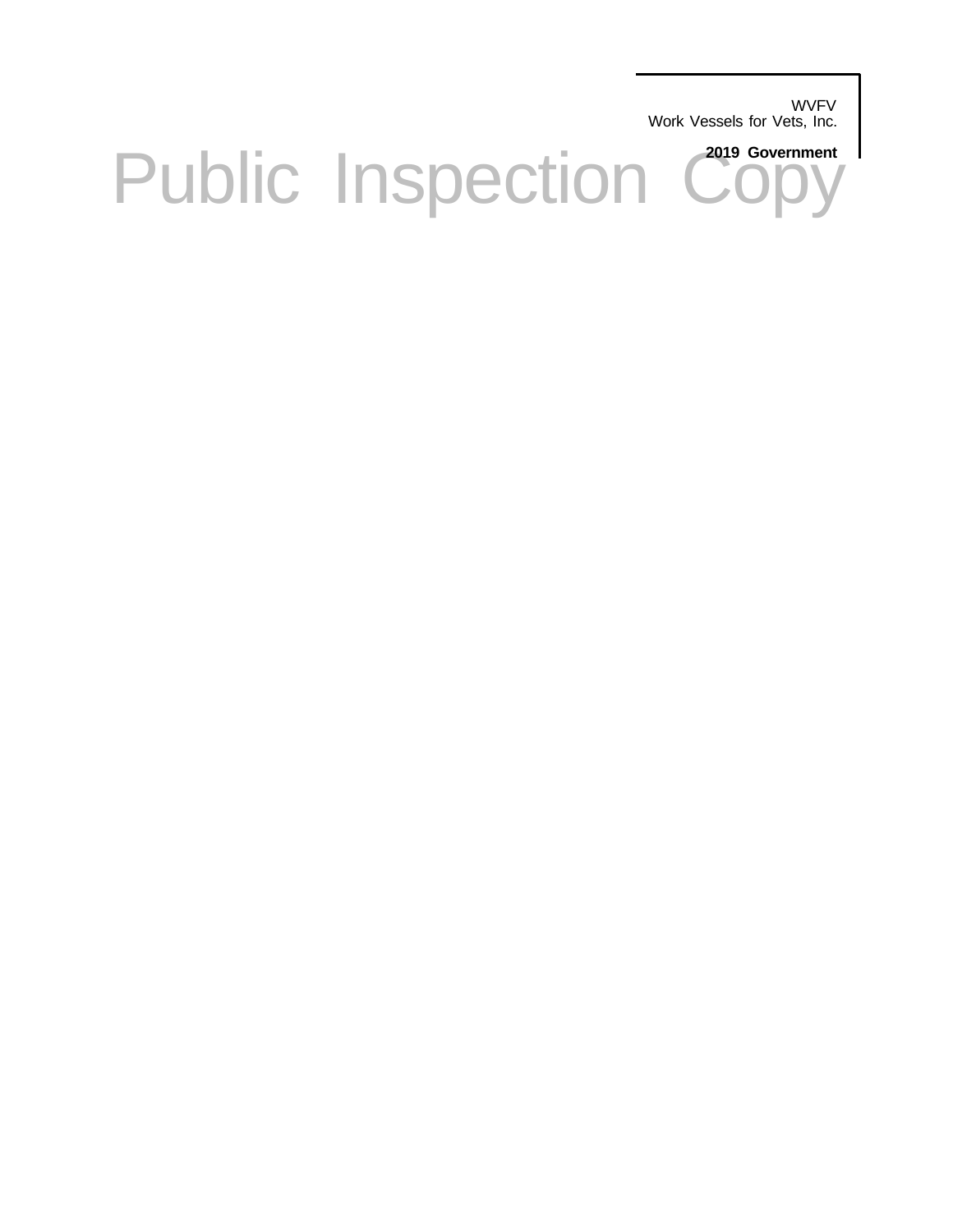WVFV
Work Vessels for Vets, Inc.

**2019 Government**

Public Inspection Copy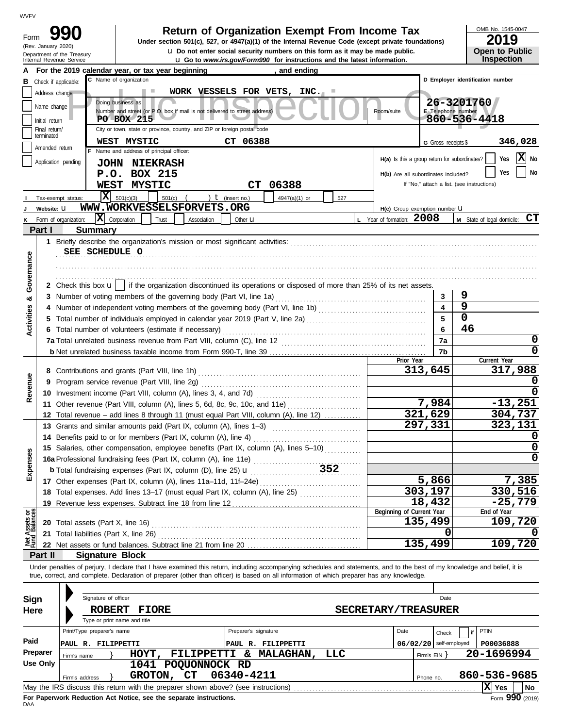WVFV

# Form 990

(Rev. January 2020)
Department of the Treasury
Internal Revenue Service

## Return of Organization Exempt From Income Tax

**Under section 501(c), 527, or 4947(a)(1) of the Internal Revenue Code (except private foundations)**

u Do not enter social security numbers on this form as it may be made public.

u Go to *www.irs.gov/Form990* for instructions and the latest information.

OMB No. 1545-0047

**2019**

**Open to Public Inspection**

Public Inspection Copy

**A** For the 2019 calendar year, or tax year beginning , and ending

**B** Check if applicable:
- Address change
- Name change
- Initial return
- Final return/terminated
- Amended return
- Application pending

**C** Name of organization: WORK VESSELS FOR VETS, INC.

Doing business as

Number and street (or P.O. box if mail is not delivered to street address): PO BOX 215 | Room/suite

City or town, state or province, country, and ZIP or foreign postal code: WEST MYSTIC CT 06388

**D** Employer identification number: 26-3201760

**E** Telephone number: 860-536-4418

**G** Gross receipts $ 346,028

**F** Name and address of principal officer:
JOHN NIEKRASH
P.O. BOX 215
WEST MYSTIC CT 06388

**H(a)** Is this a group return for subordinates? Yes [ ] No [X]

**H(b)** Are all subordinates included? Yes [ ] No [ ]
If "No," attach a list. (see instructions)

**I** Tax-exempt status: [X] 501(c)(3) [ ] 501(c) ( ) t (insert no.) [ ] 4947(a)(1) or [ ] 527

**J** Website: u WWW.WORKVESSELSFORVETS.ORG

**H(c)** Group exemption number u

**K** Form of organization: [X] Corporation [ ] Trust [ ] Association [ ] Other u

**L** Year of formation: 2008

**M** State of legal domicile: CT

## Part I Summary

**Activities & Governance**

1 Briefly describe the organization's mission or most significant activities:
SEE SCHEDULE O

2 Check this box u [ ] if the organization discontinued its operations or disposed of more than 25% of its net assets.

| | | | |
|---|---|---|---|
| 3 | Number of voting members of the governing body (Part VI, line 1a) | 3 | 9 |
| 4 | Number of independent voting members of the governing body (Part VI, line 1b) | 4 | 9 |
| 5 | Total number of individuals employed in calendar year 2019 (Part V, line 2a) | 5 | 0 |
| 6 | Total number of volunteers (estimate if necessary) | 6 | 46 |
| 7a | Total unrelated business revenue from Part VIII, column (C), line 12 | 7a | 0 |
| b | Net unrelated business taxable income from Form 990-T, line 39 | 7b | 0 |

| | | | Prior Year | Current Year |
|---|---|---|---|---|
| **Revenue** | 8 | Contributions and grants (Part VIII, line 1h) | 313,645 | 317,988 |
| | 9 | Program service revenue (Part VIII, line 2g) | | 0 |
| | 10 | Investment income (Part VIII, column (A), lines 3, 4, and 7d) | | 0 |
| | 11 | Other revenue (Part VIII, column (A), lines 5, 6d, 8c, 9c, 10c, and 11e) | 7,984 | -13,251 |
| | 12 | Total revenue – add lines 8 through 11 (must equal Part VIII, column (A), line 12) | 321,629 | 304,737 |
| **Expenses** | 13 | Grants and similar amounts paid (Part IX, column (A), lines 1–3) | 297,331 | 323,131 |
| | 14 | Benefits paid to or for members (Part IX, column (A), line 4) | | 0 |
| | 15 | Salaries, other compensation, employee benefits (Part IX, column (A), lines 5–10) | | 0 |
| | 16a | Professional fundraising fees (Part IX, column (A), line 11e) | | 0 |
| | b | Total fundraising expenses (Part IX, column (D), line 25) u 352 | | |
| | 17 | Other expenses (Part IX, column (A), lines 11a–11d, 11f–24e) | 5,866 | 7,385 |
| | 18 | Total expenses. Add lines 13–17 (must equal Part IX, column (A), line 25) | 303,197 | 330,516 |
| | 19 | Revenue less expenses. Subtract line 18 from line 12 | 18,432 | -25,779 |

| | | | Beginning of Current Year | End of Year |
|---|---|---|---|---|
| **Net Assets or Fund Balances** | 20 | Total assets (Part X, line 16) | 135,499 | 109,720 |
| | 21 | Total liabilities (Part X, line 26) | 0 | 0 |
| | 22 | Net assets or fund balances. Subtract line 21 from line 20 | 135,499 | 109,720 |

## Part II Signature Block

Under penalties of perjury, I declare that I have examined this return, including accompanying schedules and statements, and to the best of my knowledge and belief, it is true, correct, and complete. Declaration of preparer (other than officer) is based on all information of which preparer has any knowledge.

**Sign Here**

Signature of officer | Date

ROBERT FIORE SECRETARY/TREASURER
Type or print name and title

**Paid Preparer Use Only**

| Print/Type preparer's name | Preparer's signature | Date | Check [ ] if self-employed | PTIN |
|---|---|---|---|---|
| PAUL R. FILIPPETTI | PAUL R. FILIPPETTI | 06/02/20 | | P00036888 |

Firm's name } HOYT, FILIPPETTI & MALAGHAN, LLC | Firm's EIN } 20-1696994

Firm's address } 1041 POQUONNOCK RD, GROTON, CT 06340-4211 | Phone no. 860-536-9685

May the IRS discuss this return with the preparer shown above? (see instructions) [X] Yes [ ] No

**For Paperwork Reduction Act Notice, see the separate instructions.**

Form **990** (2019)

DAA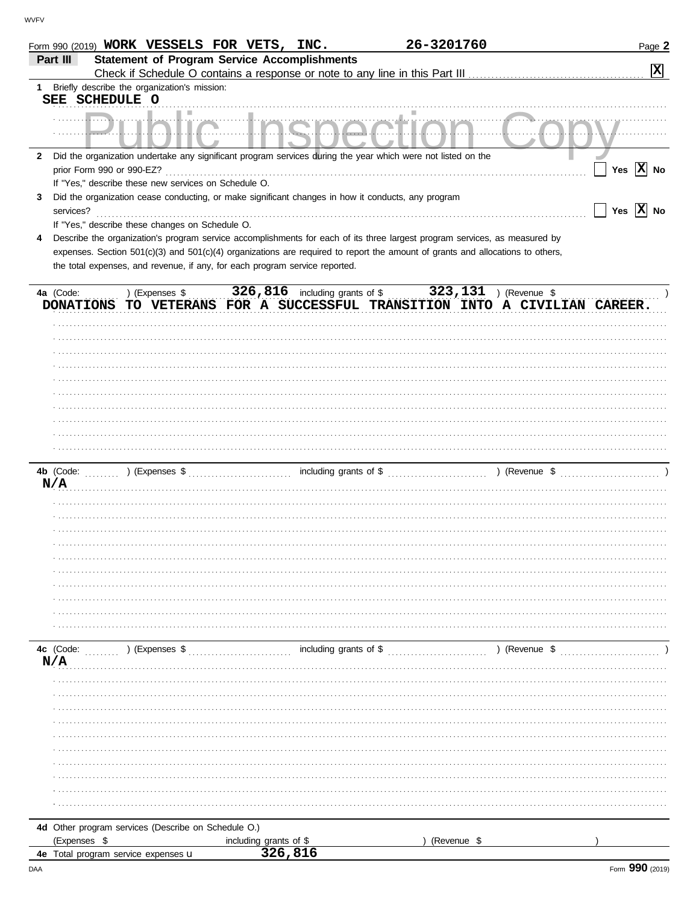Form 990 (2019) **WORK VESSELS FOR VETS, INC.** **26-3201760** Page **2**

## Part III Statement of Program Service Accomplishments

Check if Schedule O contains a response or note to any line in this Part III ..... [X]

**1** Briefly describe the organization's mission:

SEE SCHEDULE O

**2** Did the organization undertake any significant program services during the year which were not listed on the prior Form 990 or 990-EZ? ..... [ ] Yes [X] No

If "Yes," describe these new services on Schedule O.

**3** Did the organization cease conducting, or make significant changes in how it conducts, any program services? ..... [ ] Yes [X] No

If "Yes," describe these changes on Schedule O.

**4** Describe the organization's program service accomplishments for each of its three largest program services, as measured by expenses. Section 501(c)(3) and 501(c)(4) organizations are required to report the amount of grants and allocations to others, the total expenses, and revenue, if any, for each program service reported.

**4a** (Code: ) (Expenses $ 326,816 including grants of $ 323,131 ) (Revenue $ )

DONATIONS TO VETERANS FOR A SUCCESSFUL TRANSITION INTO A CIVILIAN CAREER.

**4b** (Code: ) (Expenses $ including grants of $ ) (Revenue $ )

N/A

**4c** (Code: ) (Expenses $ including grants of $ ) (Revenue $ )

N/A

**4d** Other program services (Describe on Schedule O.)

(Expenses $ including grants of $ ) (Revenue $ )

**4e** Total program service expenses u 326,816

DAA Form **990** (2019)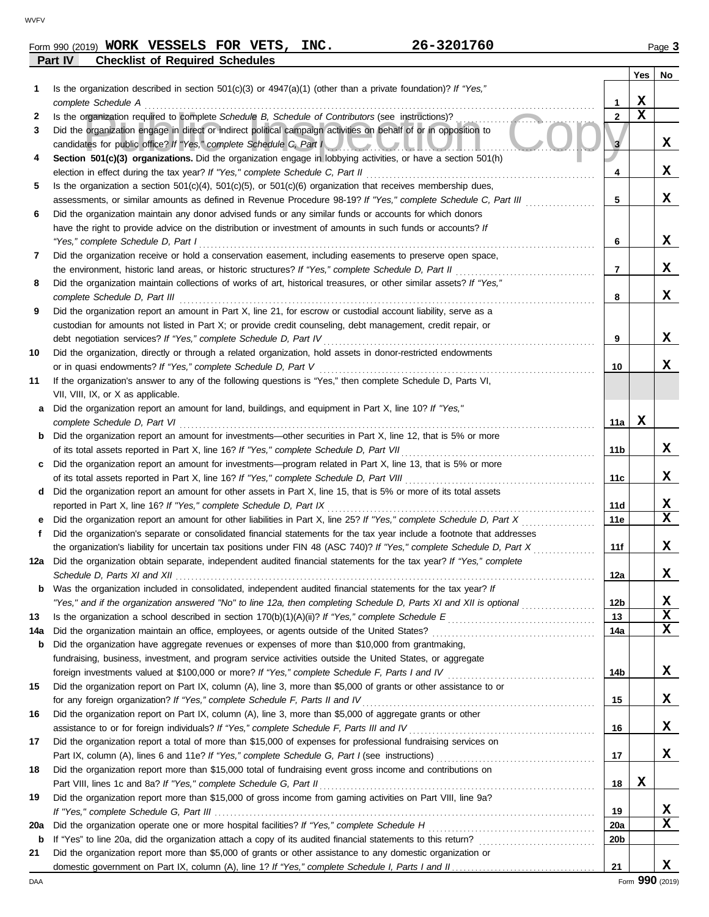WVFV

Form 990 (2019) **WORK VESSELS FOR VETS, INC.** **26-3201760** Page 3

## Part IV Checklist of Required Schedules

| | | | Yes | No |
|---|---|---|---|---|
| **1** | Is the organization described in section 501(c)(3) or 4947(a)(1) (other than a private foundation)? *If "Yes," complete Schedule A* | **1** | X | |
| **2** | Is the organization required to complete *Schedule B, Schedule of Contributors* (see instructions)? | **2** | X | |
| **3** | Did the organization engage in direct or indirect political campaign activities on behalf of or in opposition to candidates for public office? *If "Yes," complete Schedule C, Part I* | **3** | | X |
| **4** | **Section 501(c)(3) organizations.** Did the organization engage in lobbying activities, or have a section 501(h) election in effect during the tax year? *If "Yes," complete Schedule C, Part II* | **4** | | X |
| **5** | Is the organization a section 501(c)(4), 501(c)(5), or 501(c)(6) organization that receives membership dues, assessments, or similar amounts as defined in Revenue Procedure 98-19? *If "Yes," complete Schedule C, Part III* | **5** | | X |
| **6** | Did the organization maintain any donor advised funds or any similar funds or accounts for which donors have the right to provide advice on the distribution or investment of amounts in such funds or accounts? *If "Yes," complete Schedule D, Part I* | **6** | | X |
| **7** | Did the organization receive or hold a conservation easement, including easements to preserve open space, the environment, historic land areas, or historic structures? *If "Yes," complete Schedule D, Part II* | **7** | | X |
| **8** | Did the organization maintain collections of works of art, historical treasures, or other similar assets? *If "Yes," complete Schedule D, Part III* | **8** | | X |
| **9** | Did the organization report an amount in Part X, line 21, for escrow or custodial account liability, serve as a custodian for amounts not listed in Part X; or provide credit counseling, debt management, credit repair, or debt negotiation services? *If "Yes," complete Schedule D, Part IV* | **9** | | X |
| **10** | Did the organization, directly or through a related organization, hold assets in donor-restricted endowments or in quasi endowments? *If "Yes," complete Schedule D, Part V* | **10** | | X |
| **11** | If the organization's answer to any of the following questions is "Yes," then complete Schedule D, Parts VI, VII, VIII, IX, or X as applicable. | | | |
| **a** | Did the organization report an amount for land, buildings, and equipment in Part X, line 10? *If "Yes," complete Schedule D, Part VI* | **11a** | X | |
| **b** | Did the organization report an amount for investments—other securities in Part X, line 12, that is 5% or more of its total assets reported in Part X, line 16? *If "Yes," complete Schedule D, Part VII* | **11b** | | X |
| **c** | Did the organization report an amount for investments—program related in Part X, line 13, that is 5% or more of its total assets reported in Part X, line 16? *If "Yes," complete Schedule D, Part VIII* | **11c** | | X |
| **d** | Did the organization report an amount for other assets in Part X, line 15, that is 5% or more of its total assets reported in Part X, line 16? *If "Yes," complete Schedule D, Part IX* | **11d** | | X |
| **e** | Did the organization report an amount for other liabilities in Part X, line 25? *If "Yes," complete Schedule D, Part X* | **11e** | | X |
| **f** | Did the organization's separate or consolidated financial statements for the tax year include a footnote that addresses the organization's liability for uncertain tax positions under FIN 48 (ASC 740)? *If "Yes," complete Schedule D, Part X* | **11f** | | X |
| **12a** | Did the organization obtain separate, independent audited financial statements for the tax year? *If "Yes," complete Schedule D, Parts XI and XII* | **12a** | | X |
| **b** | Was the organization included in consolidated, independent audited financial statements for the tax year? *If "Yes," and if the organization answered "No" to line 12a, then completing Schedule D, Parts XI and XII is optional* | **12b** | | X |
| **13** | Is the organization a school described in section 170(b)(1)(A)(ii)? *If "Yes," complete Schedule E* | **13** | | X |
| **14a** | Did the organization maintain an office, employees, or agents outside of the United States? | **14a** | | X |
| **b** | Did the organization have aggregate revenues or expenses of more than $10,000 from grantmaking, fundraising, business, investment, and program service activities outside the United States, or aggregate foreign investments valued at $100,000 or more? *If "Yes," complete Schedule F, Parts I and IV* | **14b** | | X |
| **15** | Did the organization report on Part IX, column (A), line 3, more than $5,000 of grants or other assistance to or for any foreign organization? *If "Yes," complete Schedule F, Parts II and IV* | **15** | | X |
| **16** | Did the organization report on Part IX, column (A), line 3, more than $5,000 of aggregate grants or other assistance to or for foreign individuals? *If "Yes," complete Schedule F, Parts III and IV* | **16** | | X |
| **17** | Did the organization report a total of more than $15,000 of expenses for professional fundraising services on Part IX, column (A), lines 6 and 11e? *If "Yes," complete Schedule G, Part I* (see instructions) | **17** | | X |
| **18** | Did the organization report more than $15,000 total of fundraising event gross income and contributions on Part VIII, lines 1c and 8a? *If "Yes," complete Schedule G, Part II* | **18** | X | |
| **19** | Did the organization report more than $15,000 of gross income from gaming activities on Part VIII, line 9a? *If "Yes," complete Schedule G, Part III* | **19** | | X |
| **20a** | Did the organization operate one or more hospital facilities? *If "Yes," complete Schedule H* | **20a** | | X |
| **b** | If "Yes" to line 20a, did the organization attach a copy of its audited financial statements to this return? | **20b** | | |
| **21** | Did the organization report more than $5,000 of grants or other assistance to any domestic organization or domestic government on Part IX, column (A), line 1? *If "Yes," complete Schedule I, Parts I and II* | **21** | | X |

DAA Form **990** (2019)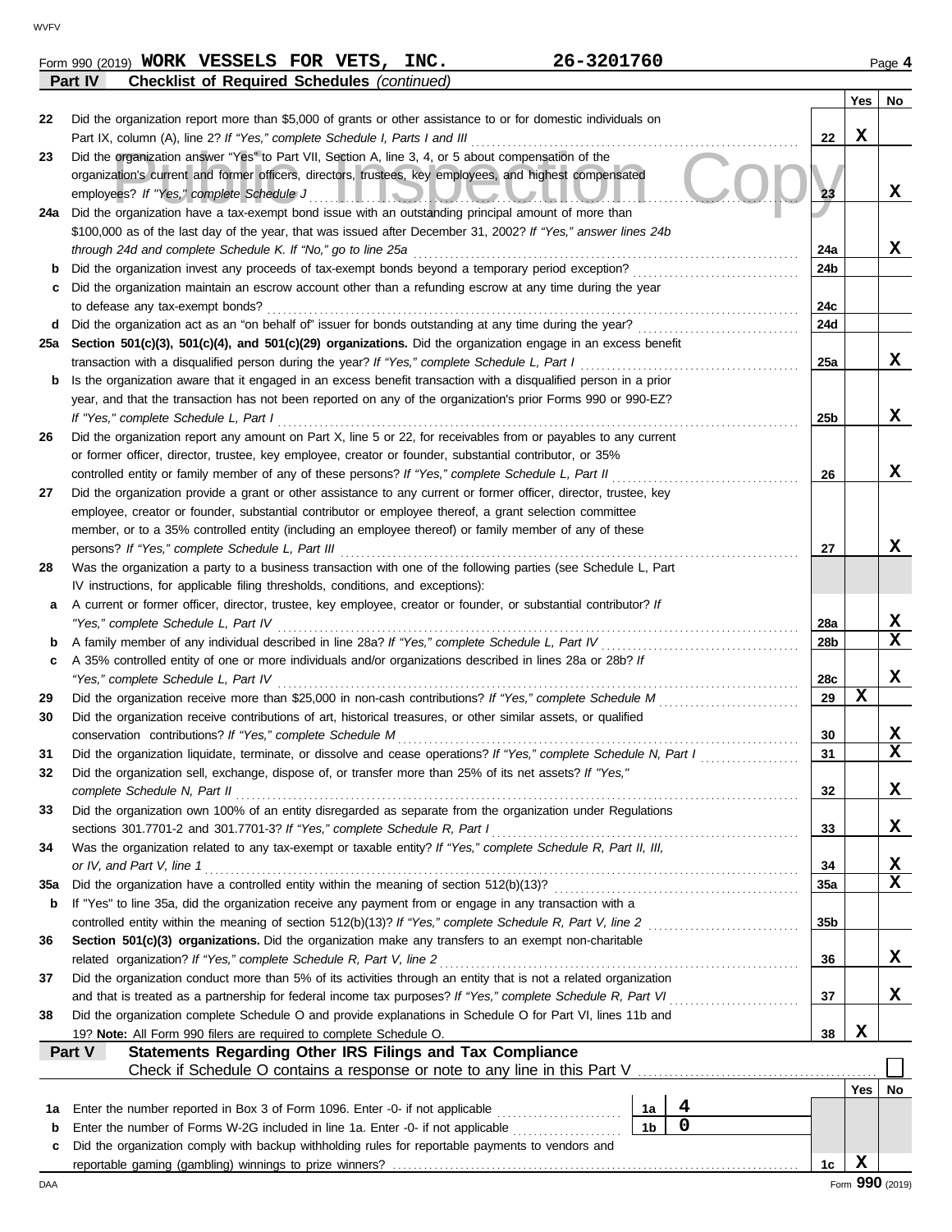Form 990 (2019) **WORK VESSELS FOR VETS, INC.** **26-3201760** Page **4**

**Part IV** **Checklist of Required Schedules** *(continued)*

| | | | Yes | No |
|---|---|---|---|---|
| **22** | Did the organization report more than $5,000 of grants or other assistance to or for domestic individuals on Part IX, column (A), line 2? *If "Yes," complete Schedule I, Parts I and III* | **22** | X | |
| **23** | Did the organization answer "Yes" to Part VII, Section A, line 3, 4, or 5 about compensation of the organization's current and former officers, directors, trustees, key employees, and highest compensated employees? *If "Yes," complete Schedule J* | **23** | | X |
| **24a** | Did the organization have a tax-exempt bond issue with an outstanding principal amount of more than $100,000 as of the last day of the year, that was issued after December 31, 2002? *If "Yes," answer lines 24b through 24d and complete Schedule K. If "No," go to line 25a* | **24a** | | X |
| **b** | Did the organization invest any proceeds of tax-exempt bonds beyond a temporary period exception? | **24b** | | |
| **c** | Did the organization maintain an escrow account other than a refunding escrow at any time during the year to defease any tax-exempt bonds? | **24c** | | |
| **d** | Did the organization act as an "on behalf of" issuer for bonds outstanding at any time during the year? | **24d** | | |
| **25a** | **Section 501(c)(3), 501(c)(4), and 501(c)(29) organizations.** Did the organization engage in an excess benefit transaction with a disqualified person during the year? *If "Yes," complete Schedule L, Part I* | **25a** | | X |
| **b** | Is the organization aware that it engaged in an excess benefit transaction with a disqualified person in a prior year, and that the transaction has not been reported on any of the organization's prior Forms 990 or 990-EZ? *If "Yes," complete Schedule L, Part I* | **25b** | | X |
| **26** | Did the organization report any amount on Part X, line 5 or 22, for receivables from or payables to any current or former officer, director, trustee, key employee, creator or founder, substantial contributor, or 35% controlled entity or family member of any of these persons? *If "Yes," complete Schedule L, Part II* | **26** | | X |
| **27** | Did the organization provide a grant or other assistance to any current or former officer, director, trustee, key employee, creator or founder, substantial contributor or employee thereof, a grant selection committee member, or to a 35% controlled entity (including an employee thereof) or family member of any of these persons? *If "Yes," complete Schedule L, Part III* | **27** | | X |
| **28** | Was the organization a party to a business transaction with one of the following parties (see Schedule L, Part IV instructions, for applicable filing thresholds, conditions, and exceptions): | | | |
| **a** | A current or former officer, director, trustee, key employee, creator or founder, or substantial contributor? *If "Yes," complete Schedule L, Part IV* | **28a** | | X |
| **b** | A family member of any individual described in line 28a? *If "Yes," complete Schedule L, Part IV* | **28b** | | X |
| **c** | A 35% controlled entity of one or more individuals and/or organizations described in lines 28a or 28b? *If "Yes," complete Schedule L, Part IV* | **28c** | | X |
| **29** | Did the organization receive more than $25,000 in non-cash contributions? *If "Yes," complete Schedule M* | **29** | X | |
| **30** | Did the organization receive contributions of art, historical treasures, or other similar assets, or qualified conservation contributions? *If "Yes," complete Schedule M* | **30** | | X |
| **31** | Did the organization liquidate, terminate, or dissolve and cease operations? *If "Yes," complete Schedule N, Part I* | **31** | | X |
| **32** | Did the organization sell, exchange, dispose of, or transfer more than 25% of its net assets? *If "Yes," complete Schedule N, Part II* | **32** | | X |
| **33** | Did the organization own 100% of an entity disregarded as separate from the organization under Regulations sections 301.7701-2 and 301.7701-3? *If "Yes," complete Schedule R, Part I* | **33** | | X |
| **34** | Was the organization related to any tax-exempt or taxable entity? *If "Yes," complete Schedule R, Part II, III, or IV, and Part V, line 1* | **34** | | X |
| **35a** | Did the organization have a controlled entity within the meaning of section 512(b)(13)? | **35a** | | X |
| **b** | If "Yes" to line 35a, did the organization receive any payment from or engage in any transaction with a controlled entity within the meaning of section 512(b)(13)? *If "Yes," complete Schedule R, Part V, line 2* | **35b** | | |
| **36** | **Section 501(c)(3) organizations.** Did the organization make any transfers to an exempt non-charitable related organization? *If "Yes," complete Schedule R, Part V, line 2* | **36** | | X |
| **37** | Did the organization conduct more than 5% of its activities through an entity that is not a related organization and that is treated as a partnership for federal income tax purposes? *If "Yes," complete Schedule R, Part VI* | **37** | | X |
| **38** | Did the organization complete Schedule O and provide explanations in Schedule O for Part VI, lines 11b and 19? **Note:** All Form 990 filers are required to complete Schedule O. | **38** | X | |

**Part V** **Statements Regarding Other IRS Filings and Tax Compliance**

Check if Schedule O contains a response or note to any line in this Part V ☐

| | | | | | Yes | No |
|---|---|---|---|---|---|---|
| **1a** | Enter the number reported in Box 3 of Form 1096. Enter -0- if not applicable | 1a | 4 | | | |
| **b** | Enter the number of Forms W-2G included in line 1a. Enter -0- if not applicable | 1b | 0 | | | |
| **c** | Did the organization comply with backup withholding rules for reportable payments to vendors and reportable gaming (gambling) winnings to prize winners? | | | **1c** | X | |

Form **990** (2019)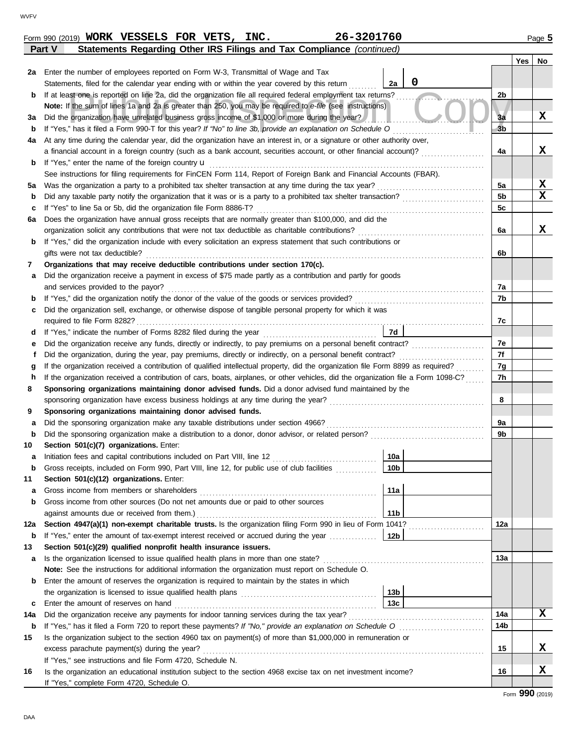Form 990 (2019) **WORK VESSELS FOR VETS, INC.** **26-3201760**

**Part V** **Statements Regarding Other IRS Filings and Tax Compliance** *(continued)*

| | | | | Line | Yes | No |
|---|---|---|---|---|---|---|
| **2a** | Enter the number of employees reported on Form W-3, Transmittal of Wage and Tax Statements, filed for the calendar year ending with or within the year covered by this return | 2a | 0 | | | |
| **b** | If at least one is reported on line 2a, did the organization file all required federal employment tax returns? | | | 2b | | |
| | **Note:** If the sum of lines 1a and 2a is greater than 250, you may be required to *e-file* (see instructions) | | | | | |
| **3a** | Did the organization have unrelated business gross income of $1,000 or more during the year? | | | 3a | | X |
| **b** | If "Yes," has it filed a Form 990-T for this year? *If "No" to line 3b, provide an explanation on Schedule O* | | | 3b | | |
| **4a** | At any time during the calendar year, did the organization have an interest in, or a signature or other authority over, a financial account in a foreign country (such as a bank account, securities account, or other financial account)? | | | 4a | | X |
| **b** | If "Yes," enter the name of the foreign country u | | | | | |
| | See instructions for filing requirements for FinCEN Form 114, Report of Foreign Bank and Financial Accounts (FBAR). | | | | | |
| **5a** | Was the organization a party to a prohibited tax shelter transaction at any time during the tax year? | | | 5a | | X |
| **b** | Did any taxable party notify the organization that it was or is a party to a prohibited tax shelter transaction? | | | 5b | | X |
| **c** | If "Yes" to line 5a or 5b, did the organization file Form 8886-T? | | | 5c | | |
| **6a** | Does the organization have annual gross receipts that are normally greater than $100,000, and did the organization solicit any contributions that were not tax deductible as charitable contributions? | | | 6a | | X |
| **b** | If "Yes," did the organization include with every solicitation an express statement that such contributions or gifts were not tax deductible? | | | 6b | | |
| **7** | **Organizations that may receive deductible contributions under section 170(c).** | | | | | |
| **a** | Did the organization receive a payment in excess of $75 made partly as a contribution and partly for goods and services provided to the payor? | | | 7a | | |
| **b** | If "Yes," did the organization notify the donor of the value of the goods or services provided? | | | 7b | | |
| **c** | Did the organization sell, exchange, or otherwise dispose of tangible personal property for which it was required to file Form 8282? | | | 7c | | |
| **d** | If "Yes," indicate the number of Forms 8282 filed during the year | 7d | | | | |
| **e** | Did the organization receive any funds, directly or indirectly, to pay premiums on a personal benefit contract? | | | 7e | | |
| **f** | Did the organization, during the year, pay premiums, directly or indirectly, on a personal benefit contract? | | | 7f | | |
| **g** | If the organization received a contribution of qualified intellectual property, did the organization file Form 8899 as required? | | | 7g | | |
| **h** | If the organization received a contribution of cars, boats, airplanes, or other vehicles, did the organization file a Form 1098-C? | | | 7h | | |
| **8** | **Sponsoring organizations maintaining donor advised funds.** Did a donor advised fund maintained by the sponsoring organization have excess business holdings at any time during the year? | | | 8 | | |
| **9** | **Sponsoring organizations maintaining donor advised funds.** | | | | | |
| **a** | Did the sponsoring organization make any taxable distributions under section 4966? | | | 9a | | |
| **b** | Did the sponsoring organization make a distribution to a donor, donor advisor, or related person? | | | 9b | | |
| **10** | **Section 501(c)(7) organizations.** Enter: | | | | | |
| **a** | Initiation fees and capital contributions included on Part VIII, line 12 | 10a | | | | |
| **b** | Gross receipts, included on Form 990, Part VIII, line 12, for public use of club facilities | 10b | | | | |
| **11** | **Section 501(c)(12) organizations.** Enter: | | | | | |
| **a** | Gross income from members or shareholders | 11a | | | | |
| **b** | Gross income from other sources (Do not net amounts due or paid to other sources against amounts due or received from them.) | 11b | | | | |
| **12a** | **Section 4947(a)(1) non-exempt charitable trusts.** Is the organization filing Form 990 in lieu of Form 1041? | | | 12a | | |
| **b** | If "Yes," enter the amount of tax-exempt interest received or accrued during the year | 12b | | | | |
| **13** | **Section 501(c)(29) qualified nonprofit health insurance issuers.** | | | | | |
| **a** | Is the organization licensed to issue qualified health plans in more than one state? | | | 13a | | |
| | **Note:** See the instructions for additional information the organization must report on Schedule O. | | | | | |
| **b** | Enter the amount of reserves the organization is required to maintain by the states in which the organization is licensed to issue qualified health plans | 13b | | | | |
| **c** | Enter the amount of reserves on hand | 13c | | | | |
| **14a** | Did the organization receive any payments for indoor tanning services during the tax year? | | | 14a | | X |
| **b** | If "Yes," has it filed a Form 720 to report these payments? *If "No," provide an explanation on Schedule O* | | | 14b | | |
| **15** | Is the organization subject to the section 4960 tax on payment(s) of more than $1,000,000 in remuneration or excess parachute payment(s) during the year? | | | 15 | | X |
| | If "Yes," see instructions and file Form 4720, Schedule N. | | | | | |
| **16** | Is the organization an educational institution subject to the section 4968 excise tax on net investment income? | | | 16 | | X |
| | If "Yes," complete Form 4720, Schedule O. | | | | | |

Form **990** (2019)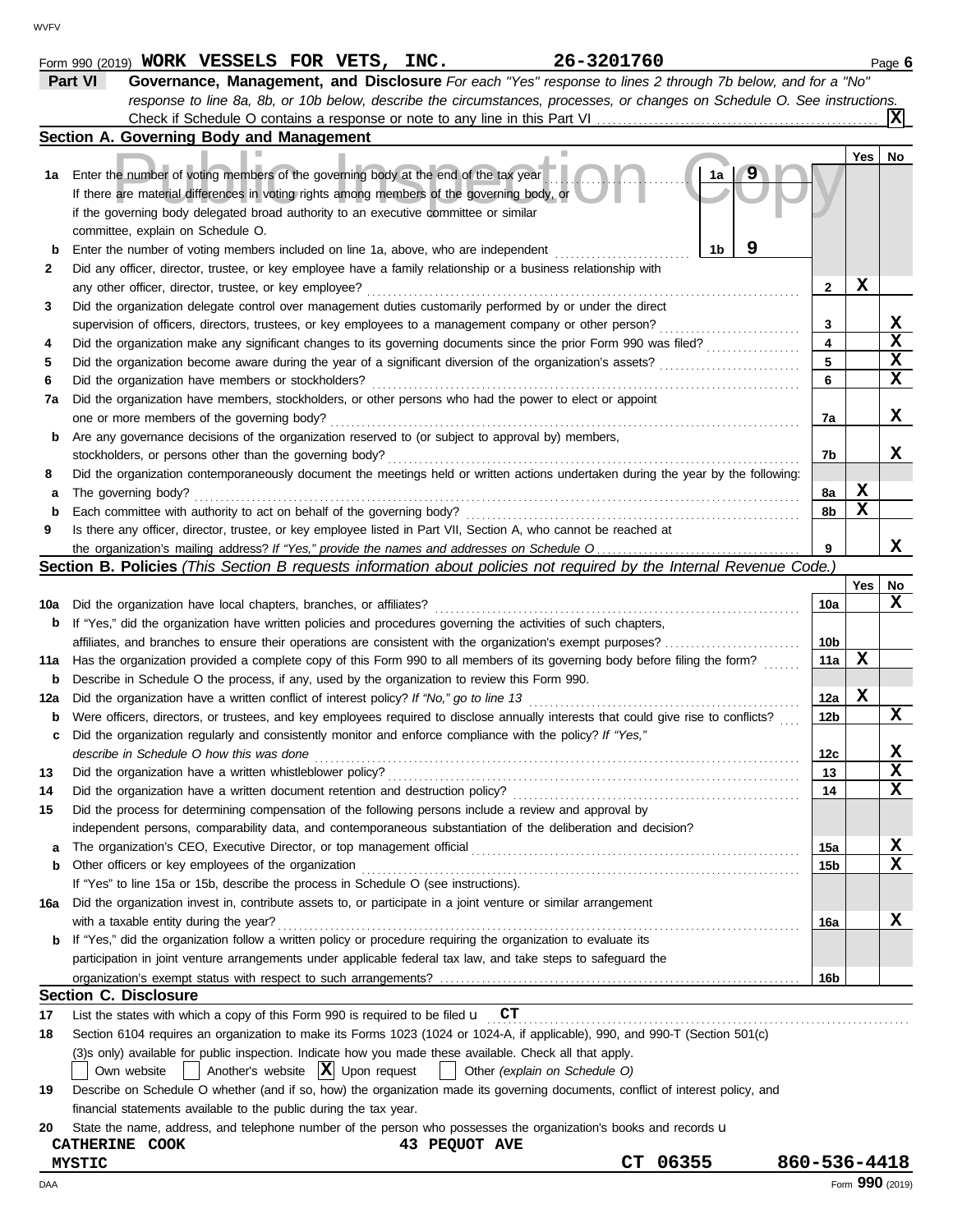Form 990 (2019) **WORK VESSELS FOR VETS, INC.** **26-3201760** Page **6**

## Part VI Governance, Management, and Disclosure

*For each "Yes" response to lines 2 through 7b below, and for a "No" response to line 8a, 8b, or 10b below, describe the circumstances, processes, or changes on Schedule O. See instructions.*

Check if Schedule O contains a response or note to any line in this Part VI ... **[X]**

### Section A. Governing Body and Management

| | | | Yes | No |
|---|---|---|---|---|
| **1a** | Enter the number of voting members of the governing body at the end of the tax year ... **1a** 9<br>If there are material differences in voting rights among members of the governing body, or if the governing body delegated broad authority to an executive committee or similar committee, explain on Schedule O. | | | |
| **b** | Enter the number of voting members included on line 1a, above, who are independent ... **1b** 9 | | | |
| **2** | Did any officer, director, trustee, or key employee have a family relationship or a business relationship with any other officer, director, trustee, or key employee? | 2 | X | |
| **3** | Did the organization delegate control over management duties customarily performed by or under the direct supervision of officers, directors, trustees, or key employees to a management company or other person? | 3 | | X |
| **4** | Did the organization make any significant changes to its governing documents since the prior Form 990 was filed? | 4 | | X |
| **5** | Did the organization become aware during the year of a significant diversion of the organization's assets? | 5 | | X |
| **6** | Did the organization have members or stockholders? | 6 | | X |
| **7a** | Did the organization have members, stockholders, or other persons who had the power to elect or appoint one or more members of the governing body? | 7a | | X |
| **b** | Are any governance decisions of the organization reserved to (or subject to approval by) members, stockholders, or persons other than the governing body? | 7b | | X |
| **8** | Did the organization contemporaneously document the meetings held or written actions undertaken during the year by the following: | | | |
| **a** | The governing body? | 8a | X | |
| **b** | Each committee with authority to act on behalf of the governing body? | 8b | X | |
| **9** | Is there any officer, director, trustee, or key employee listed in Part VII, Section A, who cannot be reached at the organization's mailing address? *If "Yes," provide the names and addresses on Schedule O* | 9 | | X |

### Section B. Policies *(This Section B requests information about policies not required by the Internal Revenue Code.)*

| | | | Yes | No |
|---|---|---|---|---|
| **10a** | Did the organization have local chapters, branches, or affiliates? | 10a | | X |
| **b** | If "Yes," did the organization have written policies and procedures governing the activities of such chapters, affiliates, and branches to ensure their operations are consistent with the organization's exempt purposes? | 10b | | |
| **11a** | Has the organization provided a complete copy of this Form 990 to all members of its governing body before filing the form? | 11a | X | |
| **b** | Describe in Schedule O the process, if any, used by the organization to review this Form 990. | | | |
| **12a** | Did the organization have a written conflict of interest policy? *If "No," go to line 13* | 12a | X | |
| **b** | Were officers, directors, or trustees, and key employees required to disclose annually interests that could give rise to conflicts? | 12b | | X |
| **c** | Did the organization regularly and consistently monitor and enforce compliance with the policy? *If "Yes," describe in Schedule O how this was done* | 12c | | X |
| **13** | Did the organization have a written whistleblower policy? | 13 | | X |
| **14** | Did the organization have a written document retention and destruction policy? | 14 | | X |
| **15** | Did the process for determining compensation of the following persons include a review and approval by independent persons, comparability data, and contemporaneous substantiation of the deliberation and decision? | | | |
| **a** | The organization's CEO, Executive Director, or top management official | 15a | | X |
| **b** | Other officers or key employees of the organization<br>If "Yes" to line 15a or 15b, describe the process in Schedule O (see instructions). | 15b | | X |
| **16a** | Did the organization invest in, contribute assets to, or participate in a joint venture or similar arrangement with a taxable entity during the year? | 16a | | X |
| **b** | If "Yes," did the organization follow a written policy or procedure requiring the organization to evaluate its participation in joint venture arrangements under applicable federal tax law, and take steps to safeguard the organization's exempt status with respect to such arrangements? | 16b | | |

### Section C. Disclosure

**17** List the states with which a copy of this Form 990 is required to be filed u **CT**

**18** Section 6104 requires an organization to make its Forms 1023 (1024 or 1024-A, if applicable), 990, and 990-T (Section 501(c)(3)s only) available for public inspection. Indicate how you made these available. Check all that apply.

[ ] Own website [ ] Another's website [X] Upon request [ ] Other *(explain on Schedule O)*

**19** Describe on Schedule O whether (and if so, how) the organization made its governing documents, conflict of interest policy, and financial statements available to the public during the tax year.

**20** State the name, address, and telephone number of the person who possesses the organization's books and records u

**CATHERINE COOK** **43 PEQUOT AVE**
**MYSTIC** **CT 06355** **860-536-4418**

Form **990** (2019)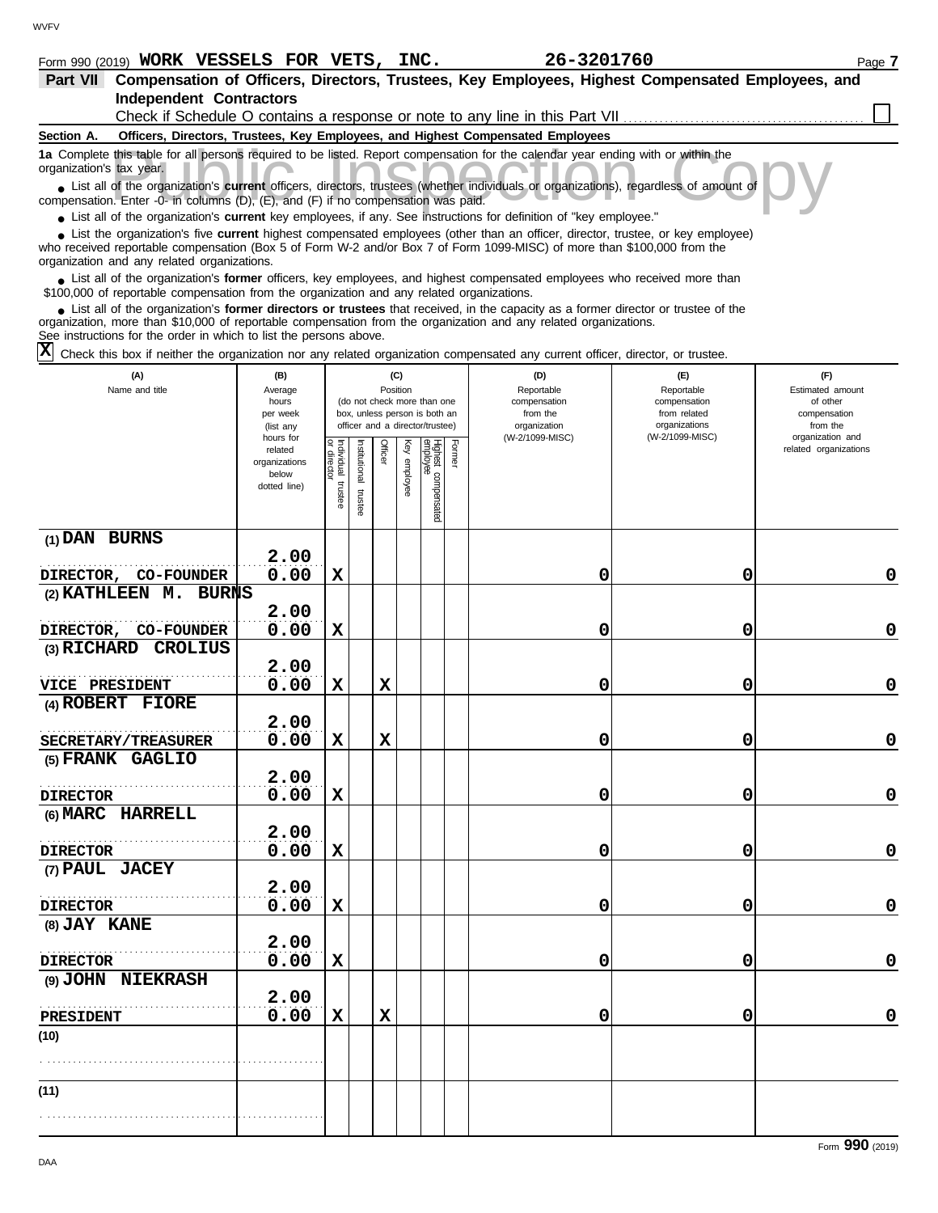Form 990 (2019) **WORK VESSELS FOR VETS, INC.** **26-3201760** Page **7**

## Part VII Compensation of Officers, Directors, Trustees, Key Employees, Highest Compensated Employees, and Independent Contractors

Check if Schedule O contains a response or note to any line in this Part VII ☐

### Section A. Officers, Directors, Trustees, Key Employees, and Highest Compensated Employees

**1a** Complete this table for all persons required to be listed. Report compensation for the calendar year ending with or within the organization's tax year.

- List all of the organization's **current** officers, directors, trustees (whether individuals or organizations), regardless of amount of compensation. Enter -0- in columns (D), (E), and (F) if no compensation was paid.
- List all of the organization's **current** key employees, if any. See instructions for definition of "key employee."
- List the organization's five **current** highest compensated employees (other than an officer, director, trustee, or key employee) who received reportable compensation (Box 5 of Form W-2 and/or Box 7 of Form 1099-MISC) of more than $100,000 from the organization and any related organizations.
- List all of the organization's **former** officers, key employees, and highest compensated employees who received more than $100,000 of reportable compensation from the organization and any related organizations.
- List all of the organization's **former directors or trustees** that received, in the capacity as a former director or trustee of the organization, more than $10,000 of reportable compensation from the organization and any related organizations.

See instructions for the order in which to list the persons above.

☒ Check this box if neither the organization nor any related organization compensated any current officer, director, or trustee.

| (A) Name and title | (B) Average hours per week (list any hours for related organizations below dotted line) | (C) Position: Individual trustee or director | Institutional trustee | Officer | Key employee | Highest compensated employee | Former | (D) Reportable compensation from the organization (W-2/1099-MISC) | (E) Reportable compensation from related organizations (W-2/1099-MISC) | (F) Estimated amount of other compensation from the organization and related organizations |
|---|---|---|---|---|---|---|---|---|---|---|
| (1) DAN BURNS<br>DIRECTOR, CO-FOUNDER | 2.00<br>0.00 | X | | | | | | 0 | 0 | 0 |
| (2) KATHLEEN M. BURNS<br>DIRECTOR, CO-FOUNDER | 2.00<br>0.00 | X | | | | | | 0 | 0 | 0 |
| (3) RICHARD CROLIUS<br>VICE PRESIDENT | 2.00<br>0.00 | X | | X | | | | 0 | 0 | 0 |
| (4) ROBERT FIORE<br>SECRETARY/TREASURER | 2.00<br>0.00 | X | | X | | | | 0 | 0 | 0 |
| (5) FRANK GAGLIO<br>DIRECTOR | 2.00<br>0.00 | X | | | | | | 0 | 0 | 0 |
| (6) MARC HARRELL<br>DIRECTOR | 2.00<br>0.00 | X | | | | | | 0 | 0 | 0 |
| (7) PAUL JACEY<br>DIRECTOR | 2.00<br>0.00 | X | | | | | | 0 | 0 | 0 |
| (8) JAY KANE<br>DIRECTOR | 2.00<br>0.00 | X | | | | | | 0 | 0 | 0 |
| (9) JOHN NIEKRASH<br>PRESIDENT | 2.00<br>0.00 | X | | X | | | | 0 | 0 | 0 |
| (10) | | | | | | | | | | |
| (11) | | | | | | | | | | |

Form **990** (2019)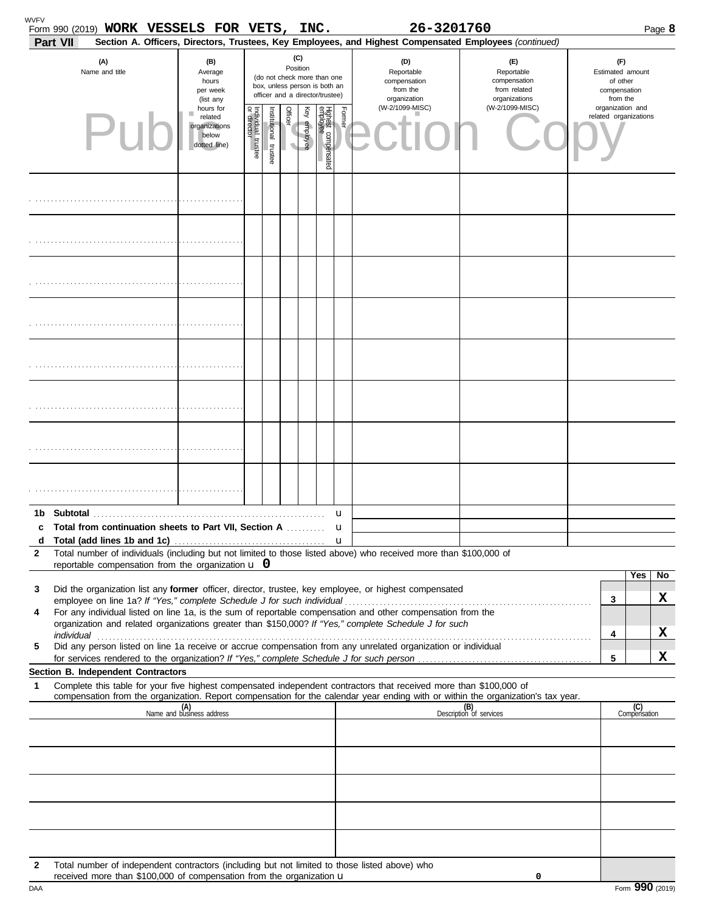WVFV

Form 990 (2019) **WORK VESSELS FOR VETS, INC.** **26-3201760** Page **8**

**Part VII** **Section A. Officers, Directors, Trustees, Key Employees, and Highest Compensated Employees** *(continued)*

Public Inspection Copy

| (A) Name and title | (B) Average hours per week (list any hours for related organizations below dotted line) | (C) Position (do not check more than one box, unless person is both an officer and a director/trustee) Individual trustee or director | Institutional trustee | Officer | Key employee | Highest compensated employee | Former | (D) Reportable compensation from the organization (W-2/1099-MISC) | (E) Reportable compensation from related organizations (W-2/1099-MISC) | (F) Estimated amount of other compensation from the organization and related organizations |
|---|---|---|---|---|---|---|---|---|---|---|
| | | | | | | | | | | |
| | | | | | | | | | | |
| | | | | | | | | | | |
| | | | | | | | | | | |
| | | | | | | | | | | |
| | | | | | | | | | | |
| | | | | | | | | | | |
| | | | | | | | | | | |

**1b Subtotal** ▶

**c Total from continuation sheets to Part VII, Section A** ▶

**d Total (add lines 1b and 1c)** ▶

**2** Total number of individuals (including but not limited to those listed above) who received more than $100,000 of reportable compensation from the organization ▶ **0**

| | | Yes | No |
|---|---|---|---|
| **3** Did the organization list any **former** officer, director, trustee, key employee, or highest compensated employee on line 1a? *If "Yes," complete Schedule J for such individual* | 3 | | X |
| **4** For any individual listed on line 1a, is the sum of reportable compensation and other compensation from the organization and related organizations greater than $150,000? *If "Yes," complete Schedule J for such individual* | 4 | | X |
| **5** Did any person listed on line 1a receive or accrue compensation from any unrelated organization or individual for services rendered to the organization? *If "Yes," complete Schedule J for such person* | 5 | | X |

**Section B. Independent Contractors**

**1** Complete this table for your five highest compensated independent contractors that received more than $100,000 of compensation from the organization. Report compensation for the calendar year ending with or within the organization's tax year.

| (A) Name and business address | (B) Description of services | (C) Compensation |
|---|---|---|
| | | |
| | | |
| | | |
| | | |
| | | |

**2** Total number of independent contractors (including but not limited to those listed above) who received more than $100,000 of compensation from the organization ▶ **0**

DAA Form **990** (2019)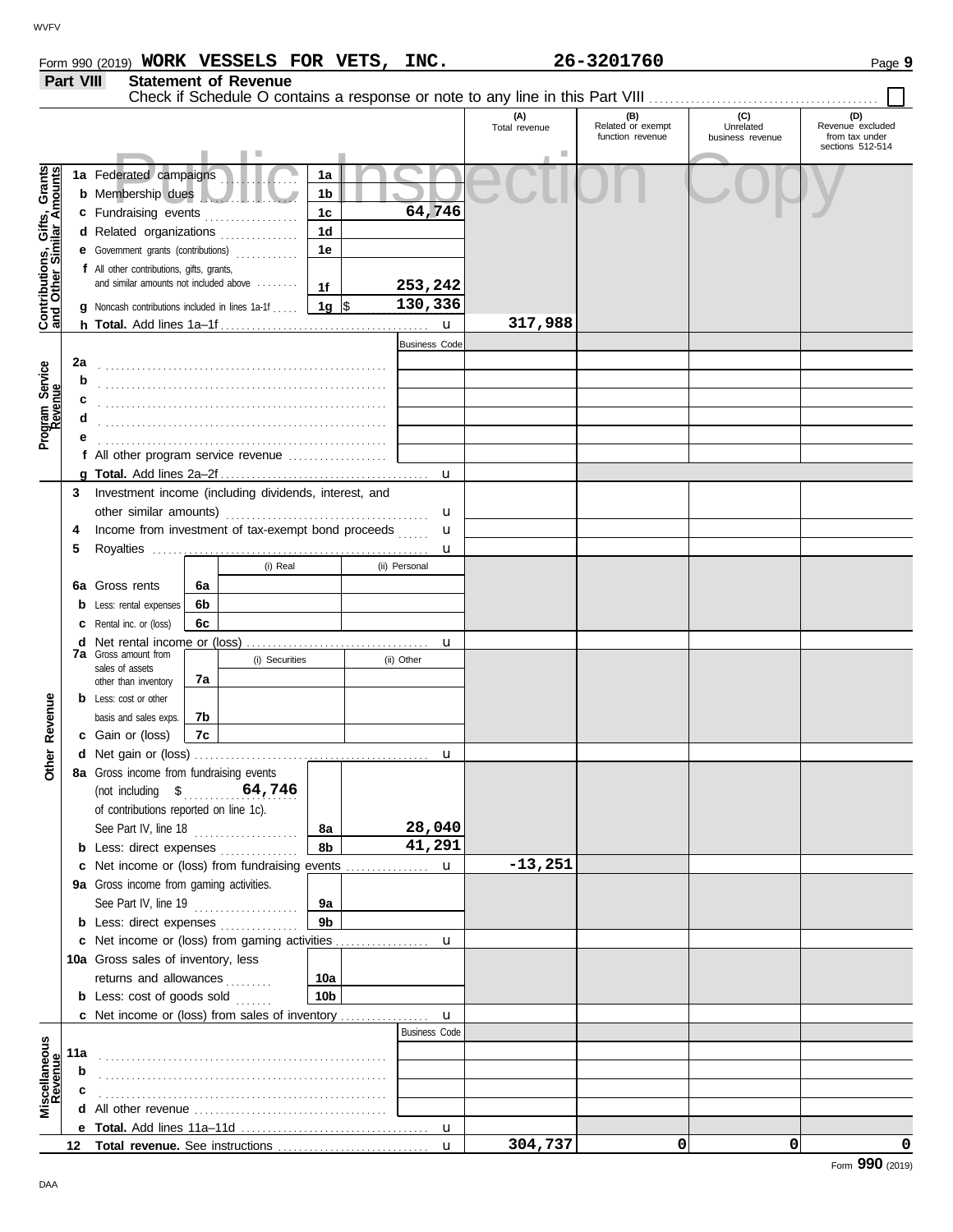Form 990 (2019) **WORK VESSELS FOR VETS, INC.** **26-3201760** Page **9**

## Part VIII Statement of Revenue

Check if Schedule O contains a response or note to any line in this Part VIII ☐

Public Inspection Copy

| | | | | (A) Total revenue | (B) Related or exempt function revenue | (C) Unrelated business revenue | (D) Revenue excluded from tax under sections 512-514 |
|---|---|---|---|---|---|---|---|
| **Contributions, Gifts, Grants and Other Similar Amounts** | 1a Federated campaigns | 1a | | | | | |
| | b Membership dues | 1b | | | | | |
| | c Fundraising events | 1c | 64,746 | | | | |
| | d Related organizations | 1d | | | | | |
| | e Government grants (contributions) | 1e | | | | | |
| | f All other contributions, gifts, grants, and similar amounts not included above | 1f | 253,242 | | | | |
| | g Noncash contributions included in lines 1a-1f | 1g | $ 130,336 | | | | |
| | h **Total.** Add lines 1a–1f | | | 317,988 | | | |
| **Program Service Revenue** | | | Business Code | | | | |
| | 2a | | | | | | |
| | b | | | | | | |
| | c | | | | | | |
| | d | | | | | | |
| | e | | | | | | |
| | f All other program service revenue | | | | | | |
| | g **Total.** Add lines 2a–2f | | | | | | |
| **Other Revenue** | 3 Investment income (including dividends, interest, and other similar amounts) | | | | | | |
| | 4 Income from investment of tax-exempt bond proceeds | | | | | | |
| | 5 Royalties | | | | | | |
| | | (i) Real | (ii) Personal | | | | |
| | 6a Gross rents | 6a | | | | | |
| | b Less: rental expenses | 6b | | | | | |
| | c Rental inc. or (loss) | 6c | | | | | |
| | d Net rental income or (loss) | | | | | | |
| | | (i) Securities | (ii) Other | | | | |
| | 7a Gross amount from sales of assets other than inventory | 7a | | | | | |
| | b Less: cost or other basis and sales exps. | 7b | | | | | |
| | c Gain or (loss) | 7c | | | | | |
| | d Net gain or (loss) | | | | | | |
| | 8a Gross income from fundraising events (not including $ 64,746 of contributions reported on line 1c). See Part IV, line 18 | 8a | 28,040 | | | | |
| | b Less: direct expenses | 8b | 41,291 | | | | |
| | c Net income or (loss) from fundraising events | | | -13,251 | | | |
| | 9a Gross income from gaming activities. See Part IV, line 19 | 9a | | | | | |
| | b Less: direct expenses | 9b | | | | | |
| | c Net income or (loss) from gaming activities | | | | | | |
| | 10a Gross sales of inventory, less returns and allowances | 10a | | | | | |
| | b Less: cost of goods sold | 10b | | | | | |
| | c Net income or (loss) from sales of inventory | | | | | | |
| **Miscellaneous Revenue** | | | Business Code | | | | |
| | 11a | | | | | | |
| | b | | | | | | |
| | c | | | | | | |
| | d All other revenue | | | | | | |
| | e **Total.** Add lines 11a–11d | | | | | | |
| | 12 **Total revenue.** See instructions | | | 304,737 | 0 | 0 | 0 |

Form **990** (2019)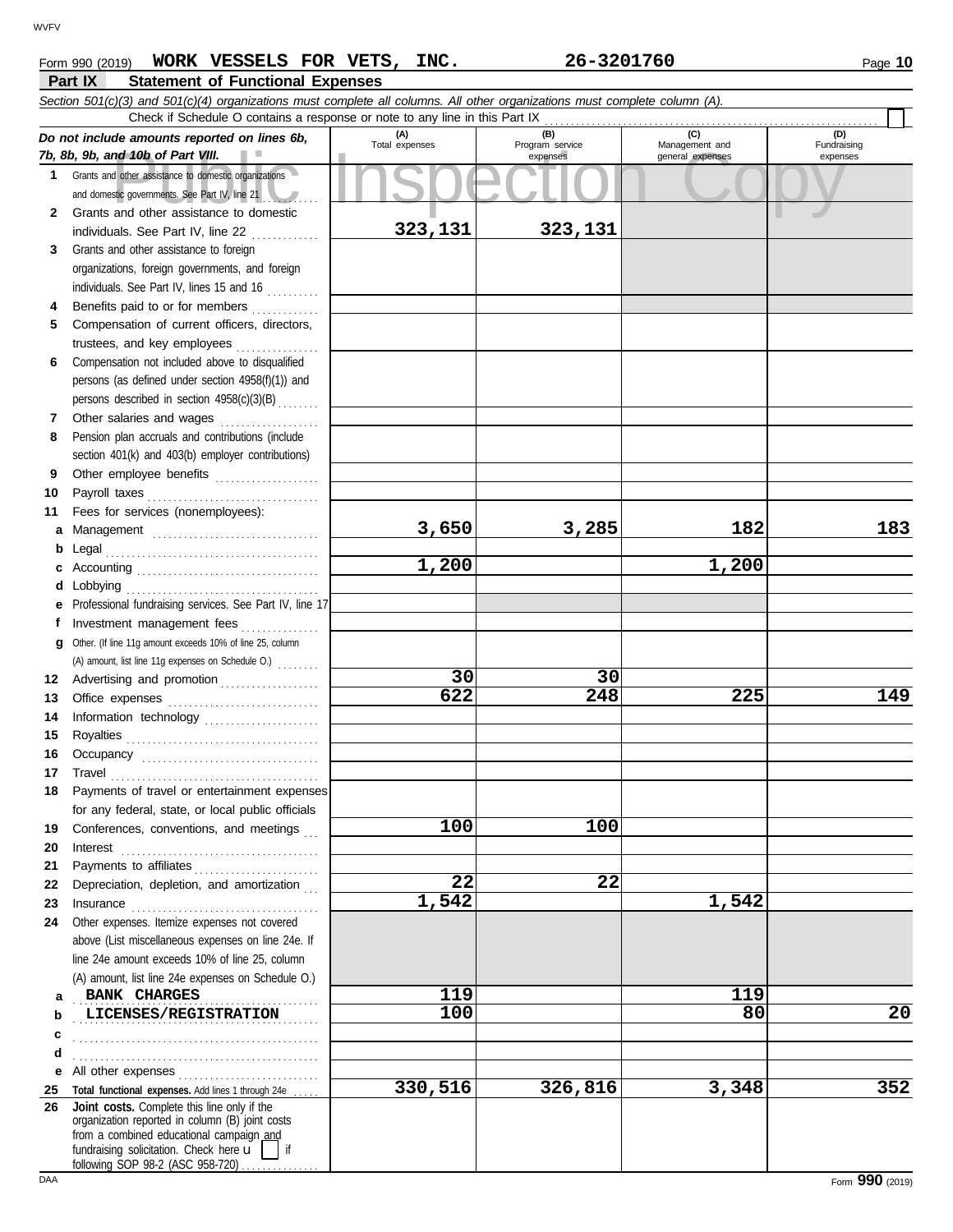Form 990 (2019) **WORK VESSELS FOR VETS, INC.** **26-3201760** Page **10**

## Part IX Statement of Functional Expenses

*Section 501(c)(3) and 501(c)(4) organizations must complete all columns. All other organizations must complete column (A).*

Check if Schedule O contains a response or note to any line in this Part IX . . . . . . . . . . . . . . . . . . . . ☐

| *Do not include amounts reported on lines 6b, 7b, 8b, 9b, and 10b of Part VIII.* | (A) Total expenses | (B) Program service expenses | (C) Management and general expenses | (D) Fundraising expenses |
|---|---|---|---|---|
| **1** Grants and other assistance to domestic organizations and domestic governments. See Part IV, line 21 | | | | |
| **2** Grants and other assistance to domestic individuals. See Part IV, line 22 | 323,131 | 323,131 | | |
| **3** Grants and other assistance to foreign organizations, foreign governments, and foreign individuals. See Part IV, lines 15 and 16 | | | | |
| **4** Benefits paid to or for members | | | | |
| **5** Compensation of current officers, directors, trustees, and key employees | | | | |
| **6** Compensation not included above to disqualified persons (as defined under section 4958(f)(1)) and persons described in section 4958(c)(3)(B) | | | | |
| **7** Other salaries and wages | | | | |
| **8** Pension plan accruals and contributions (include section 401(k) and 403(b) employer contributions) | | | | |
| **9** Other employee benefits | | | | |
| **10** Payroll taxes | | | | |
| **11** Fees for services (nonemployees): | | | | |
| **a** Management | 3,650 | 3,285 | 182 | 183 |
| **b** Legal | | | | |
| **c** Accounting | 1,200 | | 1,200 | |
| **d** Lobbying | | | | |
| **e** Professional fundraising services. See Part IV, line 17 | | | | |
| **f** Investment management fees | | | | |
| **g** Other. (If line 11g amount exceeds 10% of line 25, column (A) amount, list line 11g expenses on Schedule O.) | | | | |
| **12** Advertising and promotion | 30 | 30 | | |
| **13** Office expenses | 622 | 248 | 225 | 149 |
| **14** Information technology | | | | |
| **15** Royalties | | | | |
| **16** Occupancy | | | | |
| **17** Travel | | | | |
| **18** Payments of travel or entertainment expenses for any federal, state, or local public officials | | | | |
| **19** Conferences, conventions, and meetings | 100 | 100 | | |
| **20** Interest | | | | |
| **21** Payments to affiliates | | | | |
| **22** Depreciation, depletion, and amortization | 22 | 22 | | |
| **23** Insurance | 1,542 | | 1,542 | |
| **24** Other expenses. Itemize expenses not covered above (List miscellaneous expenses on line 24e. If line 24e amount exceeds 10% of line 25, column (A) amount, list line 24e expenses on Schedule O.) | | | | |
| **a** BANK CHARGES | 119 | | 119 | |
| **b** LICENSES/REGISTRATION | 100 | | 80 | 20 |
| **c** | | | | |
| **d** | | | | |
| **e** All other expenses | | | | |
| **25** **Total functional expenses.** Add lines 1 through 24e | 330,516 | 326,816 | 3,348 | 352 |
| **26** **Joint costs.** Complete this line only if the organization reported in column (B) joint costs from a combined educational campaign and fundraising solicitation. Check here ☐ if following SOP 98-2 (ASC 958-720) | | | | |

DAA Form **990** (2019)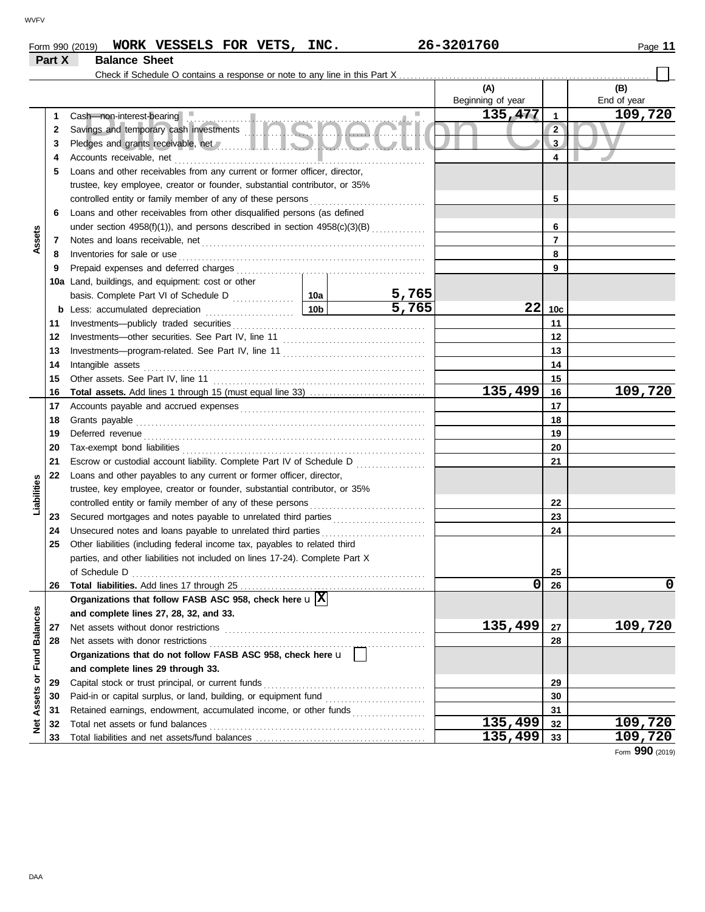Form 990 (2019) **WORK VESSELS FOR VETS, INC.** 26-3201760 Page **11**

## Part X Balance Sheet

Check if Schedule O contains a response or note to any line in this Part X ☐

| | | | | | (A) Beginning of year | | (B) End of year |
|---|---|---|---|---|---|---|---|
| **Assets** | 1 | Cash—non-interest-bearing | | | 135,477 | 1 | 109,720 |
| | 2 | Savings and temporary cash investments | | | | 2 | |
| | 3 | Pledges and grants receivable, net | | | | 3 | |
| | 4 | Accounts receivable, net | | | | 4 | |
| | 5 | Loans and other receivables from any current or former officer, director, trustee, key employee, creator or founder, substantial contributor, or 35% controlled entity or family member of any of these persons | | | | 5 | |
| | 6 | Loans and other receivables from other disqualified persons (as defined under section 4958(f)(1)), and persons described in section 4958(c)(3)(B) | | | | 6 | |
| | 7 | Notes and loans receivable, net | | | | 7 | |
| | 8 | Inventories for sale or use | | | | 8 | |
| | 9 | Prepaid expenses and deferred charges | | | | 9 | |
| | 10a | Land, buildings, and equipment: cost or other basis. Complete Part VI of Schedule D | 10a | 5,765 | | | |
| | b | Less: accumulated depreciation | 10b | 5,765 | 22 | 10c | |
| | 11 | Investments—publicly traded securities | | | | 11 | |
| | 12 | Investments—other securities. See Part IV, line 11 | | | | 12 | |
| | 13 | Investments—program-related. See Part IV, line 11 | | | | 13 | |
| | 14 | Intangible assets | | | | 14 | |
| | 15 | Other assets. See Part IV, line 11 | | | | 15 | |
| | 16 | **Total assets.** Add lines 1 through 15 (must equal line 33) | | | 135,499 | 16 | 109,720 |
| **Liabilities** | 17 | Accounts payable and accrued expenses | | | | 17 | |
| | 18 | Grants payable | | | | 18 | |
| | 19 | Deferred revenue | | | | 19 | |
| | 20 | Tax-exempt bond liabilities | | | | 20 | |
| | 21 | Escrow or custodial account liability. Complete Part IV of Schedule D | | | | 21 | |
| | 22 | Loans and other payables to any current or former officer, director, trustee, key employee, creator or founder, substantial contributor, or 35% controlled entity or family member of any of these persons | | | | 22 | |
| | 23 | Secured mortgages and notes payable to unrelated third parties | | | | 23 | |
| | 24 | Unsecured notes and loans payable to unrelated third parties | | | | 24 | |
| | 25 | Other liabilities (including federal income tax, payables to related third parties, and other liabilities not included on lines 17-24). Complete Part X of Schedule D | | | | 25 | |
| | 26 | **Total liabilities.** Add lines 17 through 25 | | | 0 | 26 | 0 |
| **Net Assets or Fund Balances** | | **Organizations that follow FASB ASC 958, check here** ☒ **and complete lines 27, 28, 32, and 33.** | | | | | |
| | 27 | Net assets without donor restrictions | | | 135,499 | 27 | 109,720 |
| | 28 | Net assets with donor restrictions | | | | 28 | |
| | | **Organizations that do not follow FASB ASC 958, check here** ☐ **and complete lines 29 through 33.** | | | | | |
| | 29 | Capital stock or trust principal, or current funds | | | | 29 | |
| | 30 | Paid-in or capital surplus, or land, building, or equipment fund | | | | 30 | |
| | 31 | Retained earnings, endowment, accumulated income, or other funds | | | | 31 | |
| | 32 | Total net assets or fund balances | | | 135,499 | 32 | 109,720 |
| | 33 | Total liabilities and net assets/fund balances | | | 135,499 | 33 | 109,720 |

Form **990** (2019)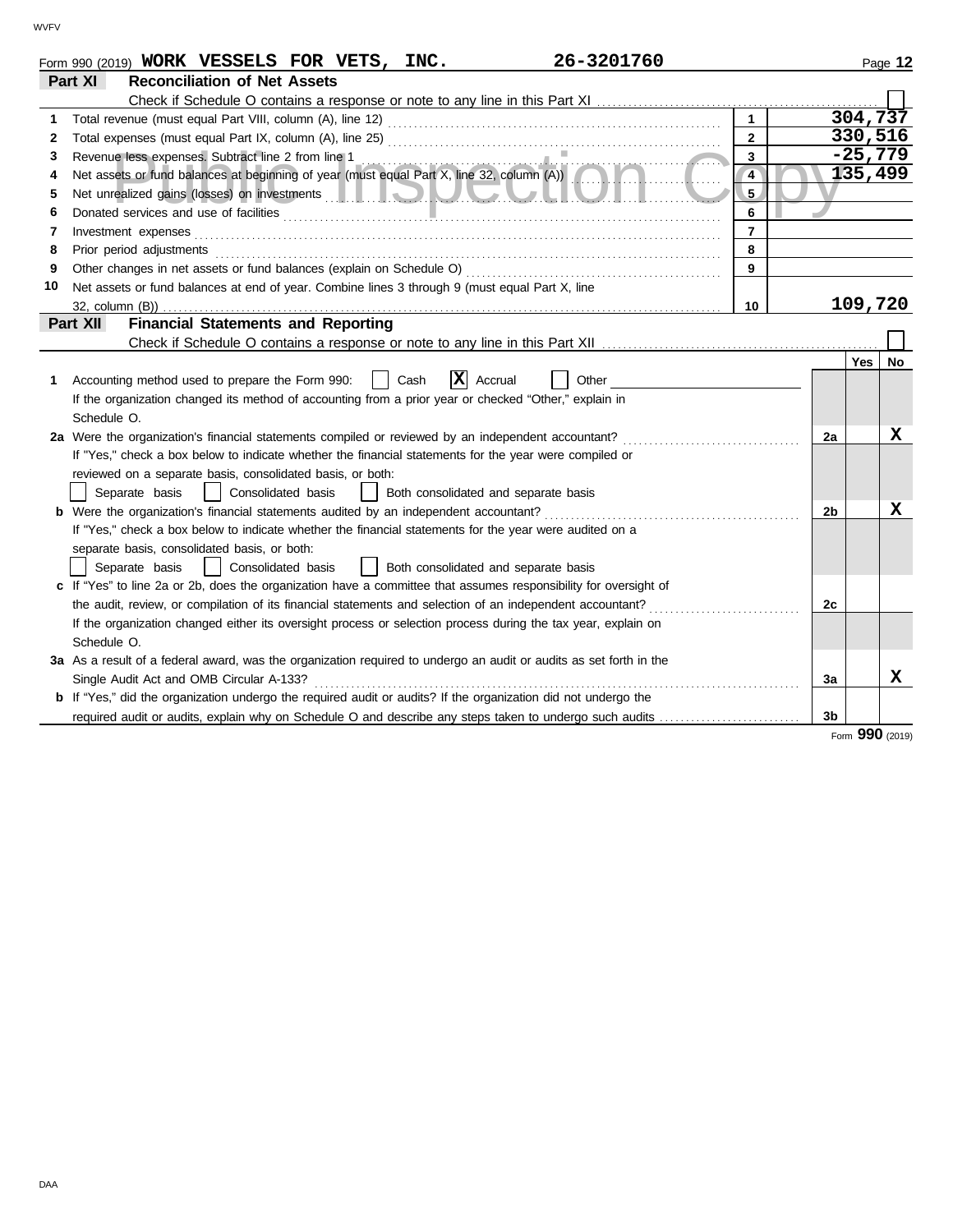Form 990 (2019) **WORK VESSELS FOR VETS, INC.** **26-3201760**

## Part XI — Reconciliation of Net Assets

Check if Schedule O contains a response or note to any line in this Part XI ☐

| | | Line | Amount |
|---|---|---|---|
| 1 | Total revenue (must equal Part VIII, column (A), line 12) | 1 | 304,737 |
| 2 | Total expenses (must equal Part IX, column (A), line 25) | 2 | 330,516 |
| 3 | Revenue less expenses. Subtract line 2 from line 1 | 3 | -25,779 |
| 4 | Net assets or fund balances at beginning of year (must equal Part X, line 32, column (A)) | 4 | 135,499 |
| 5 | Net unrealized gains (losses) on investments | 5 | |
| 6 | Donated services and use of facilities | 6 | |
| 7 | Investment expenses | 7 | |
| 8 | Prior period adjustments | 8 | |
| 9 | Other changes in net assets or fund balances (explain on Schedule O) | 9 | |
| 10 | Net assets or fund balances at end of year. Combine lines 3 through 9 (must equal Part X, line 32, column (B)) | 10 | 109,720 |

## Part XII — Financial Statements and Reporting

Check if Schedule O contains a response or note to any line in this Part XII ☐

| | | | Yes | No |
|---|---|---|---|---|
| 1 | Accounting method used to prepare the Form 990: ☐ Cash ☒ Accrual ☐ Other<br>If the organization changed its method of accounting from a prior year or checked "Other," explain in Schedule O. | | | |
| 2a | Were the organization's financial statements compiled or reviewed by an independent accountant?<br>If "Yes," check a box below to indicate whether the financial statements for the year were compiled or reviewed on a separate basis, consolidated basis, or both:<br>☐ Separate basis ☐ Consolidated basis ☐ Both consolidated and separate basis | 2a | | X |
| b | Were the organization's financial statements audited by an independent accountant?<br>If "Yes," check a box below to indicate whether the financial statements for the year were audited on a separate basis, consolidated basis, or both:<br>☐ Separate basis ☐ Consolidated basis ☐ Both consolidated and separate basis | 2b | | X |
| c | If "Yes" to line 2a or 2b, does the organization have a committee that assumes responsibility for oversight of the audit, review, or compilation of its financial statements and selection of an independent accountant?<br>If the organization changed either its oversight process or selection process during the tax year, explain on Schedule O. | 2c | | |
| 3a | As a result of a federal award, was the organization required to undergo an audit or audits as set forth in the Single Audit Act and OMB Circular A-133? | 3a | | X |
| b | If "Yes," did the organization undergo the required audit or audits? If the organization did not undergo the required audit or audits, explain why on Schedule O and describe any steps taken to undergo such audits | 3b | | |

Form **990** (2019)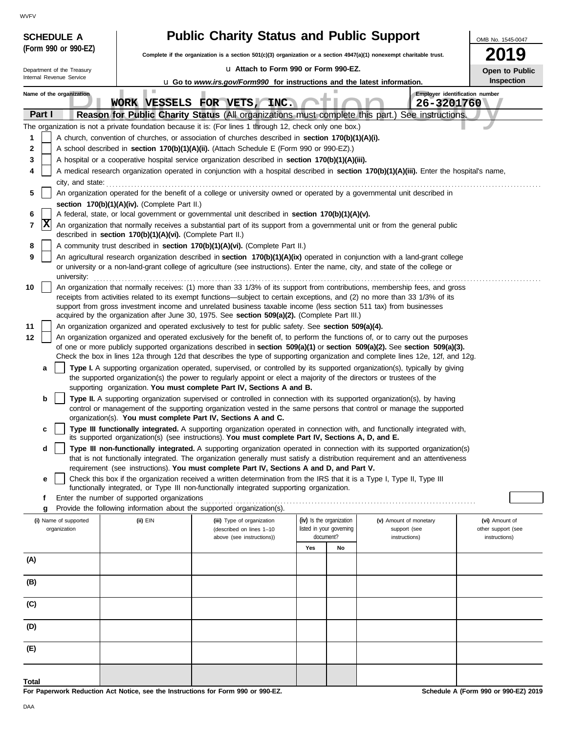WVFV

**SCHEDULE A**
**(Form 990 or 990-EZ)**

Department of the Treasury
Internal Revenue Service

# Public Charity Status and Public Support

**Complete if the organization is a section 501(c)(3) organization or a section 4947(a)(1) nonexempt charitable trust.**

u **Attach to Form 990 or Form 990-EZ.**

u **Go to *www.irs.gov/Form990* for instructions and the latest information.**

OMB No. 1545-0047

**2019**

**Open to Public Inspection**

Name of the organization: **WORK VESSELS FOR VETS, INC.**

Employer identification number: **26-3201760**

Public Inspection Copy

## Part I — Reason for Public Charity Status (All organizations must complete this part.) See instructions.

The organization is not a private foundation because it is: (For lines 1 through 12, check only one box.)

1. [ ] A church, convention of churches, or association of churches described in **section 170(b)(1)(A)(i).**
2. [ ] A school described in **section 170(b)(1)(A)(ii).** (Attach Schedule E (Form 990 or 990-EZ).)
3. [ ] A hospital or a cooperative hospital service organization described in **section 170(b)(1)(A)(iii).**
4. [ ] A medical research organization operated in conjunction with a hospital described in **section 170(b)(1)(A)(iii).** Enter the hospital's name, city, and state:
5. [ ] An organization operated for the benefit of a college or university owned or operated by a governmental unit described in **section 170(b)(1)(A)(iv).** (Complete Part II.)
6. [ ] A federal, state, or local government or governmental unit described in **section 170(b)(1)(A)(v).**
7. [X] An organization that normally receives a substantial part of its support from a governmental unit or from the general public described in **section 170(b)(1)(A)(vi).** (Complete Part II.)
8. [ ] A community trust described in **section 170(b)(1)(A)(vi).** (Complete Part II.)
9. [ ] An agricultural research organization described in **section 170(b)(1)(A)(ix)** operated in conjunction with a land-grant college or university or a non-land-grant college of agriculture (see instructions). Enter the name, city, and state of the college or university:
10. [ ] An organization that normally receives: (1) more than 33 1/3% of its support from contributions, membership fees, and gross receipts from activities related to its exempt functions—subject to certain exceptions, and (2) no more than 33 1/3% of its support from gross investment income and unrelated business taxable income (less section 511 tax) from businesses acquired by the organization after June 30, 1975. See **section 509(a)(2).** (Complete Part III.)
11. [ ] An organization organized and operated exclusively to test for public safety. See **section 509(a)(4).**
12. [ ] An organization organized and operated exclusively for the benefit of, to perform the functions of, or to carry out the purposes of one or more publicly supported organizations described in **section 509(a)(1)** or **section 509(a)(2).** See **section 509(a)(3).** Check the box in lines 12a through 12d that describes the type of supporting organization and complete lines 12e, 12f, and 12g.
   - **a** [ ] **Type I.** A supporting organization operated, supervised, or controlled by its supported organization(s), typically by giving the supported organization(s) the power to regularly appoint or elect a majority of the directors or trustees of the supporting organization. **You must complete Part IV, Sections A and B.**
   - **b** [ ] **Type II.** A supporting organization supervised or controlled in connection with its supported organization(s), by having control or management of the supporting organization vested in the same persons that control or manage the supported organization(s). **You must complete Part IV, Sections A and C.**
   - **c** [ ] **Type III functionally integrated.** A supporting organization operated in connection with, and functionally integrated with, its supported organization(s) (see instructions). **You must complete Part IV, Sections A, D, and E.**
   - **d** [ ] **Type III non-functionally integrated.** A supporting organization operated in connection with its supported organization(s) that is not functionally integrated. The organization generally must satisfy a distribution requirement and an attentiveness requirement (see instructions). **You must complete Part IV, Sections A and D, and Part V.**
   - **e** [ ] Check this box if the organization received a written determination from the IRS that it is a Type I, Type II, Type III functionally integrated, or Type III non-functionally integrated supporting organization.
   - **f** Enter the number of supported organizations
   - **g** Provide the following information about the supported organization(s).

| (i) Name of supported organization | (ii) EIN | (iii) Type of organization (described on lines 1–10 above (see instructions)) | (iv) Is the organization listed in your governing document? Yes | No | (v) Amount of monetary support (see instructions) | (vi) Amount of other support (see instructions) |
|---|---|---|---|---|---|---|
| (A) | | | | | | |
| (B) | | | | | | |
| (C) | | | | | | |
| (D) | | | | | | |
| (E) | | | | | | |
| **Total** | | | | | | |

**For Paperwork Reduction Act Notice, see the Instructions for Form 990 or 990-EZ.** **Schedule A (Form 990 or 990-EZ) 2019**

DAA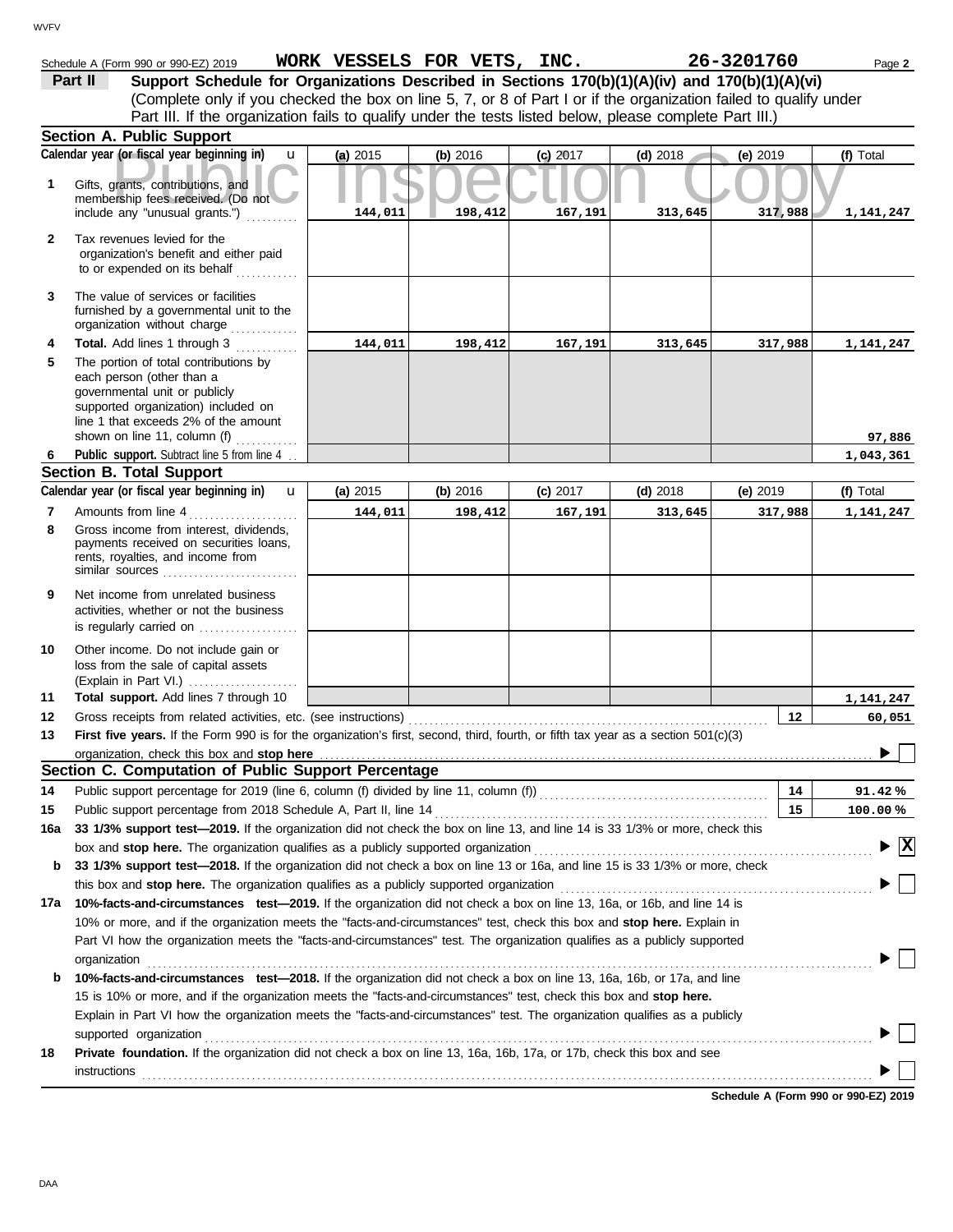Schedule A (Form 990 or 990-EZ) 2019 **WORK VESSELS FOR VETS, INC.** **26-3201760** Page **2**

**Part II** **Support Schedule for Organizations Described in Sections 170(b)(1)(A)(iv) and 170(b)(1)(A)(vi)**
(Complete only if you checked the box on line 5, 7, or 8 of Part I or if the organization failed to qualify under Part III. If the organization fails to qualify under the tests listed below, please complete Part III.)

## Section A. Public Support

| Calendar year (or fiscal year beginning in) | (a) 2015 | (b) 2016 | (c) 2017 | (d) 2018 | (e) 2019 | (f) Total |
|---|---|---|---|---|---|---|
| **1** Gifts, grants, contributions, and membership fees received. (Do not include any "unusual grants.") | 144,011 | 198,412 | 167,191 | 313,645 | 317,988 | 1,141,247 |
| **2** Tax revenues levied for the organization's benefit and either paid to or expended on its behalf | | | | | | |
| **3** The value of services or facilities furnished by a governmental unit to the organization without charge | | | | | | |
| **4** **Total.** Add lines 1 through 3 | 144,011 | 198,412 | 167,191 | 313,645 | 317,988 | 1,141,247 |
| **5** The portion of total contributions by each person (other than a governmental unit or publicly supported organization) included on line 1 that exceeds 2% of the amount shown on line 11, column (f) | | | | | | 97,886 |
| **6** **Public support.** Subtract line 5 from line 4 | | | | | | 1,043,361 |

## Section B. Total Support

| Calendar year (or fiscal year beginning in) | (a) 2015 | (b) 2016 | (c) 2017 | (d) 2018 | (e) 2019 | (f) Total |
|---|---|---|---|---|---|---|
| **7** Amounts from line 4 | 144,011 | 198,412 | 167,191 | 313,645 | 317,988 | 1,141,247 |
| **8** Gross income from interest, dividends, payments received on securities loans, rents, royalties, and income from similar sources | | | | | | |
| **9** Net income from unrelated business activities, whether or not the business is regularly carried on | | | | | | |
| **10** Other income. Do not include gain or loss from the sale of capital assets (Explain in Part VI.) | | | | | | |
| **11** **Total support.** Add lines 7 through 10 | | | | | | 1,141,247 |

**12** Gross receipts from related activities, etc. (see instructions) — **12** — 60,051

**13** **First five years.** If the Form 990 is for the organization's first, second, third, fourth, or fifth tax year as a section 501(c)(3) organization, check this box and **stop here** ☐

## Section C. Computation of Public Support Percentage

**14** Public support percentage for 2019 (line 6, column (f) divided by line 11, column (f)) — **14** — 91.42 %

**15** Public support percentage from 2018 Schedule A, Part II, line 14 — **15** — 100.00 %

**16a** **33 1/3% support test—2019.** If the organization did not check the box on line 13, and line 14 is 33 1/3% or more, check this box and **stop here.** The organization qualifies as a publicly supported organization ☒

**b** **33 1/3% support test—2018.** If the organization did not check a box on line 13 or 16a, and line 15 is 33 1/3% or more, check this box and **stop here.** The organization qualifies as a publicly supported organization ☐

**17a** **10%-facts-and-circumstances test—2019.** If the organization did not check a box on line 13, 16a, or 16b, and line 14 is 10% or more, and if the organization meets the "facts-and-circumstances" test, check this box and **stop here.** Explain in Part VI how the organization meets the "facts-and-circumstances" test. The organization qualifies as a publicly supported organization ☐

**b** **10%-facts-and-circumstances test—2018.** If the organization did not check a box on line 13, 16a, 16b, or 17a, and line 15 is 10% or more, and if the organization meets the "facts-and-circumstances" test, check this box and **stop here.** Explain in Part VI how the organization meets the "facts-and-circumstances" test. The organization qualifies as a publicly supported organization ☐

**18** **Private foundation.** If the organization did not check a box on line 13, 16a, 16b, 17a, or 17b, check this box and see instructions ☐

**Schedule A (Form 990 or 990-EZ) 2019**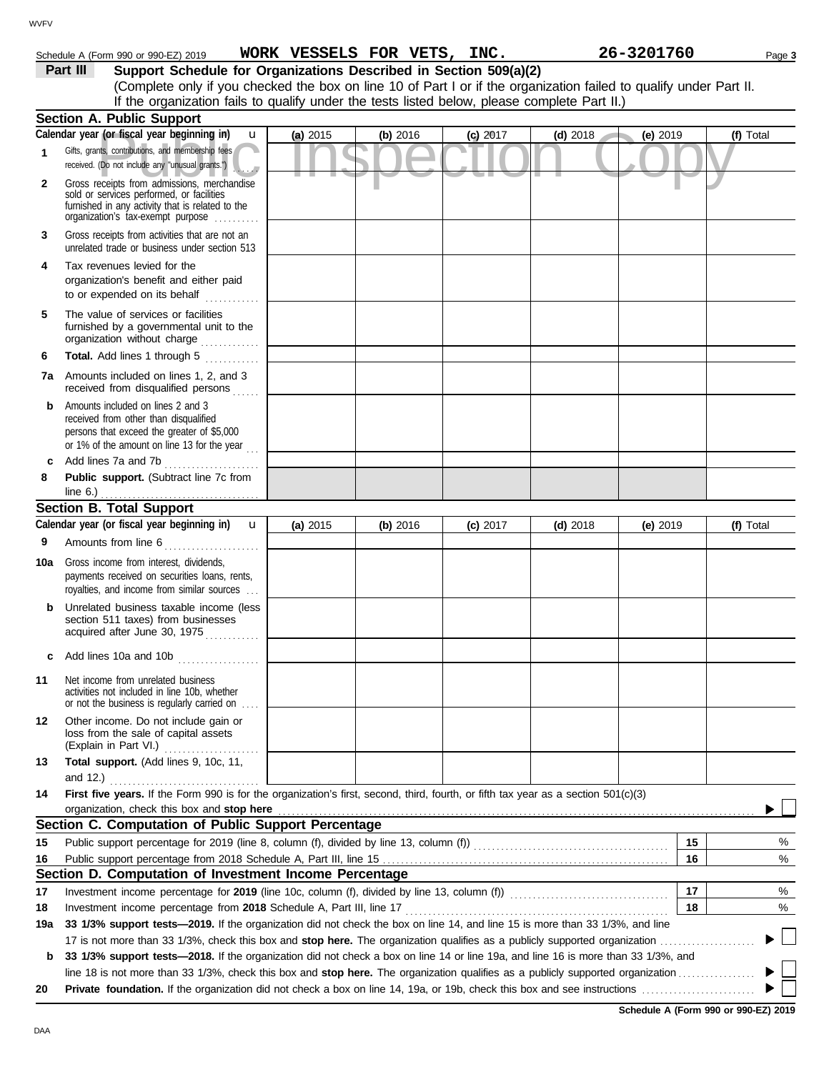Schedule A (Form 990 or 990-EZ) 2019 **WORK VESSELS FOR VETS, INC.** **26-3201760**

## Part III Support Schedule for Organizations Described in Section 509(a)(2)

(Complete only if you checked the box on line 10 of Part I or if the organization failed to qualify under Part II. If the organization fails to qualify under the tests listed below, please complete Part II.)

### Section A. Public Support

| Calendar year (or fiscal year beginning in) | (a) 2015 | (b) 2016 | (c) 2017 | (d) 2018 | (e) 2019 | (f) Total |
|---|---|---|---|---|---|---|
| 1 Gifts, grants, contributions, and membership fees received. (Do not include any "unusual grants.") | | | | | | |
| 2 Gross receipts from admissions, merchandise sold or services performed, or facilities furnished in any activity that is related to the organization's tax-exempt purpose | | | | | | |
| 3 Gross receipts from activities that are not an unrelated trade or business under section 513 | | | | | | |
| 4 Tax revenues levied for the organization's benefit and either paid to or expended on its behalf | | | | | | |
| 5 The value of services or facilities furnished by a governmental unit to the organization without charge | | | | | | |
| 6 **Total.** Add lines 1 through 5 | | | | | | |
| 7a Amounts included on lines 1, 2, and 3 received from disqualified persons | | | | | | |
| b Amounts included on lines 2 and 3 received from other than disqualified persons that exceed the greater of $5,000 or 1% of the amount on line 13 for the year | | | | | | |
| c Add lines 7a and 7b | | | | | | |
| 8 **Public support.** (Subtract line 7c from line 6.) | | | | | | |

### Section B. Total Support

| Calendar year (or fiscal year beginning in) | (a) 2015 | (b) 2016 | (c) 2017 | (d) 2018 | (e) 2019 | (f) Total |
|---|---|---|---|---|---|---|
| 9 Amounts from line 6 | | | | | | |
| 10a Gross income from interest, dividends, payments received on securities loans, rents, royalties, and income from similar sources | | | | | | |
| b Unrelated business taxable income (less section 511 taxes) from businesses acquired after June 30, 1975 | | | | | | |
| c Add lines 10a and 10b | | | | | | |
| 11 Net income from unrelated business activities not included in line 10b, whether or not the business is regularly carried on | | | | | | |
| 12 Other income. Do not include gain or loss from the sale of capital assets (Explain in Part VI.) | | | | | | |
| 13 **Total support.** (Add lines 9, 10c, 11, and 12.) | | | | | | |

**14** **First five years.** If the Form 990 is for the organization's first, second, third, fourth, or fifth tax year as a section 501(c)(3) organization, check this box and **stop here** ☐

### Section C. Computation of Public Support Percentage

| | | | |
|---|---|---|---|
| 15 | Public support percentage for 2019 (line 8, column (f), divided by line 13, column (f)) | 15 | % |
| 16 | Public support percentage from 2018 Schedule A, Part III, line 15 | 16 | % |

### Section D. Computation of Investment Income Percentage

| | | | |
|---|---|---|---|
| 17 | Investment income percentage for **2019** (line 10c, column (f), divided by line 13, column (f)) | 17 | % |
| 18 | Investment income percentage from **2018** Schedule A, Part III, line 17 | 18 | % |

**19a** **33 1/3% support tests—2019.** If the organization did not check the box on line 14, and line 15 is more than 33 1/3%, and line 17 is not more than 33 1/3%, check this box and **stop here.** The organization qualifies as a publicly supported organization ☐

**b** **33 1/3% support tests—2018.** If the organization did not check a box on line 14 or line 19a, and line 16 is more than 33 1/3%, and line 18 is not more than 33 1/3%, check this box and **stop here.** The organization qualifies as a publicly supported organization ☐

**20** **Private foundation.** If the organization did not check a box on line 14, 19a, or 19b, check this box and see instructions ☐

**Schedule A (Form 990 or 990-EZ) 2019**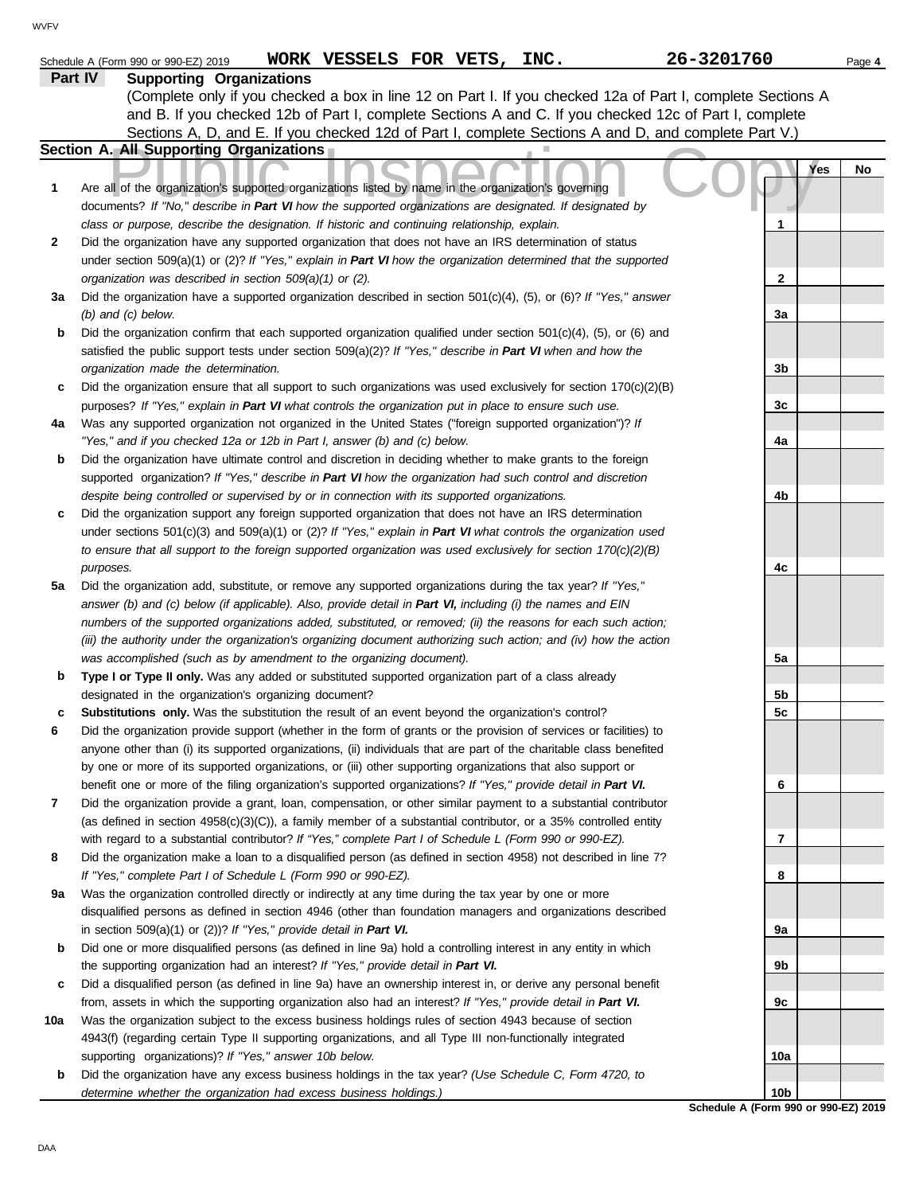Schedule A (Form 990 or 990-EZ) 2019 **WORK VESSELS FOR VETS, INC.** **26-3201760** Page **4**

## Part IV Supporting Organizations

(Complete only if you checked a box in line 12 on Part I. If you checked 12a of Part I, complete Sections A and B. If you checked 12b of Part I, complete Sections A and C. If you checked 12c of Part I, complete Sections A, D, and E. If you checked 12d of Part I, complete Sections A and D, and complete Part V.)

### Section A. All Supporting Organizations

| | | | Yes | No |
|---|---|---|---|---|
| **1** | Are all of the organization's supported organizations listed by name in the organization's governing documents? *If "No," describe in **Part VI** how the supported organizations are designated. If designated by class or purpose, describe the designation. If historic and continuing relationship, explain.* | **1** | | |
| **2** | Did the organization have any supported organization that does not have an IRS determination of status under section 509(a)(1) or (2)? *If "Yes," explain in **Part VI** how the organization determined that the supported organization was described in section 509(a)(1) or (2).* | **2** | | |
| **3a** | Did the organization have a supported organization described in section 501(c)(4), (5), or (6)? *If "Yes," answer (b) and (c) below.* | **3a** | | |
| **b** | Did the organization confirm that each supported organization qualified under section 501(c)(4), (5), or (6) and satisfied the public support tests under section 509(a)(2)? *If "Yes," describe in **Part VI** when and how the organization made the determination.* | **3b** | | |
| **c** | Did the organization ensure that all support to such organizations was used exclusively for section 170(c)(2)(B) purposes? *If "Yes," explain in **Part VI** what controls the organization put in place to ensure such use.* | **3c** | | |
| **4a** | Was any supported organization not organized in the United States ("foreign supported organization")? *If "Yes," and if you checked 12a or 12b in Part I, answer (b) and (c) below.* | **4a** | | |
| **b** | Did the organization have ultimate control and discretion in deciding whether to make grants to the foreign supported organization? *If "Yes," describe in **Part VI** how the organization had such control and discretion despite being controlled or supervised by or in connection with its supported organizations.* | **4b** | | |
| **c** | Did the organization support any foreign supported organization that does not have an IRS determination under sections 501(c)(3) and 509(a)(1) or (2)? *If "Yes," explain in **Part VI** what controls the organization used to ensure that all support to the foreign supported organization was used exclusively for section 170(c)(2)(B) purposes.* | **4c** | | |
| **5a** | Did the organization add, substitute, or remove any supported organizations during the tax year? *If "Yes," answer (b) and (c) below (if applicable). Also, provide detail in **Part VI,** including (i) the names and EIN numbers of the supported organizations added, substituted, or removed; (ii) the reasons for each such action; (iii) the authority under the organization's organizing document authorizing such action; and (iv) how the action was accomplished (such as by amendment to the organizing document).* | **5a** | | |
| **b** | **Type I or Type II only.** Was any added or substituted supported organization part of a class already designated in the organization's organizing document? | **5b** | | |
| **c** | **Substitutions only.** Was the substitution the result of an event beyond the organization's control? | **5c** | | |
| **6** | Did the organization provide support (whether in the form of grants or the provision of services or facilities) to anyone other than (i) its supported organizations, (ii) individuals that are part of the charitable class benefited by one or more of its supported organizations, or (iii) other supporting organizations that also support or benefit one or more of the filing organization's supported organizations? *If "Yes," provide detail in **Part VI.*** | **6** | | |
| **7** | Did the organization provide a grant, loan, compensation, or other similar payment to a substantial contributor (as defined in section 4958(c)(3)(C)), a family member of a substantial contributor, or a 35% controlled entity with regard to a substantial contributor? *If "Yes," complete Part I of Schedule L (Form 990 or 990-EZ).* | **7** | | |
| **8** | Did the organization make a loan to a disqualified person (as defined in section 4958) not described in line 7? *If "Yes," complete Part I of Schedule L (Form 990 or 990-EZ).* | **8** | | |
| **9a** | Was the organization controlled directly or indirectly at any time during the tax year by one or more disqualified persons as defined in section 4946 (other than foundation managers and organizations described in section 509(a)(1) or (2))? *If "Yes," provide detail in **Part VI.*** | **9a** | | |
| **b** | Did one or more disqualified persons (as defined in line 9a) hold a controlling interest in any entity in which the supporting organization had an interest? *If "Yes," provide detail in **Part VI.*** | **9b** | | |
| **c** | Did a disqualified person (as defined in line 9a) have an ownership interest in, or derive any personal benefit from, assets in which the supporting organization also had an interest? *If "Yes," provide detail in **Part VI.*** | **9c** | | |
| **10a** | Was the organization subject to the excess business holdings rules of section 4943 because of section 4943(f) (regarding certain Type II supporting organizations, and all Type III non-functionally integrated supporting organizations)? *If "Yes," answer 10b below.* | **10a** | | |
| **b** | Did the organization have any excess business holdings in the tax year? *(Use Schedule C, Form 4720, to determine whether the organization had excess business holdings.)* | **10b** | | |

**Schedule A (Form 990 or 990-EZ) 2019**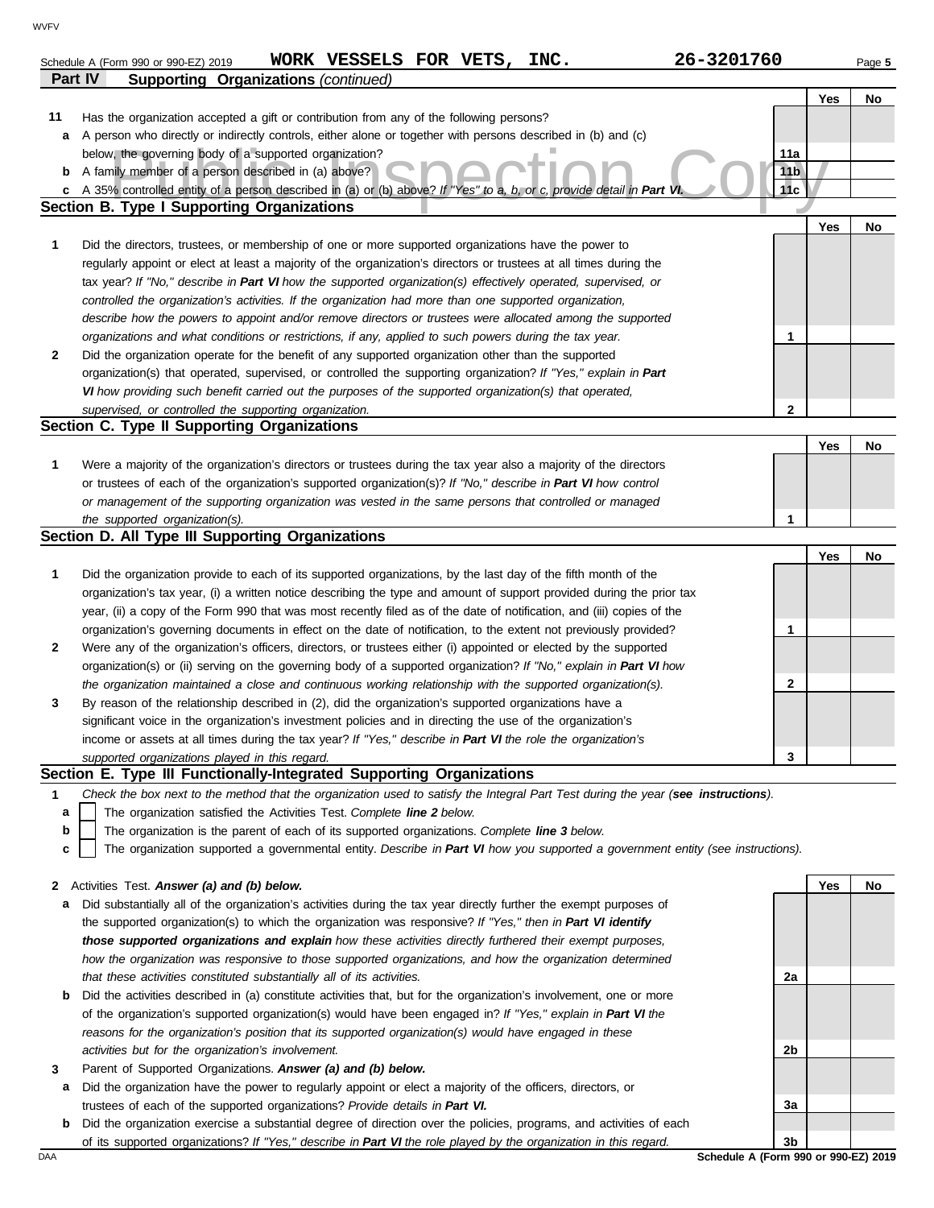Schedule A (Form 990 or 990-EZ) 2019 **WORK VESSELS FOR VETS, INC.** **26-3201760** Page **5**

**Part IV Supporting Organizations** *(continued)*

| | | | Yes | No |
|---|---|---|---|---|
| **11** | Has the organization accepted a gift or contribution from any of the following persons? | | | |
| **a** | A person who directly or indirectly controls, either alone or together with persons described in (b) and (c) below, the governing body of a supported organization? | **11a** | | |
| **b** | A family member of a person described in (a) above? | **11b** | | |
| **c** | A 35% controlled entity of a person described in (a) or (b) above? *If "Yes" to a, b, or c, provide detail in* ***Part VI.*** | **11c** | | |

**Section B. Type I Supporting Organizations**

| | | | Yes | No |
|---|---|---|---|---|
| **1** | Did the directors, trustees, or membership of one or more supported organizations have the power to regularly appoint or elect at least a majority of the organization's directors or trustees at all times during the tax year? *If "No," describe in* ***Part VI*** *how the supported organization(s) effectively operated, supervised, or controlled the organization's activities. If the organization had more than one supported organization, describe how the powers to appoint and/or remove directors or trustees were allocated among the supported organizations and what conditions or restrictions, if any, applied to such powers during the tax year.* | **1** | | |
| **2** | Did the organization operate for the benefit of any supported organization other than the supported organization(s) that operated, supervised, or controlled the supporting organization? *If "Yes," explain in* ***Part VI*** *how providing such benefit carried out the purposes of the supported organization(s) that operated, supervised, or controlled the supporting organization.* | **2** | | |

**Section C. Type II Supporting Organizations**

| | | | Yes | No |
|---|---|---|---|---|
| **1** | Were a majority of the organization's directors or trustees during the tax year also a majority of the directors or trustees of each of the organization's supported organization(s)? *If "No," describe in* ***Part VI*** *how control or management of the supporting organization was vested in the same persons that controlled or managed the supported organization(s).* | **1** | | |

**Section D. All Type III Supporting Organizations**

| | | | Yes | No |
|---|---|---|---|---|
| **1** | Did the organization provide to each of its supported organizations, by the last day of the fifth month of the organization's tax year, (i) a written notice describing the type and amount of support provided during the prior tax year, (ii) a copy of the Form 990 that was most recently filed as of the date of notification, and (iii) copies of the organization's governing documents in effect on the date of notification, to the extent not previously provided? | **1** | | |
| **2** | Were any of the organization's officers, directors, or trustees either (i) appointed or elected by the supported organization(s) or (ii) serving on the governing body of a supported organization? *If "No," explain in* ***Part VI*** *how the organization maintained a close and continuous working relationship with the supported organization(s).* | **2** | | |
| **3** | By reason of the relationship described in (2), did the organization's supported organizations have a significant voice in the organization's investment policies and in directing the use of the organization's income or assets at all times during the tax year? *If "Yes," describe in* ***Part VI*** *the role the organization's supported organizations played in this regard.* | **3** | | |

**Section E. Type III Functionally-Integrated Supporting Organizations**

**1** *Check the box next to the method that the organization used to satisfy the Integral Part Test during the year (****see instructions****).*

**a** ☐ The organization satisfied the Activities Test. *Complete* ***line 2*** *below.*

**b** ☐ The organization is the parent of each of its supported organizations. *Complete* ***line 3*** *below.*

**c** ☐ The organization supported a governmental entity. *Describe in* ***Part VI*** *how you supported a government entity (see instructions).*

| | | | Yes | No |
|---|---|---|---|---|
| **2** | Activities Test. ***Answer (a) and (b) below.*** | | | |
| **a** | Did substantially all of the organization's activities during the tax year directly further the exempt purposes of the supported organization(s) to which the organization was responsive? *If "Yes," then in* ***Part VI identify those supported organizations and explain*** *how these activities directly furthered their exempt purposes, how the organization was responsive to those supported organizations, and how the organization determined that these activities constituted substantially all of its activities.* | **2a** | | |
| **b** | Did the activities described in (a) constitute activities that, but for the organization's involvement, one or more of the organization's supported organization(s) would have been engaged in? *If "Yes," explain in* ***Part VI*** *the reasons for the organization's position that its supported organization(s) would have engaged in these activities but for the organization's involvement.* | **2b** | | |
| **3** | Parent of Supported Organizations. ***Answer (a) and (b) below.*** | | | |
| **a** | Did the organization have the power to regularly appoint or elect a majority of the officers, directors, or trustees of each of the supported organizations? ***Provide details in Part VI.*** | **3a** | | |
| **b** | Did the organization exercise a substantial degree of direction over the policies, programs, and activities of each of its supported organizations? *If "Yes," describe in* ***Part VI*** *the role played by the organization in this regard.* | **3b** | | |

DAA **Schedule A (Form 990 or 990-EZ) 2019**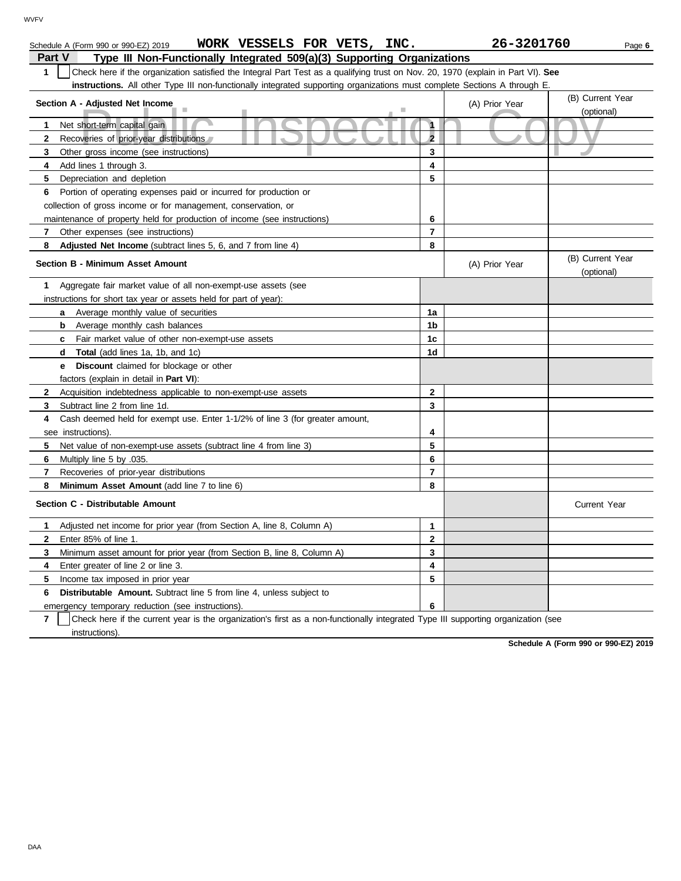Schedule A (Form 990 or 990-EZ) 2019 **WORK VESSELS FOR VETS, INC.** **26-3201760**

## Part V Type III Non-Functionally Integrated 509(a)(3) Supporting Organizations

**1** ☐ Check here if the organization satisfied the Integral Part Test as a qualifying trust on Nov. 20, 1970 (explain in Part VI). **See instructions.** All other Type III non-functionally integrated supporting organizations must complete Sections A through E.

| Section A - Adjusted Net Income | | (A) Prior Year | (B) Current Year (optional) |
|---|---|---|---|
| **1** Net short-term capital gain | 1 | | |
| **2** Recoveries of prior-year distributions | 2 | | |
| **3** Other gross income (see instructions) | 3 | | |
| **4** Add lines 1 through 3. | 4 | | |
| **5** Depreciation and depletion | 5 | | |
| **6** Portion of operating expenses paid or incurred for production or collection of gross income or for management, conservation, or maintenance of property held for production of income (see instructions) | 6 | | |
| **7** Other expenses (see instructions) | 7 | | |
| **8** **Adjusted Net Income** (subtract lines 5, 6, and 7 from line 4) | 8 | | |

| Section B - Minimum Asset Amount | | (A) Prior Year | (B) Current Year (optional) |
|---|---|---|---|
| **1** Aggregate fair market value of all non-exempt-use assets (see instructions for short tax year or assets held for part of year): | | | |
| **a** Average monthly value of securities | 1a | | |
| **b** Average monthly cash balances | 1b | | |
| **c** Fair market value of other non-exempt-use assets | 1c | | |
| **d** **Total** (add lines 1a, 1b, and 1c) | 1d | | |
| **e** **Discount** claimed for blockage or other factors (explain in detail in **Part VI**): | | | |
| **2** Acquisition indebtedness applicable to non-exempt-use assets | 2 | | |
| **3** Subtract line 2 from line 1d. | 3 | | |
| **4** Cash deemed held for exempt use. Enter 1-1/2% of line 3 (for greater amount, see instructions). | 4 | | |
| **5** Net value of non-exempt-use assets (subtract line 4 from line 3) | 5 | | |
| **6** Multiply line 5 by .035. | 6 | | |
| **7** Recoveries of prior-year distributions | 7 | | |
| **8** **Minimum Asset Amount** (add line 7 to line 6) | 8 | | |

| Section C - Distributable Amount | | | Current Year |
|---|---|---|---|
| **1** Adjusted net income for prior year (from Section A, line 8, Column A) | 1 | | |
| **2** Enter 85% of line 1. | 2 | | |
| **3** Minimum asset amount for prior year (from Section B, line 8, Column A) | 3 | | |
| **4** Enter greater of line 2 or line 3. | 4 | | |
| **5** Income tax imposed in prior year | 5 | | |
| **6** **Distributable Amount.** Subtract line 5 from line 4, unless subject to emergency temporary reduction (see instructions). | 6 | | |

**7** ☐ Check here if the current year is the organization's first as a non-functionally integrated Type III supporting organization (see instructions).

**Schedule A (Form 990 or 990-EZ) 2019**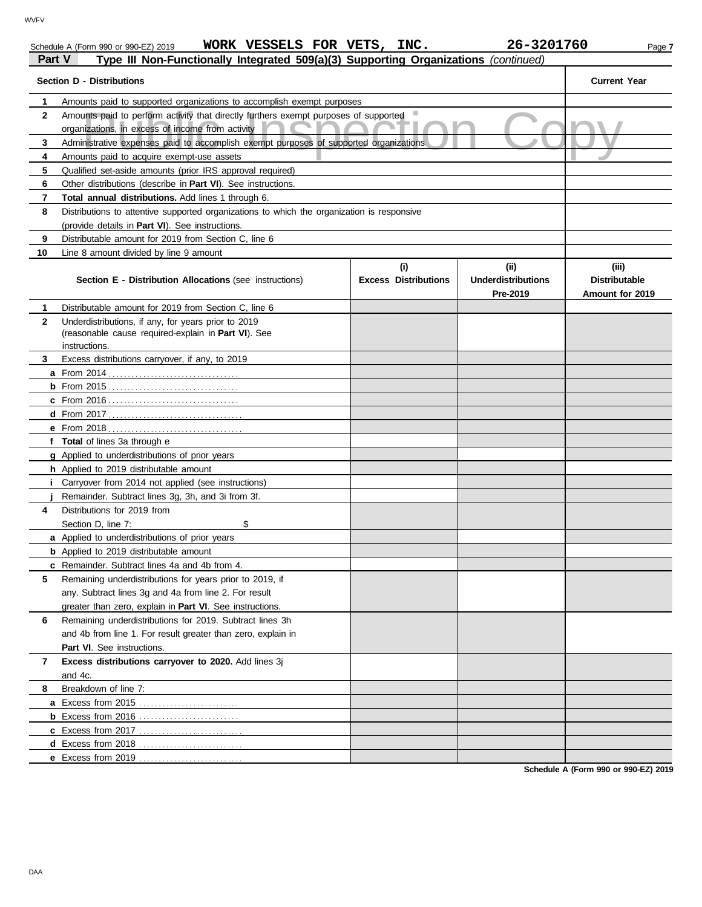Schedule A (Form 990 or 990-EZ) 2019 **WORK VESSELS FOR VETS, INC.** **26-3201760**

## Part V Type III Non-Functionally Integrated 509(a)(3) Supporting Organizations *(continued)*

| **Section D - Distributions** | | **Current Year** |
|---|---|---|
| **1** | Amounts paid to supported organizations to accomplish exempt purposes | |
| **2** | Amounts paid to perform activity that directly furthers exempt purposes of supported organizations, in excess of income from activity | |
| **3** | Administrative expenses paid to accomplish exempt purposes of supported organizations | |
| **4** | Amounts paid to acquire exempt-use assets | |
| **5** | Qualified set-aside amounts (prior IRS approval required) | |
| **6** | Other distributions (describe in **Part VI**). See instructions. | |
| **7** | **Total annual distributions.** Add lines 1 through 6. | |
| **8** | Distributions to attentive supported organizations to which the organization is responsive (provide details in **Part VI**). See instructions. | |
| **9** | Distributable amount for 2019 from Section C, line 6 | |
| **10** | Line 8 amount divided by line 9 amount | |

| | **Section E - Distribution Allocations** (see instructions) | **(i) Excess Distributions** | **(ii) Underdistributions Pre-2019** | **(iii) Distributable Amount for 2019** |
|---|---|---|---|---|
| **1** | Distributable amount for 2019 from Section C, line 6 | | | |
| **2** | Underdistributions, if any, for years prior to 2019 (reasonable cause required-explain in **Part VI**). See instructions. | | | |
| **3** | Excess distributions carryover, if any, to 2019 | | | |
| **a** | From 2014 | | | |
| **b** | From 2015 | | | |
| **c** | From 2016 | | | |
| **d** | From 2017 | | | |
| **e** | From 2018 | | | |
| **f** | **Total** of lines 3a through e | | | |
| **g** | Applied to underdistributions of prior years | | | |
| **h** | Applied to 2019 distributable amount | | | |
| **i** | Carryover from 2014 not applied (see instructions) | | | |
| **j** | Remainder. Subtract lines 3g, 3h, and 3i from 3f. | | | |
| **4** | Distributions for 2019 from Section D, line 7: $ | | | |
| **a** | Applied to underdistributions of prior years | | | |
| **b** | Applied to 2019 distributable amount | | | |
| **c** | Remainder. Subtract lines 4a and 4b from 4. | | | |
| **5** | Remaining underdistributions for years prior to 2019, if any. Subtract lines 3g and 4a from line 2. For result greater than zero, explain in **Part VI**. See instructions. | | | |
| **6** | Remaining underdistributions for 2019. Subtract lines 3h and 4b from line 1. For result greater than zero, explain in **Part VI**. See instructions. | | | |
| **7** | **Excess distributions carryover to 2020.** Add lines 3j and 4c. | | | |
| **8** | Breakdown of line 7: | | | |
| **a** | Excess from 2015 | | | |
| **b** | Excess from 2016 | | | |
| **c** | Excess from 2017 | | | |
| **d** | Excess from 2018 | | | |
| **e** | Excess from 2019 | | | |

**Schedule A (Form 990 or 990-EZ) 2019**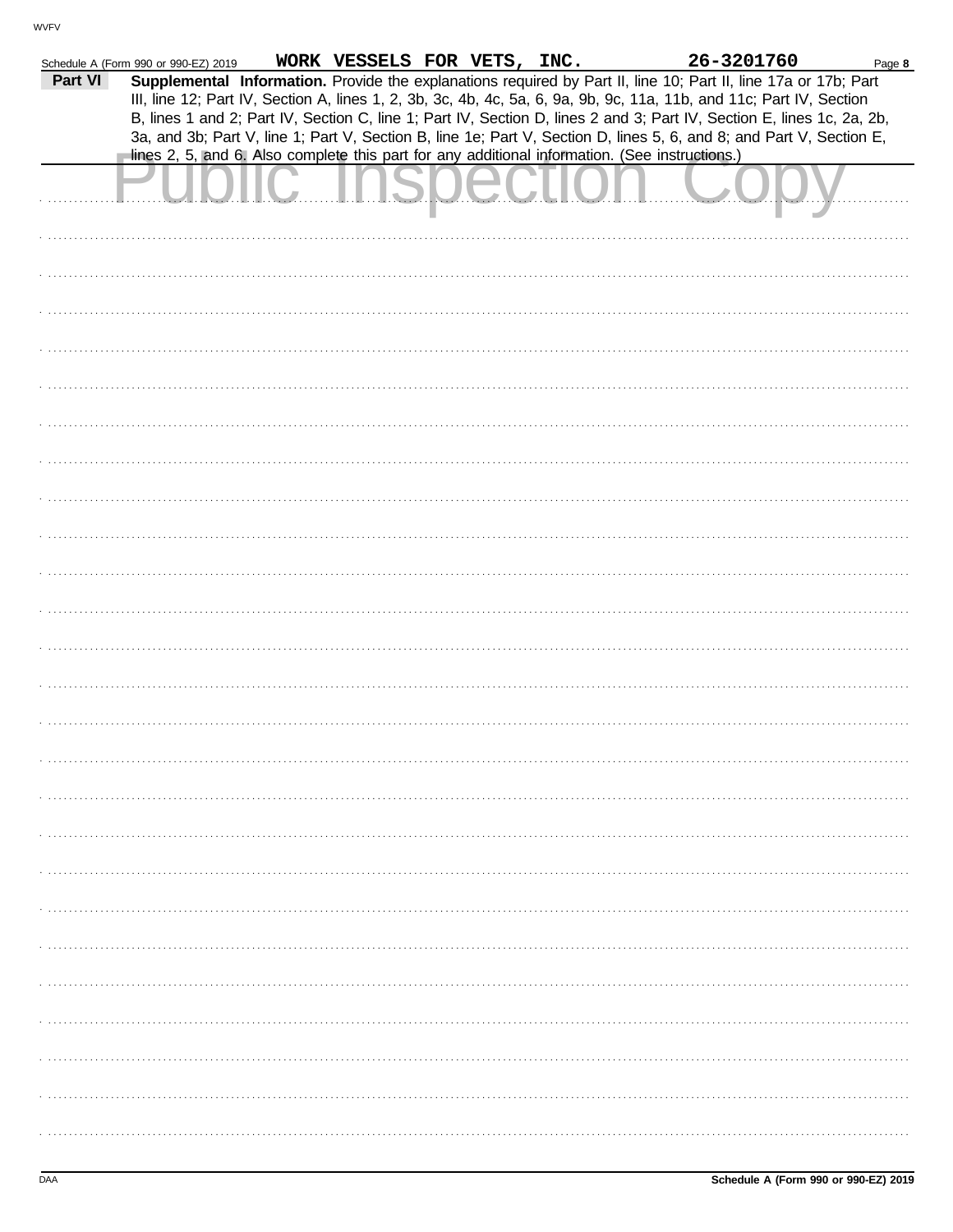WORK VESSELS FOR VETS, INC. 26-3201760

## Part VI Supplemental Information.

**Supplemental Information.** Provide the explanations required by Part II, line 10; Part II, line 17a or 17b; Part III, line 12; Part IV, Section A, lines 1, 2, 3b, 3c, 4b, 4c, 5a, 6, 9a, 9b, 9c, 11a, 11b, and 11c; Part IV, Section B, lines 1 and 2; Part IV, Section C, line 1; Part IV, Section D, lines 2 and 3; Part IV, Section E, lines 1c, 2a, 2b, 3a, and 3b; Part V, line 1; Part V, Section B, line 1e; Part V, Section D, lines 5, 6, and 8; and Part V, Section E, lines 2, 5, and 6. Also complete this part for any additional information. (See instructions.)

Public Inspection Copy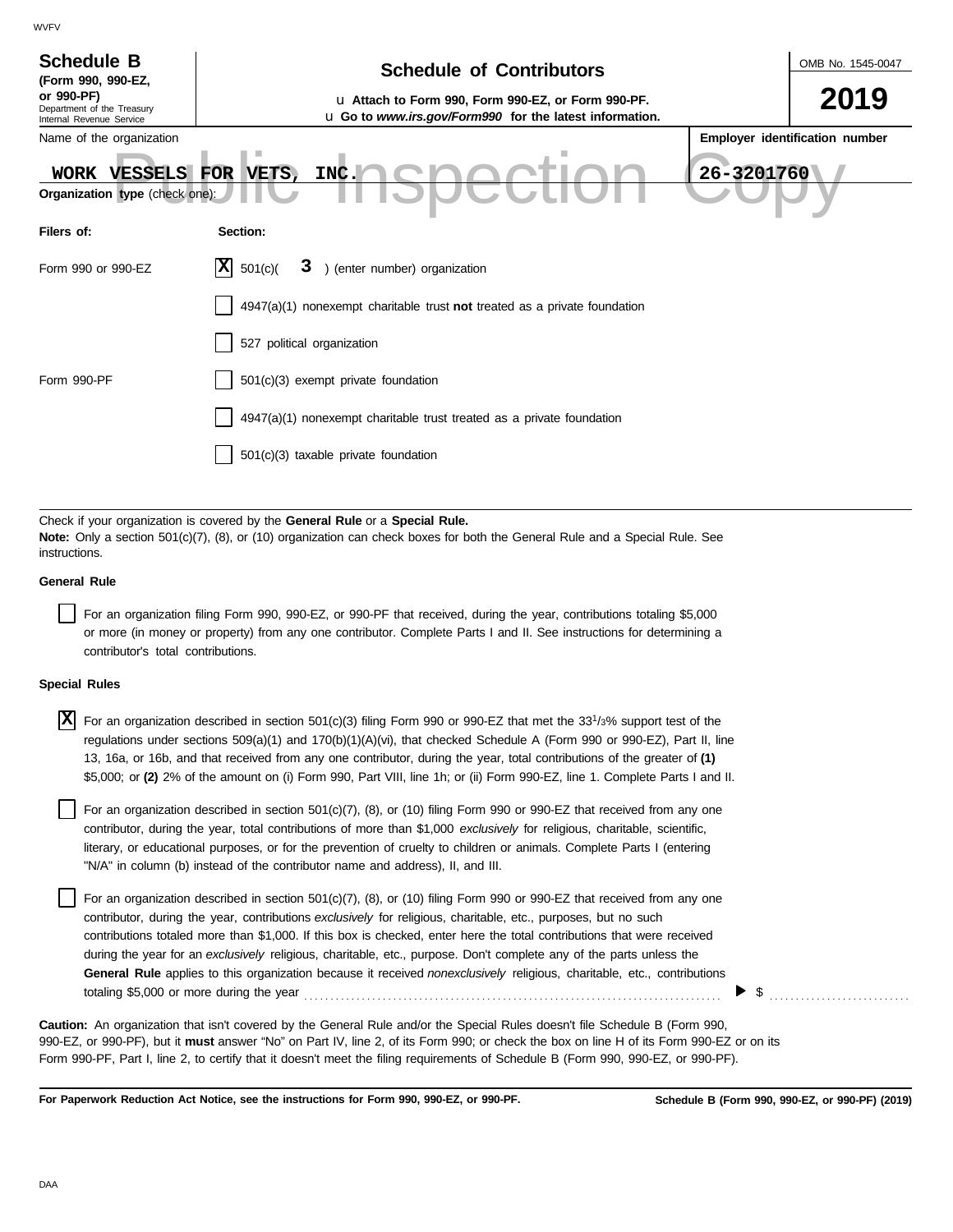**Schedule B** (Form 990, 990-EZ, or 990-PF)
Department of the Treasury
Internal Revenue Service

# Schedule of Contributors

u Attach to Form 990, Form 990-EZ, or Form 990-PF.
u Go to *www.irs.gov/Form990* for the latest information.

OMB No. 1545-0047

**2019**

Name of the organization: WORK VESSELS FOR VETS, INC.

Employer identification number: 26-3201760

**Organization type** (check one):

| Filers of: | Section: |
|---|---|
| Form 990 or 990-EZ | [X] 501(c)( 3 ) (enter number) organization |
| | [ ] 4947(a)(1) nonexempt charitable trust **not** treated as a private foundation |
| | [ ] 527 political organization |
| Form 990-PF | [ ] 501(c)(3) exempt private foundation |
| | [ ] 4947(a)(1) nonexempt charitable trust treated as a private foundation |
| | [ ] 501(c)(3) taxable private foundation |

Check if your organization is covered by the **General Rule** or a **Special Rule.**

**Note:** Only a section 501(c)(7), (8), or (10) organization can check boxes for both the General Rule and a Special Rule. See instructions.

**General Rule**

[ ] For an organization filing Form 990, 990-EZ, or 990-PF that received, during the year, contributions totaling $5,000 or more (in money or property) from any one contributor. Complete Parts I and II. See instructions for determining a contributor's total contributions.

**Special Rules**

[X] For an organization described in section 501(c)(3) filing Form 990 or 990-EZ that met the 33 1/3% support test of the regulations under sections 509(a)(1) and 170(b)(1)(A)(vi), that checked Schedule A (Form 990 or 990-EZ), Part II, line 13, 16a, or 16b, and that received from any one contributor, during the year, total contributions of the greater of **(1)** $5,000; or **(2)** 2% of the amount on (i) Form 990, Part VIII, line 1h; or (ii) Form 990-EZ, line 1. Complete Parts I and II.

[ ] For an organization described in section 501(c)(7), (8), or (10) filing Form 990 or 990-EZ that received from any one contributor, during the year, total contributions of more than $1,000 *exclusively* for religious, charitable, scientific, literary, or educational purposes, or for the prevention of cruelty to children or animals. Complete Parts I (entering "N/A" in column (b) instead of the contributor name and address), II, and III.

[ ] For an organization described in section 501(c)(7), (8), or (10) filing Form 990 or 990-EZ that received from any one contributor, during the year, contributions *exclusively* for religious, charitable, etc., purposes, but no such contributions totaled more than $1,000. If this box is checked, enter here the total contributions that were received during the year for an *exclusively* religious, charitable, etc., purpose. Don't complete any of the parts unless the **General Rule** applies to this organization because it received *nonexclusively* religious, charitable, etc., contributions totaling $5,000 or more during the year ▶ $ ..........

**Caution:** An organization that isn't covered by the General Rule and/or the Special Rules doesn't file Schedule B (Form 990, 990-EZ, or 990-PF), but it **must** answer "No" on Part IV, line 2, of its Form 990; or check the box on line H of its Form 990-EZ or on its Form 990-PF, Part I, line 2, to certify that it doesn't meet the filing requirements of Schedule B (Form 990, 990-EZ, or 990-PF).

**For Paperwork Reduction Act Notice, see the instructions for Form 990, 990-EZ, or 990-PF.** **Schedule B (Form 990, 990-EZ, or 990-PF) (2019)**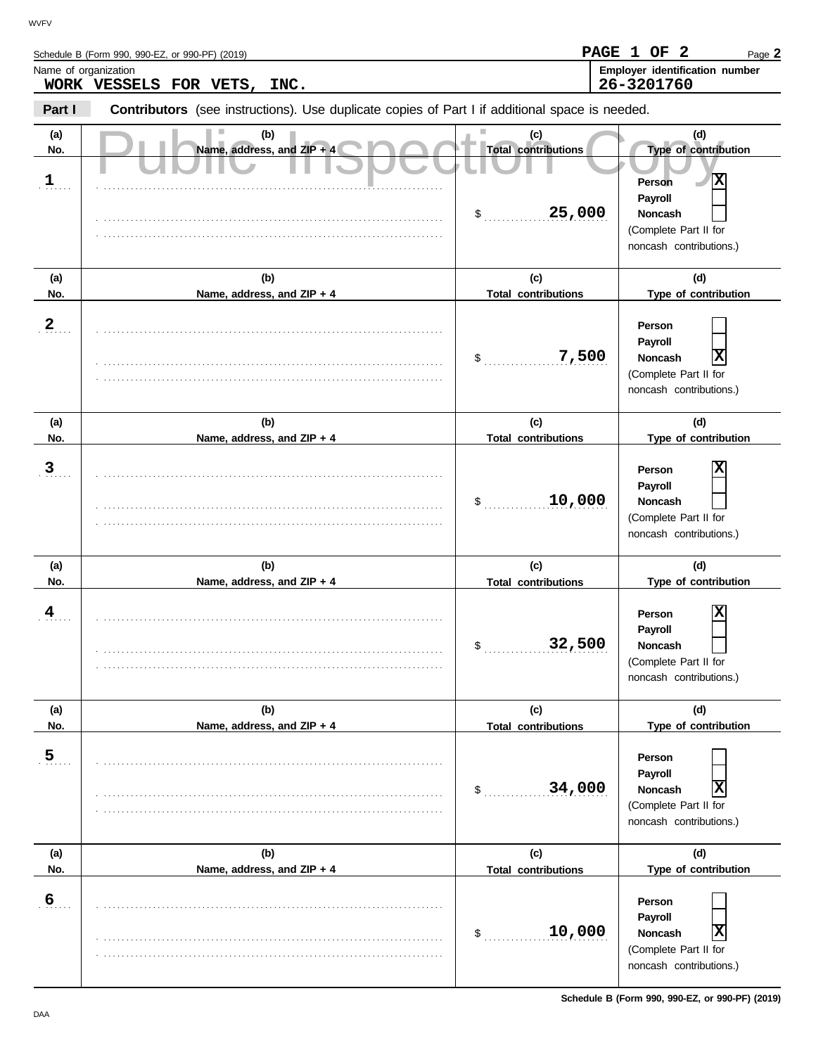Schedule B (Form 990, 990-EZ, or 990-PF) (2019)

PAGE 1 OF 2

Name of organization
**WORK VESSELS FOR VETS, INC.**

Employer identification number
**26-3201760**

**Part I** **Contributors** (see instructions). Use duplicate copies of Part I if additional space is needed.

Public Inspection Copy

| (a) No. | (b) Name, address, and ZIP + 4 | (c) Total contributions | (d) Type of contribution |
|---|---|---|---|
| 1 | | $ 25,000 | Person [X] Payroll [ ] Noncash [ ] (Complete Part II for noncash contributions.) |
| 2 | | $ 7,500 | Person [ ] Payroll [ ] Noncash [X] (Complete Part II for noncash contributions.) |
| 3 | | $ 10,000 | Person [X] Payroll [ ] Noncash [ ] (Complete Part II for noncash contributions.) |
| 4 | | $ 32,500 | Person [X] Payroll [ ] Noncash [ ] (Complete Part II for noncash contributions.) |
| 5 | | $ 34,000 | Person [ ] Payroll [ ] Noncash [X] (Complete Part II for noncash contributions.) |
| 6 | | $ 10,000 | Person [ ] Payroll [ ] Noncash [X] (Complete Part II for noncash contributions.) |

Schedule B (Form 990, 990-EZ, or 990-PF) (2019)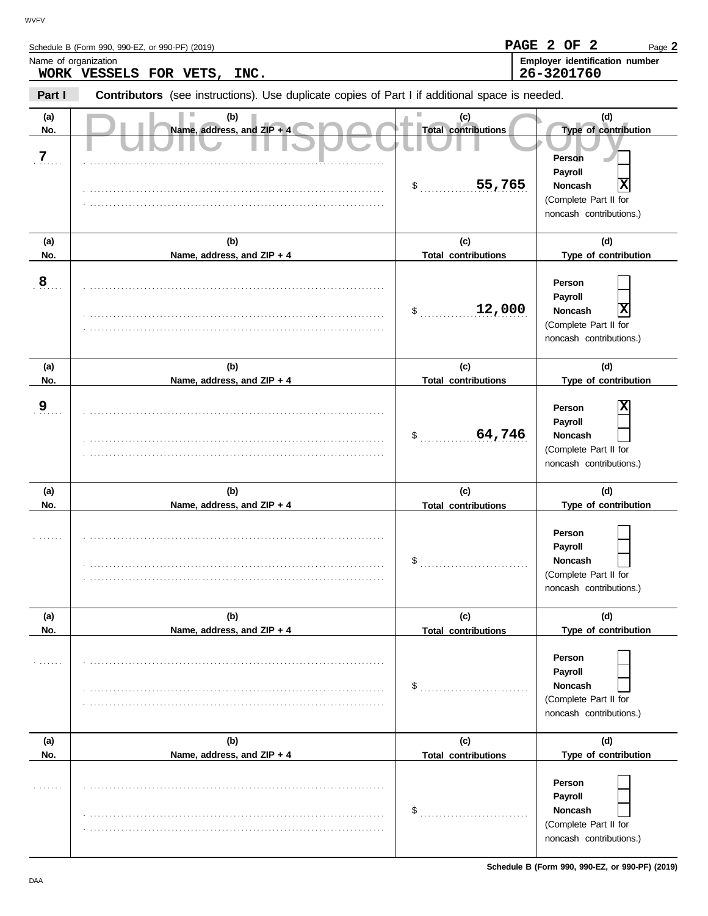Schedule B (Form 990, 990-EZ, or 990-PF) (2019)

Name of organization
**WORK VESSELS FOR VETS, INC.**

Employer identification number
**26-3201760**

**Part I** **Contributors** (see instructions). Use duplicate copies of Part I if additional space is needed.

| (a) No. | (b) Name, address, and ZIP + 4 | (c) Total contributions | (d) Type of contribution |
|---|---|---|---|
| 7 | | $ 55,765 | Person [ ] Payroll [ ] Noncash [X] (Complete Part II for noncash contributions.) |
| 8 | | $ 12,000 | Person [ ] Payroll [ ] Noncash [X] (Complete Part II for noncash contributions.) |
| 9 | | $ 64,746 | Person [X] Payroll [ ] Noncash [ ] (Complete Part II for noncash contributions.) |
| | | $ | Person [ ] Payroll [ ] Noncash [ ] (Complete Part II for noncash contributions.) |
| | | $ | Person [ ] Payroll [ ] Noncash [ ] (Complete Part II for noncash contributions.) |
| | | $ | Person [ ] Payroll [ ] Noncash [ ] (Complete Part II for noncash contributions.) |

Schedule B (Form 990, 990-EZ, or 990-PF) (2019)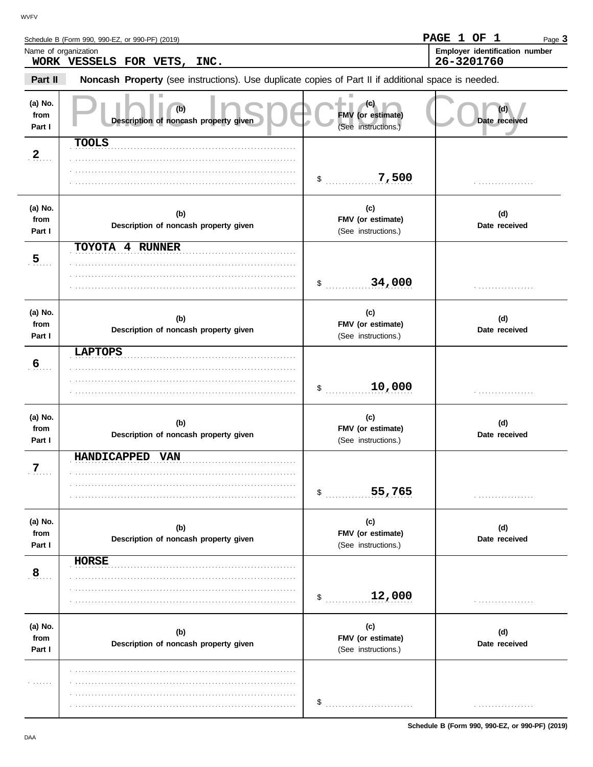Schedule B (Form 990, 990-EZ, or 990-PF) (2019)

Name of organization: **WORK VESSELS FOR VETS, INC.**

Employer identification number: **26-3201760**

**Part II** **Noncash Property** (see instructions). Use duplicate copies of Part II if additional space is needed.

Public Inspection Copy

| (a) No. from Part I | (b) Description of noncash property given | (c) FMV (or estimate) (See instructions.) | (d) Date received |
|---|---|---|---|
| 2 | TOOLS | $ 7,500 | |
| 5 | TOYOTA 4 RUNNER | $ 34,000 | |
| 6 | LAPTOPS | $ 10,000 | |
| 7 | HANDICAPPED VAN | $ 55,765 | |
| 8 | HORSE | $ 12,000 | |
| | | $ | |

Schedule B (Form 990, 990-EZ, or 990-PF) (2019)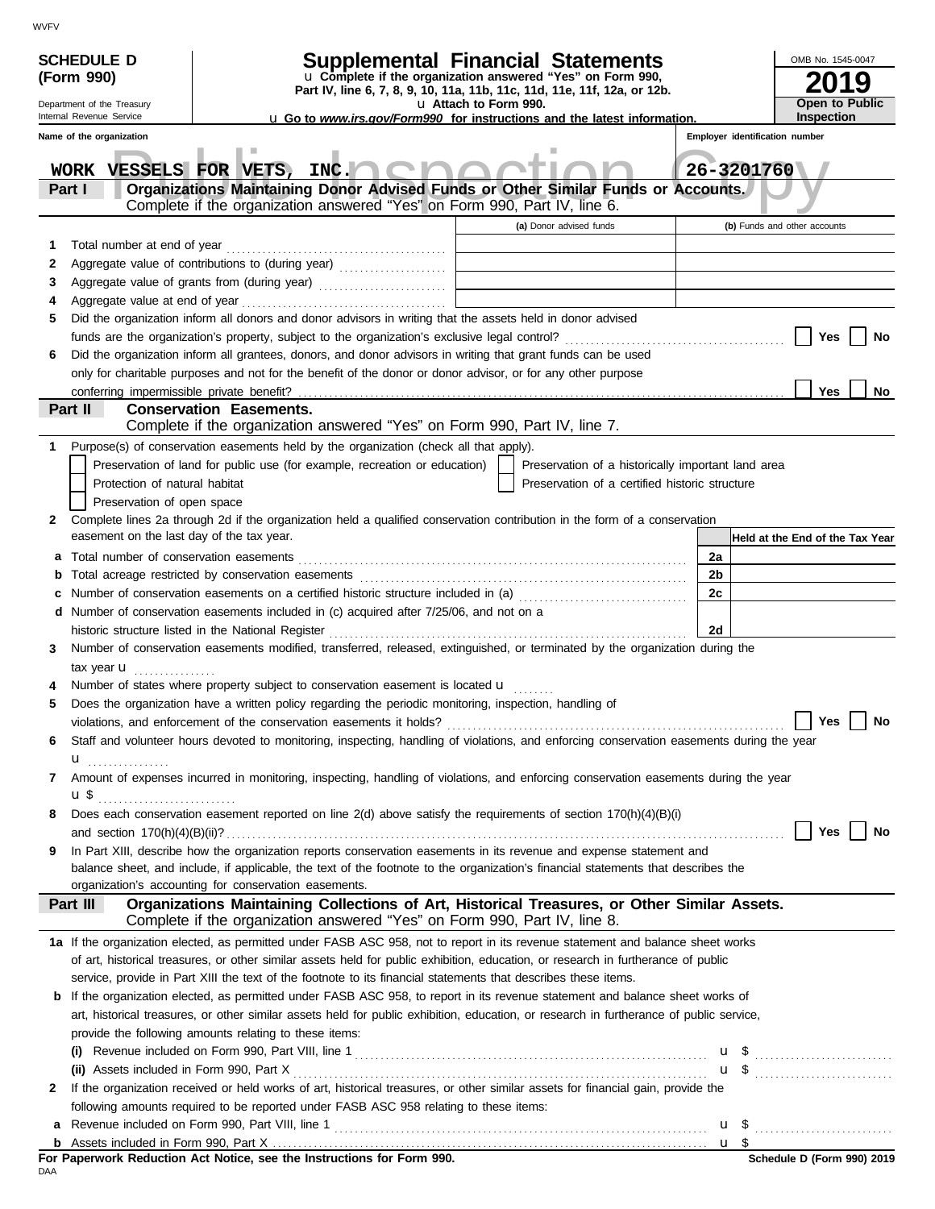WVFV

**SCHEDULE D (Form 990)**

Department of the Treasury
Internal Revenue Service

# Supplemental Financial Statements

u **Complete if the organization answered "Yes" on Form 990, Part IV, line 6, 7, 8, 9, 10, 11a, 11b, 11c, 11d, 11e, 11f, 12a, or 12b.**

u **Attach to Form 990.**

u **Go to *www.irs.gov/Form990* for instructions and the latest information.**

OMB No. 1545-0047

**2019**

**Open to Public Inspection**

**Name of the organization:** WORK VESSELS FOR VETS, INC.

**Employer identification number:** 26-3201760

## Part I — Organizations Maintaining Donor Advised Funds or Other Similar Funds or Accounts.

Complete if the organization answered "Yes" on Form 990, Part IV, line 6.

| | | (a) Donor advised funds | (b) Funds and other accounts |
|---|---|---|---|
| 1 | Total number at end of year | | |
| 2 | Aggregate value of contributions to (during year) | | |
| 3 | Aggregate value of grants from (during year) | | |
| 4 | Aggregate value at end of year | | |

5 Did the organization inform all donors and donor advisors in writing that the assets held in donor advised funds are the organization's property, subject to the organization's exclusive legal control? ☐ Yes ☐ No

6 Did the organization inform all grantees, donors, and donor advisors in writing that grant funds can be used only for charitable purposes and not for the benefit of the donor or donor advisor, or for any other purpose conferring impermissible private benefit? ☐ Yes ☐ No

## Part II — Conservation Easements.

Complete if the organization answered "Yes" on Form 990, Part IV, line 7.

1 Purpose(s) of conservation easements held by the organization (check all that apply).

- ☐ Preservation of land for public use (for example, recreation or education)
- ☐ Preservation of a historically important land area
- ☐ Protection of natural habitat
- ☐ Preservation of a certified historic structure
- ☐ Preservation of open space

2 Complete lines 2a through 2d if the organization held a qualified conservation contribution in the form of a conservation easement on the last day of the tax year.

| | | | Held at the End of the Tax Year |
|---|---|---|---|
| a | Total number of conservation easements | 2a | |
| b | Total acreage restricted by conservation easements | 2b | |
| c | Number of conservation easements on a certified historic structure included in (a) | 2c | |
| d | Number of conservation easements included in (c) acquired after 7/25/06, and not on a historic structure listed in the National Register | 2d | |

3 Number of conservation easements modified, transferred, released, extinguished, or terminated by the organization during the tax year u

4 Number of states where property subject to conservation easement is located u

5 Does the organization have a written policy regarding the periodic monitoring, inspection, handling of violations, and enforcement of the conservation easements it holds? ☐ Yes ☐ No

6 Staff and volunteer hours devoted to monitoring, inspecting, handling of violations, and enforcing conservation easements during the year u

7 Amount of expenses incurred in monitoring, inspecting, handling of violations, and enforcing conservation easements during the year u $

8 Does each conservation easement reported on line 2(d) above satisfy the requirements of section 170(h)(4)(B)(i) and section 170(h)(4)(B)(ii)? ☐ Yes ☐ No

9 In Part XIII, describe how the organization reports conservation easements in its revenue and expense statement and balance sheet, and include, if applicable, the text of the footnote to the organization's financial statements that describes the organization's accounting for conservation easements.

## Part III — Organizations Maintaining Collections of Art, Historical Treasures, or Other Similar Assets.

Complete if the organization answered "Yes" on Form 990, Part IV, line 8.

1a If the organization elected, as permitted under FASB ASC 958, not to report in its revenue statement and balance sheet works of art, historical treasures, or other similar assets held for public exhibition, education, or research in furtherance of public service, provide in Part XIII the text of the footnote to its financial statements that describes these items.

b If the organization elected, as permitted under FASB ASC 958, to report in its revenue statement and balance sheet works of art, historical treasures, or other similar assets held for public exhibition, education, or research in furtherance of public service, provide the following amounts relating to these items:

(i) Revenue included on Form 990, Part VIII, line 1 u $

(ii) Assets included in Form 990, Part X u $

2 If the organization received or held works of art, historical treasures, or other similar assets for financial gain, provide the following amounts required to be reported under FASB ASC 958 relating to these items:

a Revenue included on Form 990, Part VIII, line 1 u $

b Assets included in Form 990, Part X u $

**For Paperwork Reduction Act Notice, see the Instructions for Form 990.**

DAA

**Schedule D (Form 990) 2019**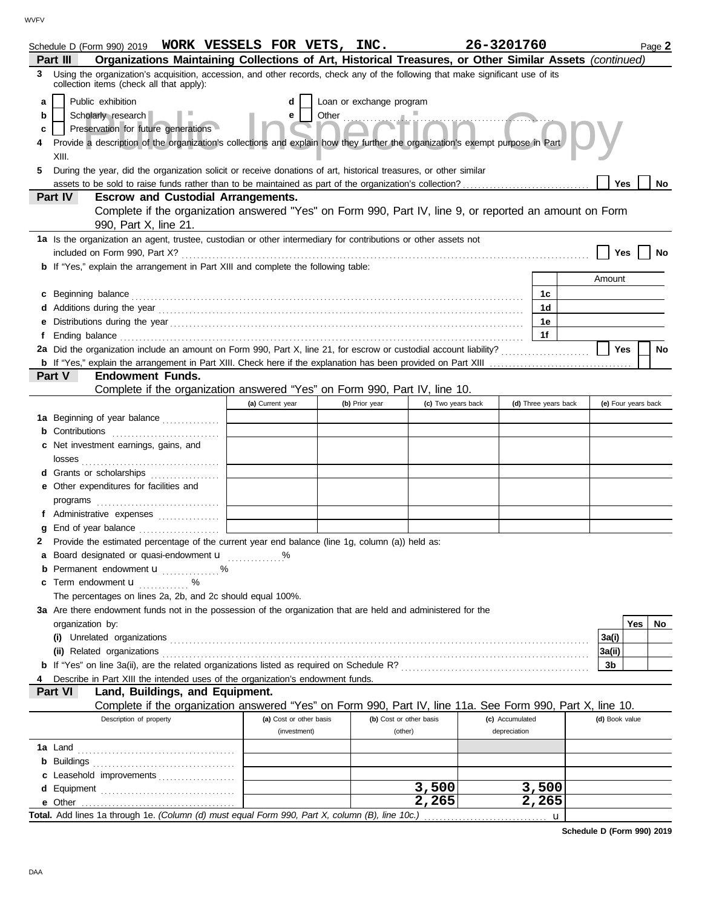Schedule D (Form 990) 2019 **WORK VESSELS FOR VETS, INC.** **26-3201760** Page **2**

**Part III** **Organizations Maintaining Collections of Art, Historical Treasures, or Other Similar Assets** *(continued)*

**3** Using the organization's acquisition, accession, and other records, check any of the following that make significant use of its collection items (check all that apply):

- **a** ☐ Public exhibition
- **b** ☐ Scholarly research
- **c** ☐ Preservation for future generations
- **d** ☐ Loan or exchange program
- **e** ☐ Other

**4** Provide a description of the organization's collections and explain how they further the organization's exempt purpose in Part XIII.

**5** During the year, did the organization solicit or receive donations of art, historical treasures, or other similar assets to be sold to raise funds rather than to be maintained as part of the organization's collection? ☐ Yes ☐ No

**Part IV** **Escrow and Custodial Arrangements.**
Complete if the organization answered "Yes" on Form 990, Part IV, line 9, or reported an amount on Form 990, Part X, line 21.

**1a** Is the organization an agent, trustee, custodian or other intermediary for contributions or other assets not included on Form 990, Part X? ☐ Yes ☐ No

**b** If "Yes," explain the arrangement in Part XIII and complete the following table:

| | | Amount |
|---|---|---|
| **c** Beginning balance | 1c | |
| **d** Additions during the year | 1d | |
| **e** Distributions during the year | 1e | |
| **f** Ending balance | 1f | |

**2a** Did the organization include an amount on Form 990, Part X, line 21, for escrow or custodial account liability? ☐ Yes ☐ No

**b** If "Yes," explain the arrangement in Part XIII. Check here if the explanation has been provided on Part XIII ☐

**Part V** **Endowment Funds.**
Complete if the organization answered "Yes" on Form 990, Part IV, line 10.

| | (a) Current year | (b) Prior year | (c) Two years back | (d) Three years back | (e) Four years back |
|---|---|---|---|---|---|
| **1a** Beginning of year balance | | | | | |
| **b** Contributions | | | | | |
| **c** Net investment earnings, gains, and losses | | | | | |
| **d** Grants or scholarships | | | | | |
| **e** Other expenditures for facilities and programs | | | | | |
| **f** Administrative expenses | | | | | |
| **g** End of year balance | | | | | |

**2** Provide the estimated percentage of the current year end balance (line 1g, column (a)) held as:

- **a** Board designated or quasi-endowment u ..........%
- **b** Permanent endowment u ..........%
- **c** Term endowment u ..........%

The percentages on lines 2a, 2b, and 2c should equal 100%.

**3a** Are there endowment funds not in the possession of the organization that are held and administered for the organization by:

| | | Yes | No |
|---|---|---|---|
| **(i)** Unrelated organizations | 3a(i) | | |
| **(ii)** Related organizations | 3a(ii) | | |
| **b** If "Yes" on line 3a(ii), are the related organizations listed as required on Schedule R? | 3b | | |

**4** Describe in Part XIII the intended uses of the organization's endowment funds.

**Part VI** **Land, Buildings, and Equipment.**
Complete if the organization answered "Yes" on Form 990, Part IV, line 11a. See Form 990, Part X, line 10.

| Description of property | (a) Cost or other basis (investment) | (b) Cost or other basis (other) | (c) Accumulated depreciation | (d) Book value |
|---|---|---|---|---|
| **1a** Land | | | | |
| **b** Buildings | | | | |
| **c** Leasehold improvements | | | | |
| **d** Equipment | | 3,500 | 3,500 | |
| **e** Other | | 2,265 | 2,265 | |
| **Total.** Add lines 1a through 1e. *(Column (d) must equal Form 990, Part X, column (B), line 10c.)* u | | | | |

**Schedule D (Form 990) 2019**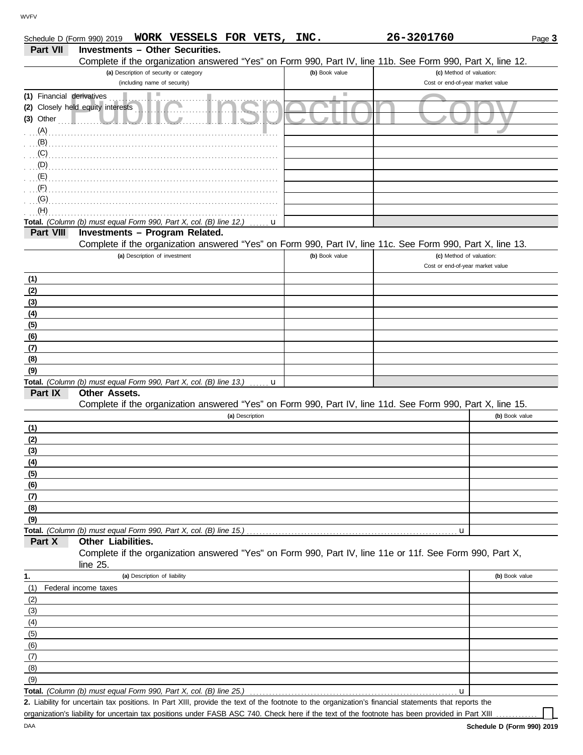Schedule D (Form 990) 2019 **WORK VESSELS FOR VETS, INC.** **26-3201760**

## Part VII Investments – Other Securities.

Complete if the organization answered "Yes" on Form 990, Part IV, line 11b. See Form 990, Part X, line 12.

| (a) Description of security or category (including name of security) | (b) Book value | (c) Method of valuation: Cost or end-of-year market value |
|---|---|---|
| (1) Financial derivatives | | |
| (2) Closely held equity interests | | |
| (3) Other | | |
| (A) | | |
| (B) | | |
| (C) | | |
| (D) | | |
| (E) | | |
| (F) | | |
| (G) | | |
| (H) | | |
| **Total.** *(Column (b) must equal Form 990, Part X, col. (B) line 12.)* u | | |

Public Inspection Copy

## Part VIII Investments – Program Related.

Complete if the organization answered "Yes" on Form 990, Part IV, line 11c. See Form 990, Part X, line 13.

| (a) Description of investment | (b) Book value | (c) Method of valuation: Cost or end-of-year market value |
|---|---|---|
| (1) | | |
| (2) | | |
| (3) | | |
| (4) | | |
| (5) | | |
| (6) | | |
| (7) | | |
| (8) | | |
| (9) | | |
| **Total.** *(Column (b) must equal Form 990, Part X, col. (B) line 13.)* u | | |

## Part IX Other Assets.

Complete if the organization answered "Yes" on Form 990, Part IV, line 11d. See Form 990, Part X, line 15.

| (a) Description | (b) Book value |
|---|---|
| (1) | |
| (2) | |
| (3) | |
| (4) | |
| (5) | |
| (6) | |
| (7) | |
| (8) | |
| (9) | |
| **Total.** *(Column (b) must equal Form 990, Part X, col. (B) line 15.)* u | |

## Part X Other Liabilities.

Complete if the organization answered "Yes" on Form 990, Part IV, line 11e or 11f. See Form 990, Part X, line 25.

| 1. (a) Description of liability | (b) Book value |
|---|---|
| (1) Federal income taxes | |
| (2) | |
| (3) | |
| (4) | |
| (5) | |
| (6) | |
| (7) | |
| (8) | |
| (9) | |
| **Total.** *(Column (b) must equal Form 990, Part X, col. (B) line 25.)* u | |

**2.** Liability for uncertain tax positions. In Part XIII, provide the text of the footnote to the organization's financial statements that reports the organization's liability for uncertain tax positions under FASB ASC 740. Check here if the text of the footnote has been provided in Part XIII ☐

DAA **Schedule D (Form 990) 2019**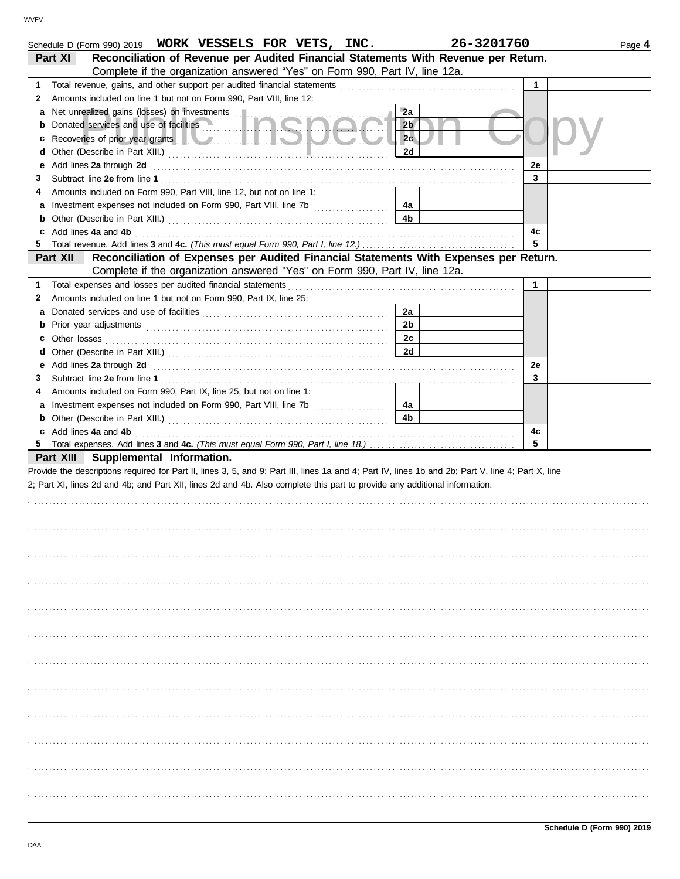Schedule D (Form 990) 2019 **WORK VESSELS FOR VETS, INC.** **26-3201760** Page **4**

## Part XI Reconciliation of Revenue per Audited Financial Statements With Revenue per Return.

Complete if the organization answered "Yes" on Form 990, Part IV, line 12a.

| | | | | | |
|---|---|---|---|---|---|
| **1** | Total revenue, gains, and other support per audited financial statements | | | 1 | |
| **2** | Amounts included on line 1 but not on Form 990, Part VIII, line 12: | | | | |
| **a** | Net unrealized gains (losses) on investments | 2a | | | |
| **b** | Donated services and use of facilities | 2b | | | |
| **c** | Recoveries of prior year grants | 2c | | | |
| **d** | Other (Describe in Part XIII.) | 2d | | | |
| **e** | Add lines **2a** through **2d** | | | 2e | |
| **3** | Subtract line **2e** from line **1** | | | 3 | |
| **4** | Amounts included on Form 990, Part VIII, line 12, but not on line 1: | | | | |
| **a** | Investment expenses not included on Form 990, Part VIII, line 7b | 4a | | | |
| **b** | Other (Describe in Part XIII.) | 4b | | | |
| **c** | Add lines **4a** and **4b** | | | 4c | |
| **5** | Total revenue. Add lines **3** and **4c.** *(This must equal Form 990, Part I, line 12.)* | | | 5 | |

## Part XII Reconciliation of Expenses per Audited Financial Statements With Expenses per Return.

Complete if the organization answered "Yes" on Form 990, Part IV, line 12a.

| | | | | | |
|---|---|---|---|---|---|
| **1** | Total expenses and losses per audited financial statements | | | 1 | |
| **2** | Amounts included on line 1 but not on Form 990, Part IX, line 25: | | | | |
| **a** | Donated services and use of facilities | 2a | | | |
| **b** | Prior year adjustments | 2b | | | |
| **c** | Other losses | 2c | | | |
| **d** | Other (Describe in Part XIII.) | 2d | | | |
| **e** | Add lines **2a** through **2d** | | | 2e | |
| **3** | Subtract line **2e** from line **1** | | | 3 | |
| **4** | Amounts included on Form 990, Part IX, line 25, but not on line 1: | | | | |
| **a** | Investment expenses not included on Form 990, Part VIII, line 7b | 4a | | | |
| **b** | Other (Describe in Part XIII.) | 4b | | | |
| **c** | Add lines **4a** and **4b** | | | 4c | |
| **5** | Total expenses. Add lines **3** and **4c.** *(This must equal Form 990, Part I, line 18.)* | | | 5 | |

## Part XIII Supplemental Information.

Provide the descriptions required for Part II, lines 3, 5, and 9; Part III, lines 1a and 4; Part IV, lines 1b and 2b; Part V, line 4; Part X, line 2; Part XI, lines 2d and 4b; and Part XII, lines 2d and 4b. Also complete this part to provide any additional information.

**Schedule D (Form 990) 2019**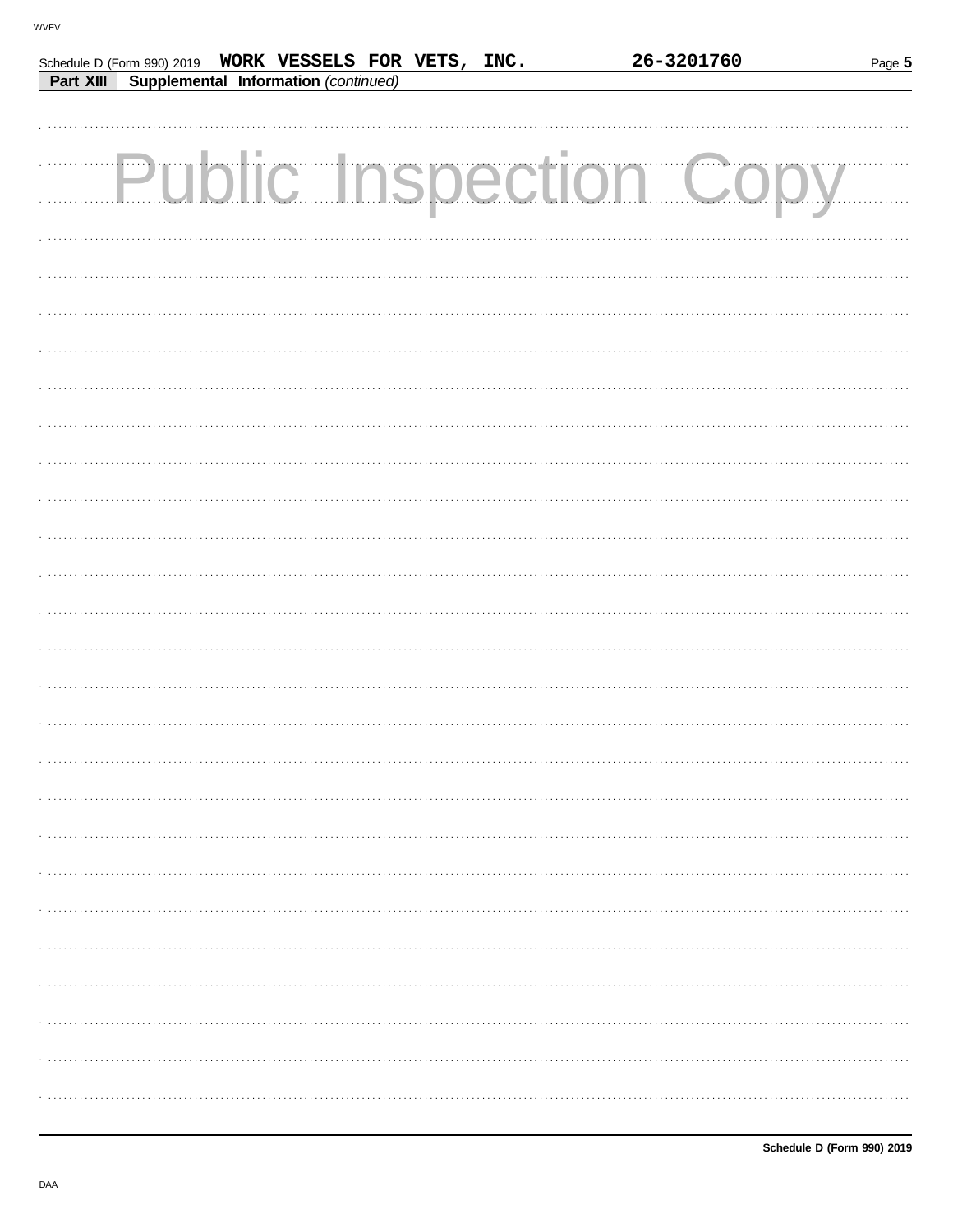Schedule D (Form 990) 2019 WORK VESSELS FOR VETS, INC. 26-3201760

**Part XIII Supplemental Information** *(continued)*

Public Inspection Copy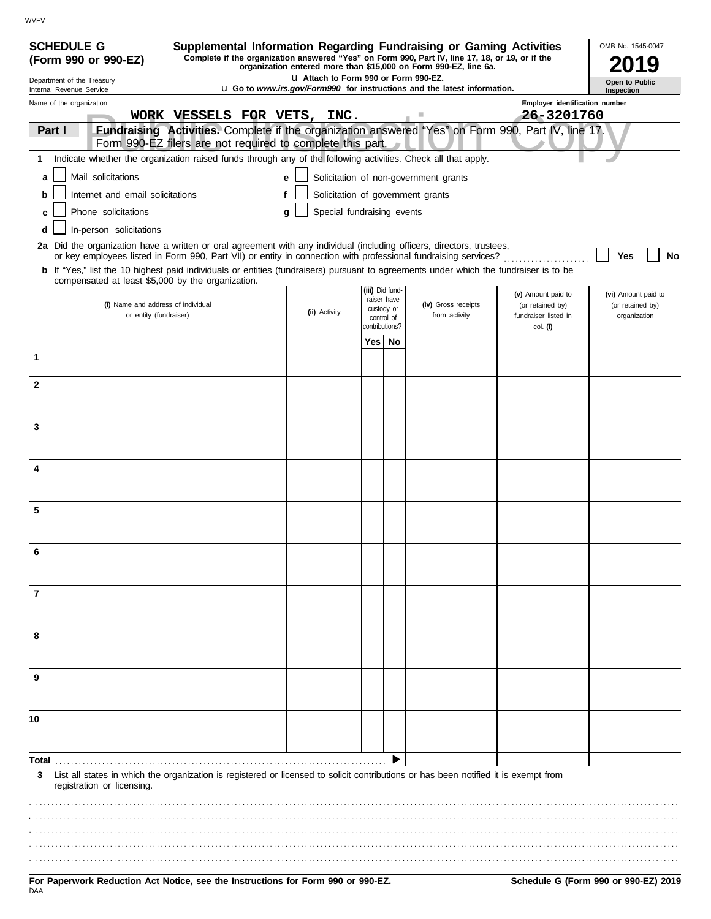WVFV

**SCHEDULE G (Form 990 or 990-EZ)**

Department of the Treasury
Internal Revenue Service

# Supplemental Information Regarding Fundraising or Gaming Activities

**Complete if the organization answered "Yes" on Form 990, Part IV, line 17, 18, or 19, or if the organization entered more than $15,000 on Form 990-EZ, line 6a.**

u **Attach to Form 990 or Form 990-EZ.**

u **Go to *www.irs.gov/Form990* for instructions and the latest information.**

OMB No. 1545-0047

**2019**

**Open to Public Inspection**

Name of the organization: WORK VESSELS FOR VETS, INC.

Employer identification number: 26-3201760

**Part I** **Fundraising Activities.** Complete if the organization answered "Yes" on Form 990, Part IV, line 17. Form 990-EZ filers are not required to complete this part.

**1** Indicate whether the organization raised funds through any of the following activities. Check all that apply.

- **a** ☐ Mail solicitations
- **b** ☐ Internet and email solicitations
- **c** ☐ Phone solicitations
- **d** ☐ In-person solicitations
- **e** ☐ Solicitation of non-government grants
- **f** ☐ Solicitation of government grants
- **g** ☐ Special fundraising events

**2a** Did the organization have a written or oral agreement with any individual (including officers, directors, trustees, or key employees listed in Form 990, Part VII) or entity in connection with professional fundraising services? ☐ **Yes** ☐ **No**

**b** If "Yes," list the 10 highest paid individuals or entities (fundraisers) pursuant to agreements under which the fundraiser is to be compensated at least $5,000 by the organization.

| | (i) Name and address of individual or entity (fundraiser) | (ii) Activity | (iii) Did fund-raiser have custody or control of contributions? Yes | No | (iv) Gross receipts from activity | (v) Amount paid to (or retained by) fundraiser listed in col. (i) | (vi) Amount paid to (or retained by) organization |
|---|---|---|---|---|---|---|---|
| 1 | | | | | | | |
| 2 | | | | | | | |
| 3 | | | | | | | |
| 4 | | | | | | | |
| 5 | | | | | | | |
| 6 | | | | | | | |
| 7 | | | | | | | |
| 8 | | | | | | | |
| 9 | | | | | | | |
| 10 | | | | | | | |
| **Total** | | | | ▶ | | | |

**3** List all states in which the organization is registered or licensed to solicit contributions or has been notified it is exempt from registration or licensing.

**For Paperwork Reduction Act Notice, see the Instructions for Form 990 or 990-EZ.**

**Schedule G (Form 990 or 990-EZ) 2019**

DAA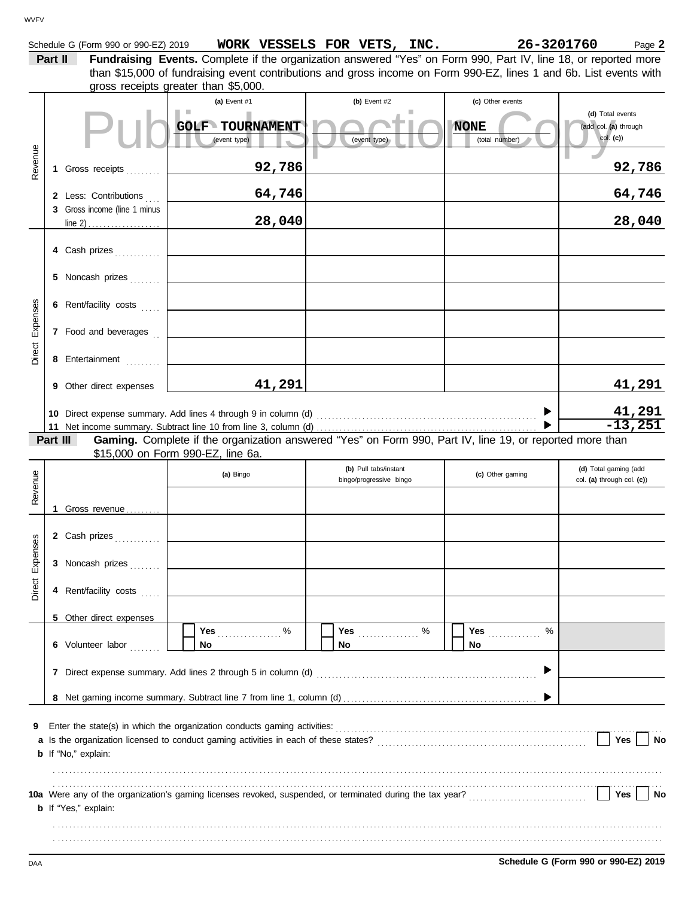Schedule G (Form 990 or 990-EZ) 2019 **WORK VESSELS FOR VETS, INC.** **26-3201760** Page **2**

**Part II** **Fundraising Events.** Complete if the organization answered "Yes" on Form 990, Part IV, line 18, or reported more than $15,000 of fundraising event contributions and gross income on Form 990-EZ, lines 1 and 6b. List events with gross receipts greater than $5,000.

Public Inspection Copy

| | | (a) Event #1 | (b) Event #2 | (c) Other events | (d) Total events (add col. (a) through col. (c)) |
|---|---|---|---|---|---|
| | | GOLF TOURNAMENT (event type) | (event type) | NONE (total number) | |
| Revenue | 1 Gross receipts | 92,786 | | | 92,786 |
| | 2 Less: Contributions | 64,746 | | | 64,746 |
| | 3 Gross income (line 1 minus line 2) | 28,040 | | | 28,040 |
| Direct Expenses | 4 Cash prizes | | | | |
| | 5 Noncash prizes | | | | |
| | 6 Rent/facility costs | | | | |
| | 7 Food and beverages | | | | |
| | 8 Entertainment | | | | |
| | 9 Other direct expenses | 41,291 | | | 41,291 |
| | 10 Direct expense summary. Add lines 4 through 9 in column (d) | | | ▶ | 41,291 |
| | 11 Net income summary. Subtract line 10 from line 3, column (d) | | | ▶ | -13,251 |

**Part III** **Gaming.** Complete if the organization answered "Yes" on Form 990, Part IV, line 19, or reported more than $15,000 on Form 990-EZ, line 6a.

| | | (a) Bingo | (b) Pull tabs/instant bingo/progressive bingo | (c) Other gaming | (d) Total gaming (add col. (a) through col. (c)) |
|---|---|---|---|---|---|
| Revenue | 1 Gross revenue | | | | |
| Direct Expenses | 2 Cash prizes | | | | |
| | 3 Noncash prizes | | | | |
| | 4 Rent/facility costs | | | | |
| | 5 Other direct expenses | | | | |
| | 6 Volunteer labor | ☐ Yes ____ % ☐ No | ☐ Yes ____ % ☐ No | ☐ Yes ____ % ☐ No | |
| | 7 Direct expense summary. Add lines 2 through 5 in column (d) | | | ▶ | |
| | 8 Net gaming income summary. Subtract line 7 from line 1, column (d) | | | ▶ | |

**9** Enter the state(s) in which the organization conducts gaming activities: ....................

**a** Is the organization licensed to conduct gaming activities in each of these states? ☐ Yes ☐ No

**b** If "No," explain:

**10a** Were any of the organization's gaming licenses revoked, suspended, or terminated during the tax year? ☐ Yes ☐ No

**b** If "Yes," explain:

**Schedule G (Form 990 or 990-EZ) 2019**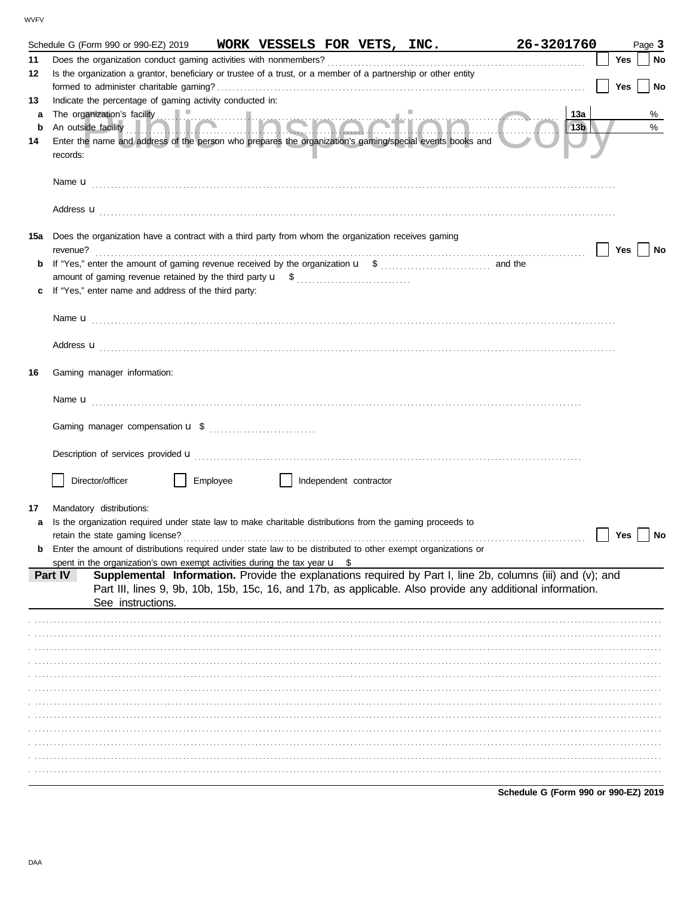Schedule G (Form 990 or 990-EZ) 2019 **WORK VESSELS FOR VETS, INC.** **26-3201760** Page **3**

**11** Does the organization conduct gaming activities with nonmembers? ☐ **Yes** ☐ **No**

**12** Is the organization a grantor, beneficiary or trustee of a trust, or a member of a partnership or other entity formed to administer charitable gaming? ☐ **Yes** ☐ **No**

**13** Indicate the percentage of gaming activity conducted in:

**a** The organization's facility **13a** %

**b** An outside facility **13b** %

**14** Enter the name and address of the person who prepares the organization's gaming/special events books and records:

Name u

Address u

**15a** Does the organization have a contract with a third party from whom the organization receives gaming revenue? ☐ **Yes** ☐ **No**

**b** If "Yes," enter the amount of gaming revenue received by the organization u $ and the amount of gaming revenue retained by the third party u $

**c** If "Yes," enter name and address of the third party:

Name u

Address u

**16** Gaming manager information:

Name u

Gaming manager compensation u $

Description of services provided u

☐ Director/officer ☐ Employee ☐ Independent contractor

**17** Mandatory distributions:

**a** Is the organization required under state law to make charitable distributions from the gaming proceeds to retain the state gaming license? ☐ **Yes** ☐ **No**

**b** Enter the amount of distributions required under state law to be distributed to other exempt organizations or spent in the organization's own exempt activities during the tax year u $

**Part IV** **Supplemental Information.** Provide the explanations required by Part I, line 2b, columns (iii) and (v); and Part III, lines 9, 9b, 10b, 15b, 15c, 16, and 17b, as applicable. Also provide any additional information. See instructions.

**Schedule G (Form 990 or 990-EZ) 2019**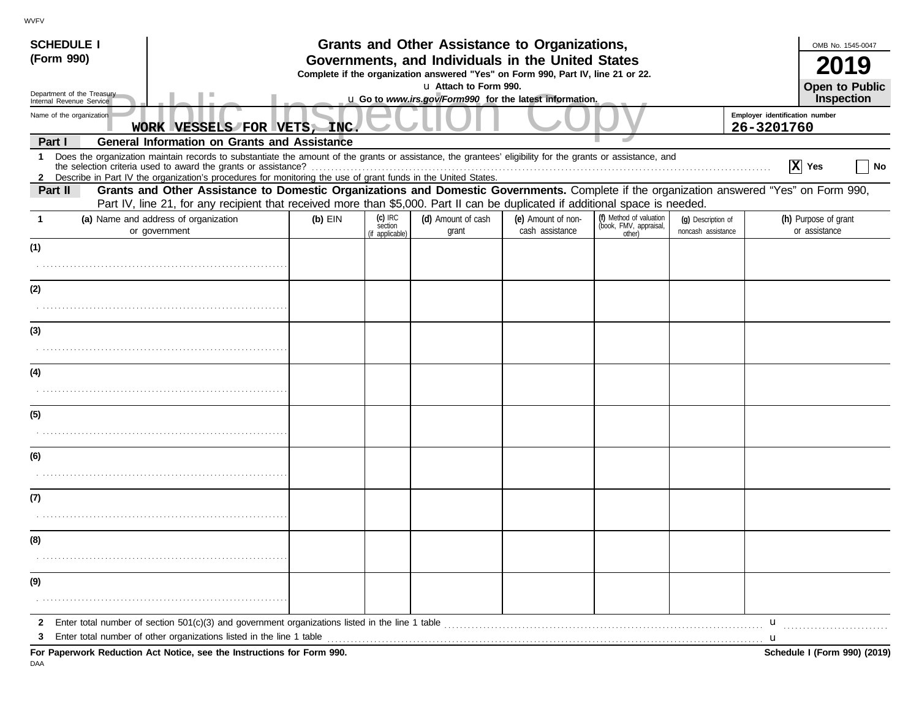WVFV

**SCHEDULE I**
**(Form 990)**

Department of the Treasury
Internal Revenue Service

# Grants and Other Assistance to Organizations, Governments, and Individuals in the United States

**Complete if the organization answered "Yes" on Form 990, Part IV, line 21 or 22.**

u Attach to Form 990.

u Go to *www.irs.gov/Form990* for the latest information.

OMB No. 1545-0047

**2019**

**Open to Public Inspection**

Public Inspection Copy

Name of the organization: WORK VESSELS FOR VETS, INC.

Employer identification number: 26-3201760

## Part I General Information on Grants and Assistance

1 Does the organization maintain records to substantiate the amount of the grants or assistance, the grantees' eligibility for the grants or assistance, and the selection criteria used to award the grants or assistance? [X] Yes [ ] No

2 Describe in Part IV the organization's procedures for monitoring the use of grant funds in the United States.

## Part II Grants and Other Assistance to Domestic Organizations and Domestic Governments.

Complete if the organization answered "Yes" on Form 990, Part IV, line 21, for any recipient that received more than $5,000. Part II can be duplicated if additional space is needed.

| 1 (a) Name and address of organization or government | (b) EIN | (c) IRC section (if applicable) | (d) Amount of cash grant | (e) Amount of non-cash assistance | (f) Method of valuation (book, FMV, appraisal, other) | (g) Description of noncash assistance | (h) Purpose of grant or assistance |
|---|---|---|---|---|---|---|---|
| (1) | | | | | | | |
| (2) | | | | | | | |
| (3) | | | | | | | |
| (4) | | | | | | | |
| (5) | | | | | | | |
| (6) | | | | | | | |
| (7) | | | | | | | |
| (8) | | | | | | | |
| (9) | | | | | | | |

2 Enter total number of section 501(c)(3) and government organizations listed in the line 1 table u

3 Enter total number of other organizations listed in the line 1 table u

**For Paperwork Reduction Act Notice, see the Instructions for Form 990.**

**Schedule I (Form 990) (2019)**

DAA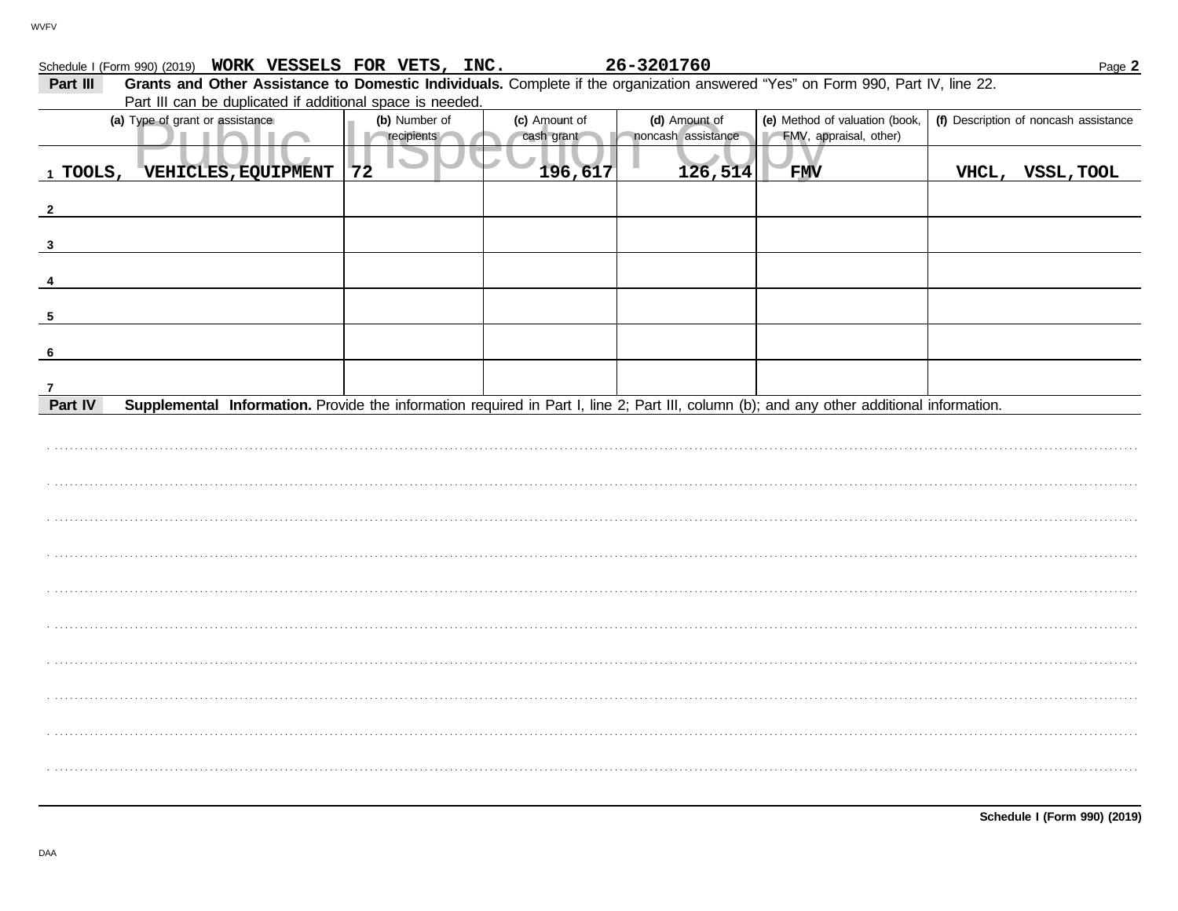Schedule I (Form 990) (2019) **WORK VESSELS FOR VETS, INC.** **26-3201760** Page **2**

**Part III** **Grants and Other Assistance to Domestic Individuals.** Complete if the organization answered "Yes" on Form 990, Part IV, line 22.
Part III can be duplicated if additional space is needed.

| (a) Type of grant or assistance | (b) Number of recipients | (c) Amount of cash grant | (d) Amount of noncash assistance | (e) Method of valuation (book, FMV, appraisal, other) | (f) Description of noncash assistance |
|---|---|---|---|---|---|
| 1 TOOLS, VEHICLES,EQUIPMENT | 72 | 196,617 | 126,514 | FMV | VHCL, VSSL,TOOL |
| 2 | | | | | |
| 3 | | | | | |
| 4 | | | | | |
| 5 | | | | | |
| 6 | | | | | |
| 7 | | | | | |

**Part IV** **Supplemental Information.** Provide the information required in Part I, line 2; Part III, column (b); and any other additional information.

**Schedule I (Form 990) (2019)**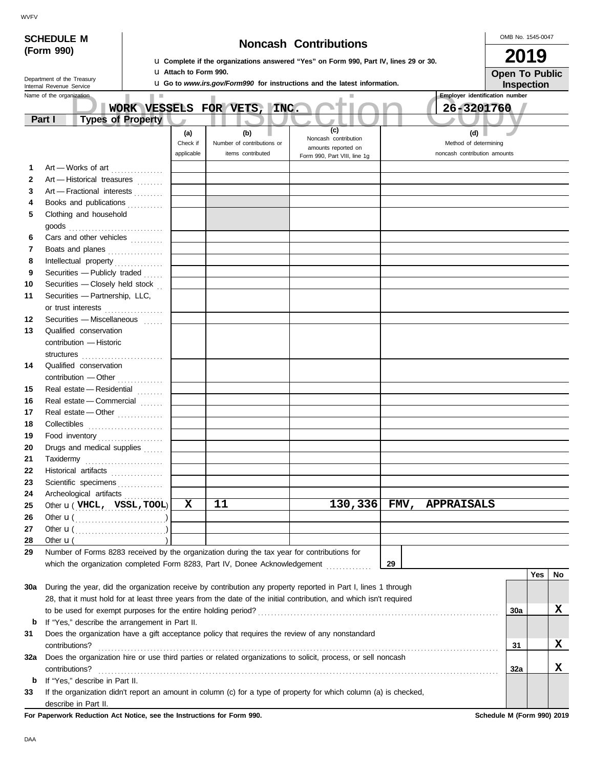**SCHEDULE M (Form 990)**

Department of the Treasury
Internal Revenue Service

# Noncash Contributions

u Complete if the organizations answered "Yes" on Form 990, Part IV, lines 29 or 30.
u Attach to Form 990.
u Go to *www.irs.gov/Form990* for instructions and the latest information.

OMB No. 1545-0047

**2019**

**Open To Public Inspection**

Name of the organization: **WORK VESSELS FOR VETS, INC.**

Employer identification number: **26-3201760**

## Part I Types of Property

| | | (a) Check if applicable | (b) Number of contributions or items contributed | (c) Noncash contribution amounts reported on Form 990, Part VIII, line 1g | (d) Method of determining noncash contribution amounts |
|---|---|---|---|---|---|
| 1 | Art — Works of art | | | | |
| 2 | Art — Historical treasures | | | | |
| 3 | Art — Fractional interests | | | | |
| 4 | Books and publications | | | | |
| 5 | Clothing and household goods | | | | |
| 6 | Cars and other vehicles | | | | |
| 7 | Boats and planes | | | | |
| 8 | Intellectual property | | | | |
| 9 | Securities — Publicly traded | | | | |
| 10 | Securities — Closely held stock | | | | |
| 11 | Securities — Partnership, LLC, or trust interests | | | | |
| 12 | Securities — Miscellaneous | | | | |
| 13 | Qualified conservation contribution — Historic structures | | | | |
| 14 | Qualified conservation contribution — Other | | | | |
| 15 | Real estate — Residential | | | | |
| 16 | Real estate — Commercial | | | | |
| 17 | Real estate — Other | | | | |
| 18 | Collectibles | | | | |
| 19 | Food inventory | | | | |
| 20 | Drugs and medical supplies | | | | |
| 21 | Taxidermy | | | | |
| 22 | Historical artifacts | | | | |
| 23 | Scientific specimens | | | | |
| 24 | Archeological artifacts | | | | |
| 25 | Other u ( VHCL, VSSL,TOOL ) | X | 11 | 130,336 | FMV, APPRAISALS |
| 26 | Other u ( ) | | | | |
| 27 | Other u ( ) | | | | |
| 28 | Other u ( ) | | | | |

29 Number of Forms 8283 received by the organization during the tax year for contributions for which the organization completed Form 8283, Part IV, Donee Acknowledgement ..... **29**

| | | | Yes | No |
|---|---|---|---|---|
| 30a | During the year, did the organization receive by contribution any property reported in Part I, lines 1 through 28, that it must hold for at least three years from the date of the initial contribution, and which isn't required to be used for exempt purposes for the entire holding period? | 30a | | X |
| b | If "Yes," describe the arrangement in Part II. | | | |
| 31 | Does the organization have a gift acceptance policy that requires the review of any nonstandard contributions? | 31 | | X |
| 32a | Does the organization hire or use third parties or related organizations to solicit, process, or sell noncash contributions? | 32a | | X |
| b | If "Yes," describe in Part II. | | | |
| 33 | If the organization didn't report an amount in column (c) for a type of property for which column (a) is checked, describe in Part II. | | | |

**For Paperwork Reduction Act Notice, see the Instructions for Form 990.** **Schedule M (Form 990) 2019**

DAA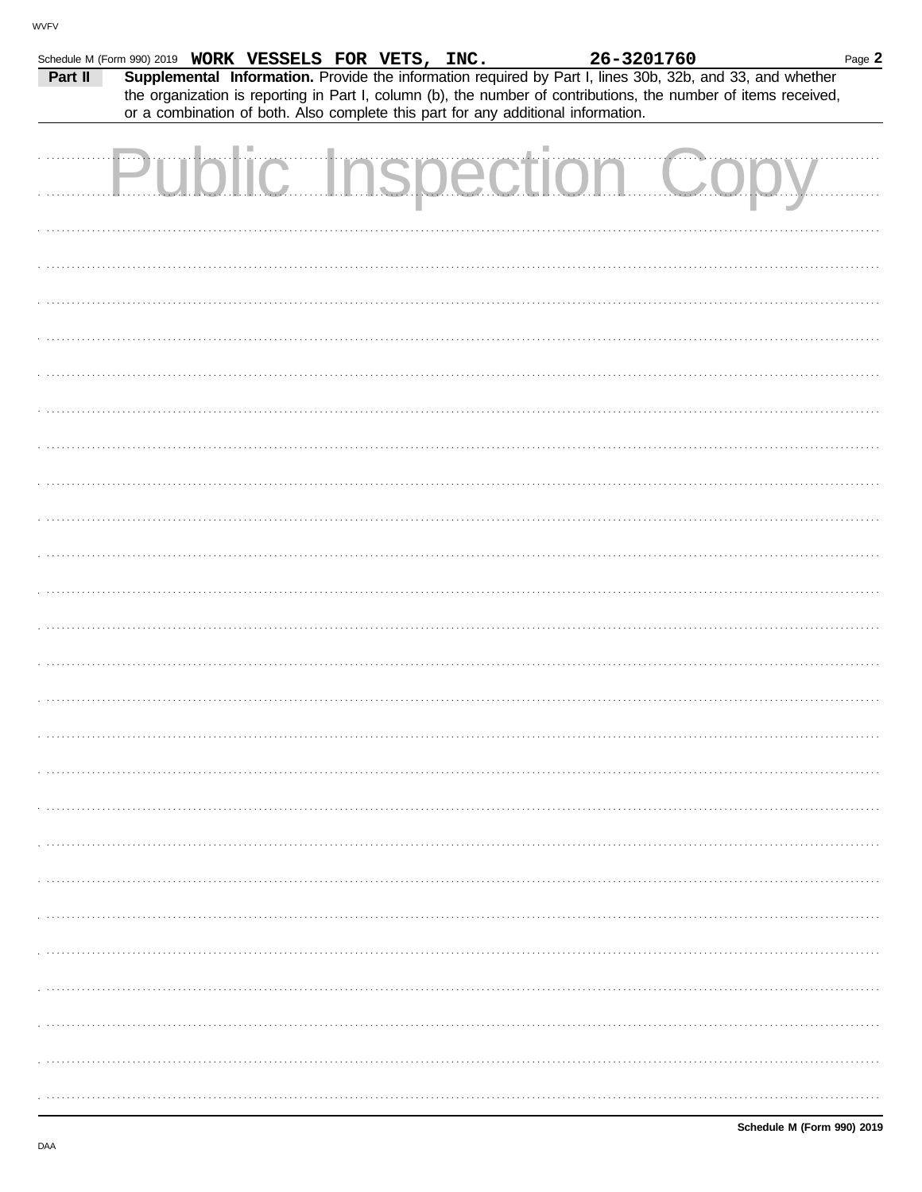Schedule M (Form 990) 2019 **WORK VESSELS FOR VETS, INC.** **26-3201760** Page **2**

**Part II** **Supplemental Information.** Provide the information required by Part I, lines 30b, 32b, and 33, and whether the organization is reporting in Part I, column (b), the number of contributions, the number of items received, or a combination of both. Also complete this part for any additional information.

Public Inspection Copy

**Schedule M (Form 990) 2019**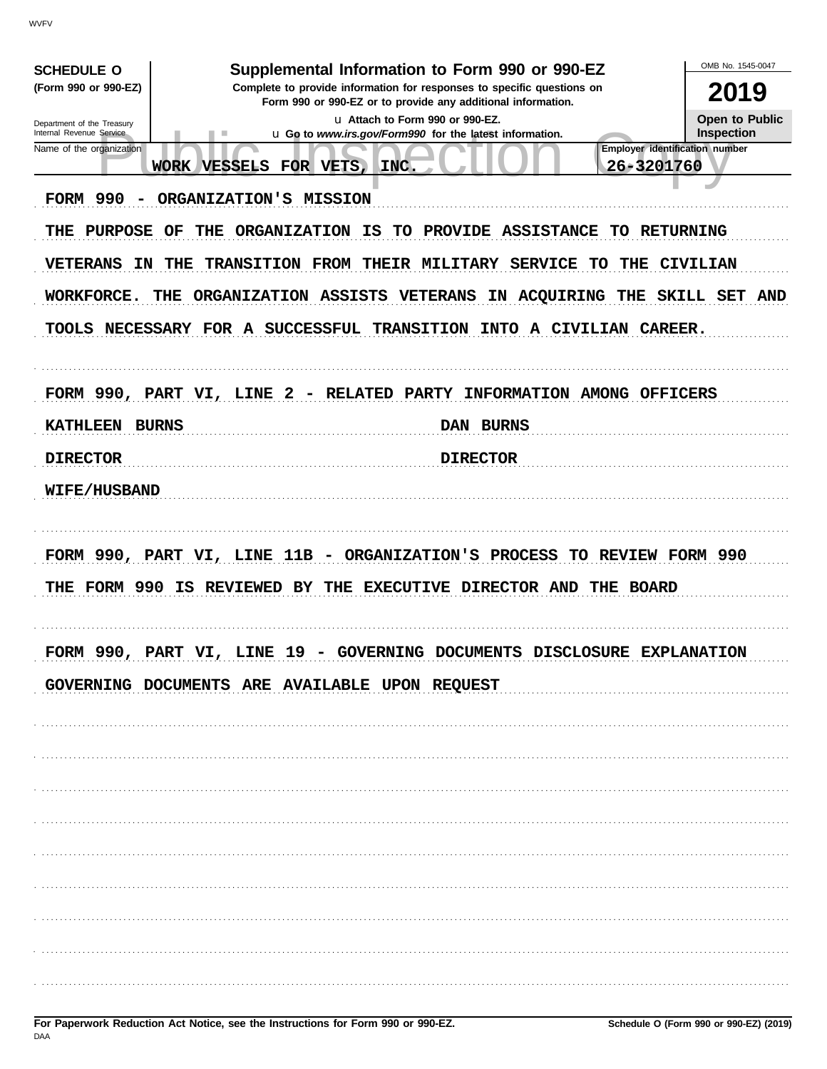**SCHEDULE O**
**(Form 990 or 990-EZ)**

Department of the Treasury
Internal Revenue Service

# Supplemental Information to Form 990 or 990-EZ

**Complete to provide information for responses to specific questions on Form 990 or 990-EZ or to provide any additional information.**

u Attach to Form 990 or 990-EZ.
u Go to *www.irs.gov/Form990* for the latest information.

OMB No. 1545-0047

**2019**

**Open to Public Inspection**

| Name of the organization | Employer identification number |
|---|---|
| WORK VESSELS FOR VETS, INC. | 26-3201760 |

FORM 990 - ORGANIZATION'S MISSION

THE PURPOSE OF THE ORGANIZATION IS TO PROVIDE ASSISTANCE TO RETURNING VETERANS IN THE TRANSITION FROM THEIR MILITARY SERVICE TO THE CIVILIAN WORKFORCE. THE ORGANIZATION ASSISTS VETERANS IN ACQUIRING THE SKILL SET AND TOOLS NECESSARY FOR A SUCCESSFUL TRANSITION INTO A CIVILIAN CAREER.

FORM 990, PART VI, LINE 2 - RELATED PARTY INFORMATION AMONG OFFICERS

| | |
|---|---|
| KATHLEEN BURNS | DAN BURNS |
| DIRECTOR | DIRECTOR |
| WIFE/HUSBAND | |

FORM 990, PART VI, LINE 11B - ORGANIZATION'S PROCESS TO REVIEW FORM 990

THE FORM 990 IS REVIEWED BY THE EXECUTIVE DIRECTOR AND THE BOARD

FORM 990, PART VI, LINE 19 - GOVERNING DOCUMENTS DISCLOSURE EXPLANATION

GOVERNING DOCUMENTS ARE AVAILABLE UPON REQUEST

**For Paperwork Reduction Act Notice, see the Instructions for Form 990 or 990-EZ.** **Schedule O (Form 990 or 990-EZ) (2019)**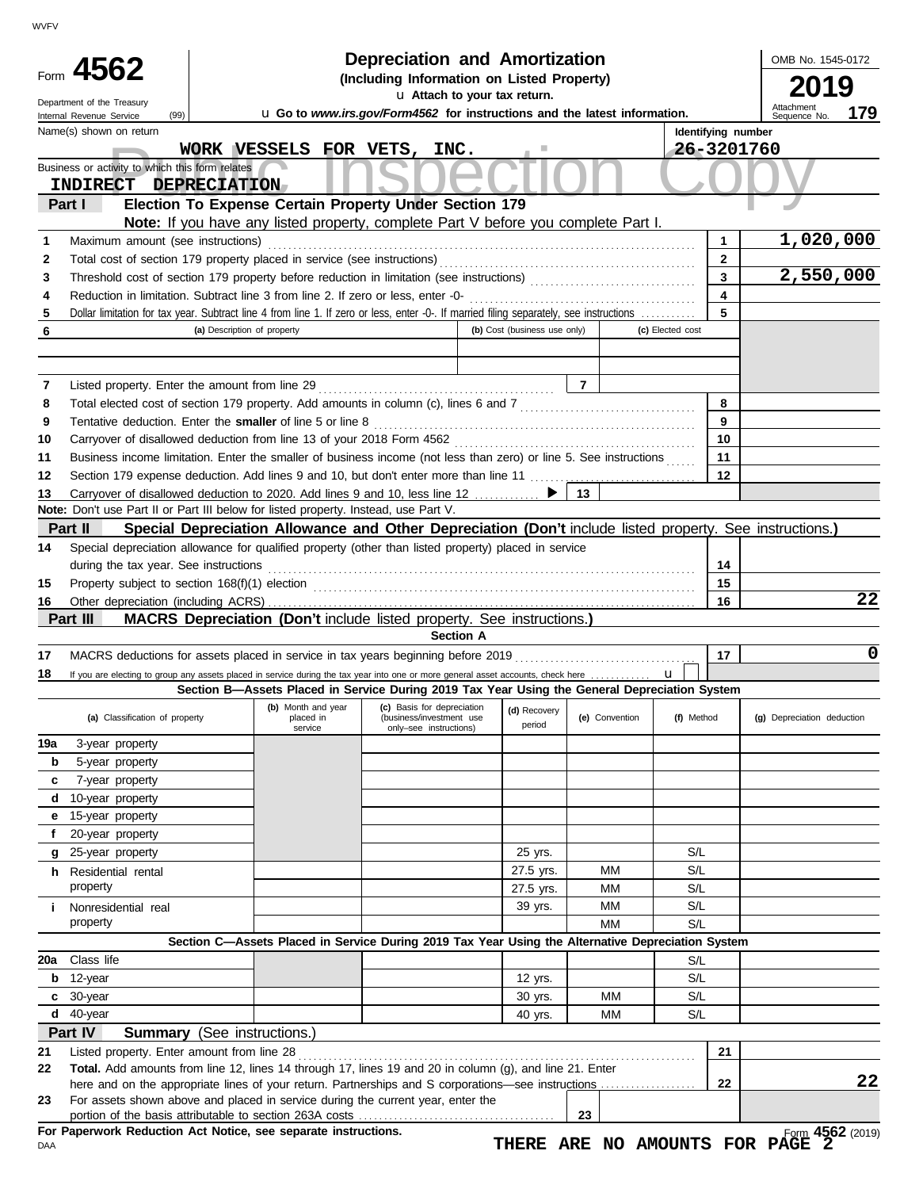WVFV

# Form 4562 — Depreciation and Amortization (Including Information on Listed Property) — 2019

Department of the Treasury, Internal Revenue Service (99)

u Attach to your tax return.

u Go to *www.irs.gov/Form4562* for instructions and the latest information.

OMB No. 1545-0172 | Attachment Sequence No. **179**

Name(s) shown on return: **WORK VESSELS FOR VETS, INC.**

Identifying number: **26-3201760**

Business or activity to which this form relates: **INDIRECT DEPRECIATION**

Public Inspection Copy

## Part I — Election To Expense Certain Property Under Section 179

**Note:** If you have any listed property, complete Part V before you complete Part I.

| Line | Description | Box | Amount |
|---|---|---|---|
| 1 | Maximum amount (see instructions) | 1 | 1,020,000 |
| 2 | Total cost of section 179 property placed in service (see instructions) | 2 | |
| 3 | Threshold cost of section 179 property before reduction in limitation (see instructions) | 3 | 2,550,000 |
| 4 | Reduction in limitation. Subtract line 3 from line 2. If zero or less, enter -0- | 4 | |
| 5 | Dollar limitation for tax year. Subtract line 4 from line 1. If zero or less, enter -0-. If married filing separately, see instructions | 5 | |

| 6 (a) Description of property | (b) Cost (business use only) | (c) Elected cost |
|---|---|---|
| | | |
| | | |

| Line | Description | Box | Amount |
|---|---|---|---|
| 7 | Listed property. Enter the amount from line 29 | 7 | |
| 8 | Total elected cost of section 179 property. Add amounts in column (c), lines 6 and 7 | 8 | |
| 9 | Tentative deduction. Enter the **smaller** of line 5 or line 8 | 9 | |
| 10 | Carryover of disallowed deduction from line 13 of your 2018 Form 4562 | 10 | |
| 11 | Business income limitation. Enter the smaller of business income (not less than zero) or line 5. See instructions | 11 | |
| 12 | Section 179 expense deduction. Add lines 9 and 10, but don't enter more than line 11 | 12 | |
| 13 | Carryover of disallowed deduction to 2020. Add lines 9 and 10, less line 12 ▶ | 13 | |

**Note:** Don't use Part II or Part III below for listed property. Instead, use Part V.

## Part II — Special Depreciation Allowance and Other Depreciation (Don't include listed property. See instructions.)

| Line | Description | Box | Amount |
|---|---|---|---|
| 14 | Special depreciation allowance for qualified property (other than listed property) placed in service during the tax year. See instructions | 14 | |
| 15 | Property subject to section 168(f)(1) election | 15 | |
| 16 | Other depreciation (including ACRS) | 16 | 22 |

## Part III — MACRS Depreciation (Don't include listed property. See instructions.)

### Section A

| Line | Description | Box | Amount |
|---|---|---|---|
| 17 | MACRS deductions for assets placed in service in tax years beginning before 2019 | 17 | 0 |
| 18 | If you are electing to group any assets placed in service during the tax year into one or more general asset accounts, check here u | | |

### Section B—Assets Placed in Service During 2019 Tax Year Using the General Depreciation System

| (a) Classification of property | (b) Month and year placed in service | (c) Basis for depreciation (business/investment use only–see instructions) | (d) Recovery period | (e) Convention | (f) Method | (g) Depreciation deduction |
|---|---|---|---|---|---|---|
| 19a 3-year property | | | | | | |
| b 5-year property | | | | | | |
| c 7-year property | | | | | | |
| d 10-year property | | | | | | |
| e 15-year property | | | | | | |
| f 20-year property | | | | | | |
| g 25-year property | | | 25 yrs. | | S/L | |
| h Residential rental property | | | 27.5 yrs. | MM | S/L | |
| | | | 27.5 yrs. | MM | S/L | |
| i Nonresidential real property | | | 39 yrs. | MM | S/L | |
| | | | | MM | S/L | |

### Section C—Assets Placed in Service During 2019 Tax Year Using the Alternative Depreciation System

| (a) Classification of property | (b) Month and year placed in service | (c) Basis for depreciation | (d) Recovery period | (e) Convention | (f) Method | (g) Depreciation deduction |
|---|---|---|---|---|---|---|
| 20a Class life | | | | | S/L | |
| b 12-year | | | 12 yrs. | | S/L | |
| c 30-year | | | 30 yrs. | MM | S/L | |
| d 40-year | | | 40 yrs. | MM | S/L | |

## Part IV — Summary (See instructions.)

| Line | Description | Box | Amount |
|---|---|---|---|
| 21 | Listed property. Enter amount from line 28 | 21 | |
| 22 | **Total.** Add amounts from line 12, lines 14 through 17, lines 19 and 20 in column (g), and line 21. Enter here and on the appropriate lines of your return. Partnerships and S corporations—see instructions | 22 | 22 |
| 23 | For assets shown above and placed in service during the current year, enter the portion of the basis attributable to section 263A costs | 23 | |

**For Paperwork Reduction Act Notice, see separate instructions.**

DAA

Form **4562** (2019)

**THERE ARE NO AMOUNTS FOR PAGE 2**